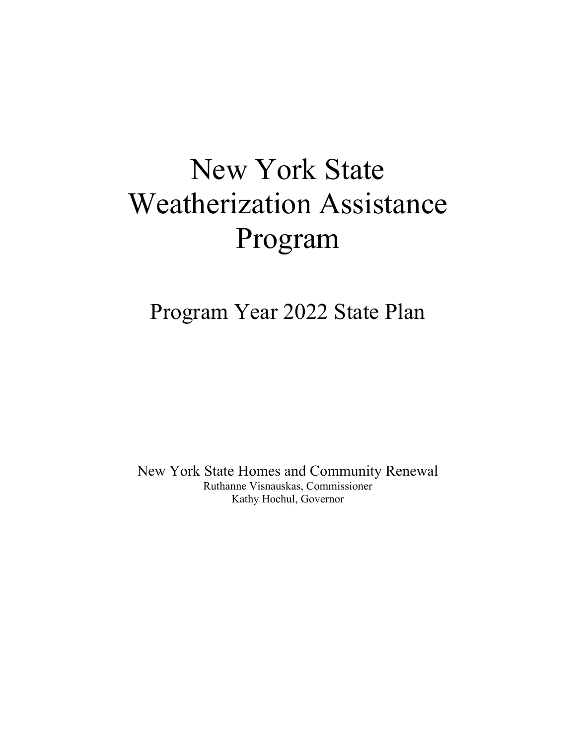# New York State Weatherization Assistance Program

## Program Year 2022 State Plan

New York State Homes and Community Renewal
Ruthanne Visnauskas, Commissioner
Kathy Hochul, Governor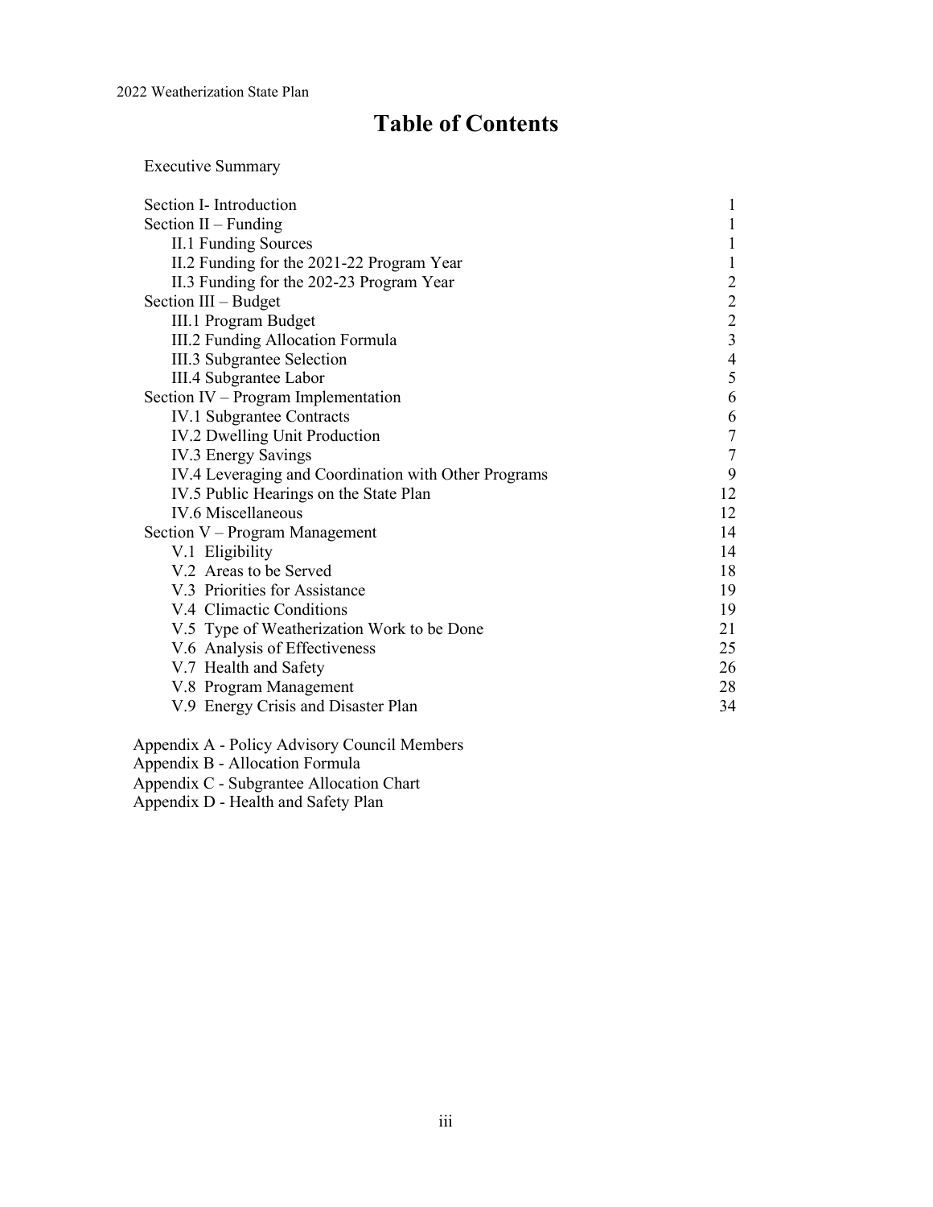# Table of Contents

Executive Summary

| | |
|---|---|
| Section I- Introduction | 1 |
| Section II – Funding | 1 |
| II.1 Funding Sources | 1 |
| II.2 Funding for the 2021-22 Program Year | 1 |
| II.3 Funding for the 202-23 Program Year | 2 |
| Section III – Budget | 2 |
| III.1 Program Budget | 2 |
| III.2 Funding Allocation Formula | 3 |
| III.3 Subgrantee Selection | 4 |
| III.4 Subgrantee Labor | 5 |
| Section IV – Program Implementation | 6 |
| IV.1 Subgrantee Contracts | 6 |
| IV.2 Dwelling Unit Production | 7 |
| IV.3 Energy Savings | 7 |
| IV.4 Leveraging and Coordination with Other Programs | 9 |
| IV.5 Public Hearings on the State Plan | 12 |
| IV.6 Miscellaneous | 12 |
| Section V – Program Management | 14 |
| V.1 Eligibility | 14 |
| V.2 Areas to be Served | 18 |
| V.3 Priorities for Assistance | 19 |
| V.4 Climactic Conditions | 19 |
| V.5 Type of Weatherization Work to be Done | 21 |
| V.6 Analysis of Effectiveness | 25 |
| V.7 Health and Safety | 26 |
| V.8 Program Management | 28 |
| V.9 Energy Crisis and Disaster Plan | 34 |

Appendix A - Policy Advisory Council Members
Appendix B - Allocation Formula
Appendix C - Subgrantee Allocation Chart
Appendix D - Health and Safety Plan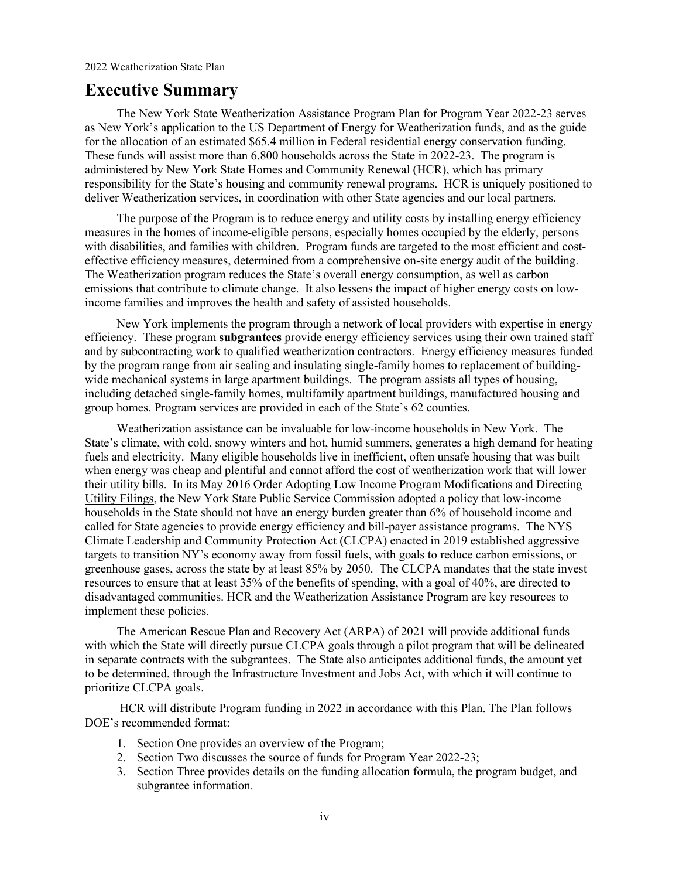# Executive Summary

The New York State Weatherization Assistance Program Plan for Program Year 2022-23 serves as New York's application to the US Department of Energy for Weatherization funds, and as the guide for the allocation of an estimated $65.4 million in Federal residential energy conservation funding. These funds will assist more than 6,800 households across the State in 2022-23. The program is administered by New York State Homes and Community Renewal (HCR), which has primary responsibility for the State's housing and community renewal programs. HCR is uniquely positioned to deliver Weatherization services, in coordination with other State agencies and our local partners.

The purpose of the Program is to reduce energy and utility costs by installing energy efficiency measures in the homes of income-eligible persons, especially homes occupied by the elderly, persons with disabilities, and families with children. Program funds are targeted to the most efficient and cost-effective efficiency measures, determined from a comprehensive on-site energy audit of the building. The Weatherization program reduces the State's overall energy consumption, as well as carbon emissions that contribute to climate change. It also lessens the impact of higher energy costs on low-income families and improves the health and safety of assisted households.

New York implements the program through a network of local providers with expertise in energy efficiency. These program **subgrantees** provide energy efficiency services using their own trained staff and by subcontracting work to qualified weatherization contractors. Energy efficiency measures funded by the program range from air sealing and insulating single-family homes to replacement of building-wide mechanical systems in large apartment buildings. The program assists all types of housing, including detached single-family homes, multifamily apartment buildings, manufactured housing and group homes. Program services are provided in each of the State's 62 counties.

Weatherization assistance can be invaluable for low-income households in New York. The State's climate, with cold, snowy winters and hot, humid summers, generates a high demand for heating fuels and electricity. Many eligible households live in inefficient, often unsafe housing that was built when energy was cheap and plentiful and cannot afford the cost of weatherization work that will lower their utility bills. In its May 2016 Order Adopting Low Income Program Modifications and Directing Utility Filings, the New York State Public Service Commission adopted a policy that low-income households in the State should not have an energy burden greater than 6% of household income and called for State agencies to provide energy efficiency and bill-payer assistance programs. The NYS Climate Leadership and Community Protection Act (CLCPA) enacted in 2019 established aggressive targets to transition NY's economy away from fossil fuels, with goals to reduce carbon emissions, or greenhouse gases, across the state by at least 85% by 2050. The CLCPA mandates that the state invest resources to ensure that at least 35% of the benefits of spending, with a goal of 40%, are directed to disadvantaged communities. HCR and the Weatherization Assistance Program are key resources to implement these policies.

The American Rescue Plan and Recovery Act (ARPA) of 2021 will provide additional funds with which the State will directly pursue CLCPA goals through a pilot program that will be delineated in separate contracts with the subgrantees. The State also anticipates additional funds, the amount yet to be determined, through the Infrastructure Investment and Jobs Act, with which it will continue to prioritize CLCPA goals.

HCR will distribute Program funding in 2022 in accordance with this Plan. The Plan follows DOE's recommended format:

1. Section One provides an overview of the Program;
2. Section Two discusses the source of funds for Program Year 2022-23;
3. Section Three provides details on the funding allocation formula, the program budget, and subgrantee information.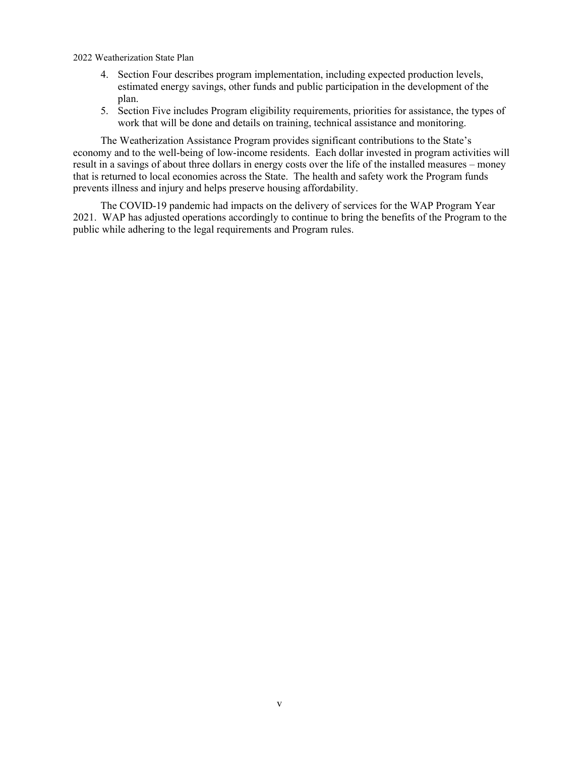4. Section Four describes program implementation, including expected production levels, estimated energy savings, other funds and public participation in the development of the plan.
5. Section Five includes Program eligibility requirements, priorities for assistance, the types of work that will be done and details on training, technical assistance and monitoring.

The Weatherization Assistance Program provides significant contributions to the State's economy and to the well-being of low-income residents. Each dollar invested in program activities will result in a savings of about three dollars in energy costs over the life of the installed measures – money that is returned to local economies across the State. The health and safety work the Program funds prevents illness and injury and helps preserve housing affordability.

The COVID-19 pandemic had impacts on the delivery of services for the WAP Program Year 2021. WAP has adjusted operations accordingly to continue to bring the benefits of the Program to the public while adhering to the legal requirements and Program rules.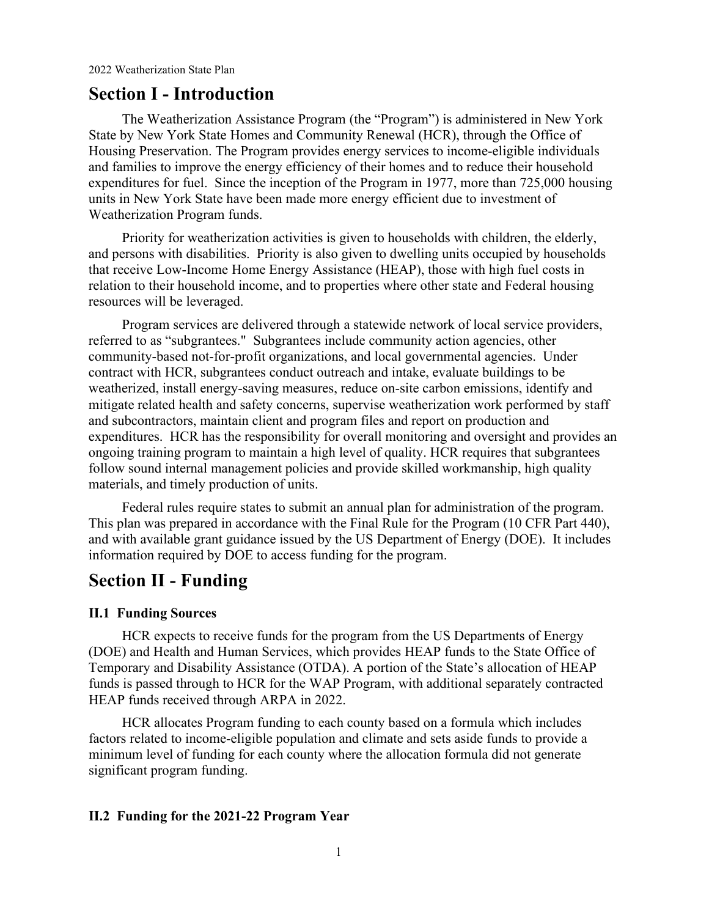# Section I - Introduction

The Weatherization Assistance Program (the "Program") is administered in New York State by New York State Homes and Community Renewal (HCR), through the Office of Housing Preservation. The Program provides energy services to income-eligible individuals and families to improve the energy efficiency of their homes and to reduce their household expenditures for fuel. Since the inception of the Program in 1977, more than 725,000 housing units in New York State have been made more energy efficient due to investment of Weatherization Program funds.

Priority for weatherization activities is given to households with children, the elderly, and persons with disabilities. Priority is also given to dwelling units occupied by households that receive Low-Income Home Energy Assistance (HEAP), those with high fuel costs in relation to their household income, and to properties where other state and Federal housing resources will be leveraged.

Program services are delivered through a statewide network of local service providers, referred to as "subgrantees." Subgrantees include community action agencies, other community-based not-for-profit organizations, and local governmental agencies. Under contract with HCR, subgrantees conduct outreach and intake, evaluate buildings to be weatherized, install energy-saving measures, reduce on-site carbon emissions, identify and mitigate related health and safety concerns, supervise weatherization work performed by staff and subcontractors, maintain client and program files and report on production and expenditures. HCR has the responsibility for overall monitoring and oversight and provides an ongoing training program to maintain a high level of quality. HCR requires that subgrantees follow sound internal management policies and provide skilled workmanship, high quality materials, and timely production of units.

Federal rules require states to submit an annual plan for administration of the program. This plan was prepared in accordance with the Final Rule for the Program (10 CFR Part 440), and with available grant guidance issued by the US Department of Energy (DOE). It includes information required by DOE to access funding for the program.

# Section II - Funding

### II.1 Funding Sources

HCR expects to receive funds for the program from the US Departments of Energy (DOE) and Health and Human Services, which provides HEAP funds to the State Office of Temporary and Disability Assistance (OTDA). A portion of the State's allocation of HEAP funds is passed through to HCR for the WAP Program, with additional separately contracted HEAP funds received through ARPA in 2022.

HCR allocates Program funding to each county based on a formula which includes factors related to income-eligible population and climate and sets aside funds to provide a minimum level of funding for each county where the allocation formula did not generate significant program funding.

### II.2 Funding for the 2021-22 Program Year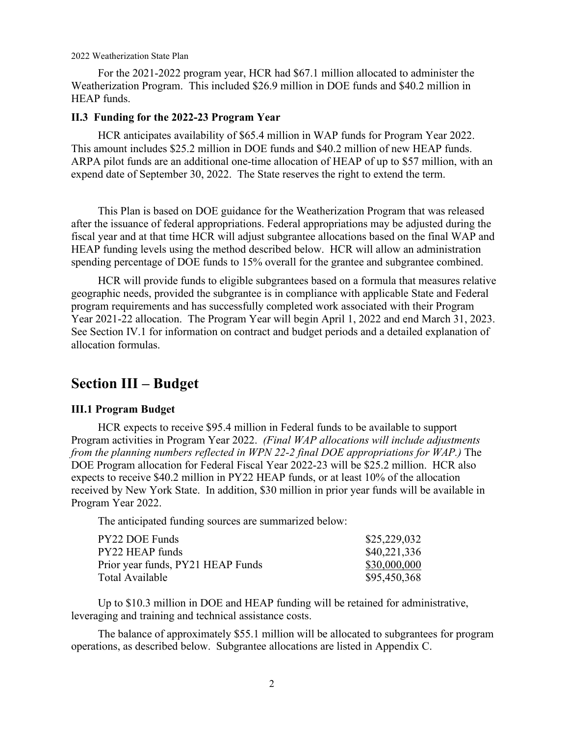For the 2021-2022 program year, HCR had $67.1 million allocated to administer the Weatherization Program. This included $26.9 million in DOE funds and $40.2 million in HEAP funds.

### II.3 Funding for the 2022-23 Program Year

HCR anticipates availability of $65.4 million in WAP funds for Program Year 2022. This amount includes $25.2 million in DOE funds and $40.2 million of new HEAP funds. ARPA pilot funds are an additional one-time allocation of HEAP of up to $57 million, with an expend date of September 30, 2022. The State reserves the right to extend the term.

This Plan is based on DOE guidance for the Weatherization Program that was released after the issuance of federal appropriations. Federal appropriations may be adjusted during the fiscal year and at that time HCR will adjust subgrantee allocations based on the final WAP and HEAP funding levels using the method described below. HCR will allow an administration spending percentage of DOE funds to 15% overall for the grantee and subgrantee combined.

HCR will provide funds to eligible subgrantees based on a formula that measures relative geographic needs, provided the subgrantee is in compliance with applicable State and Federal program requirements and has successfully completed work associated with their Program Year 2021-22 allocation. The Program Year will begin April 1, 2022 and end March 31, 2023. See Section IV.1 for information on contract and budget periods and a detailed explanation of allocation formulas.

## Section III – Budget

### III.1 Program Budget

HCR expects to receive $95.4 million in Federal funds to be available to support Program activities in Program Year 2022. *(Final WAP allocations will include adjustments from the planning numbers reflected in WPN 22-2 final DOE appropriations for WAP.)* The DOE Program allocation for Federal Fiscal Year 2022-23 will be $25.2 million. HCR also expects to receive $40.2 million in PY22 HEAP funds, or at least 10% of the allocation received by New York State. In addition, $30 million in prior year funds will be available in Program Year 2022.

The anticipated funding sources are summarized below:

| | |
|---|---|
| PY22 DOE Funds | $25,229,032 |
| PY22 HEAP funds | $40,221,336 |
| Prior year funds, PY21 HEAP Funds | $30,000,000 |
| Total Available | $95,450,368 |

Up to $10.3 million in DOE and HEAP funding will be retained for administrative, leveraging and training and technical assistance costs.

The balance of approximately $55.1 million will be allocated to subgrantees for program operations, as described below. Subgrantee allocations are listed in Appendix C.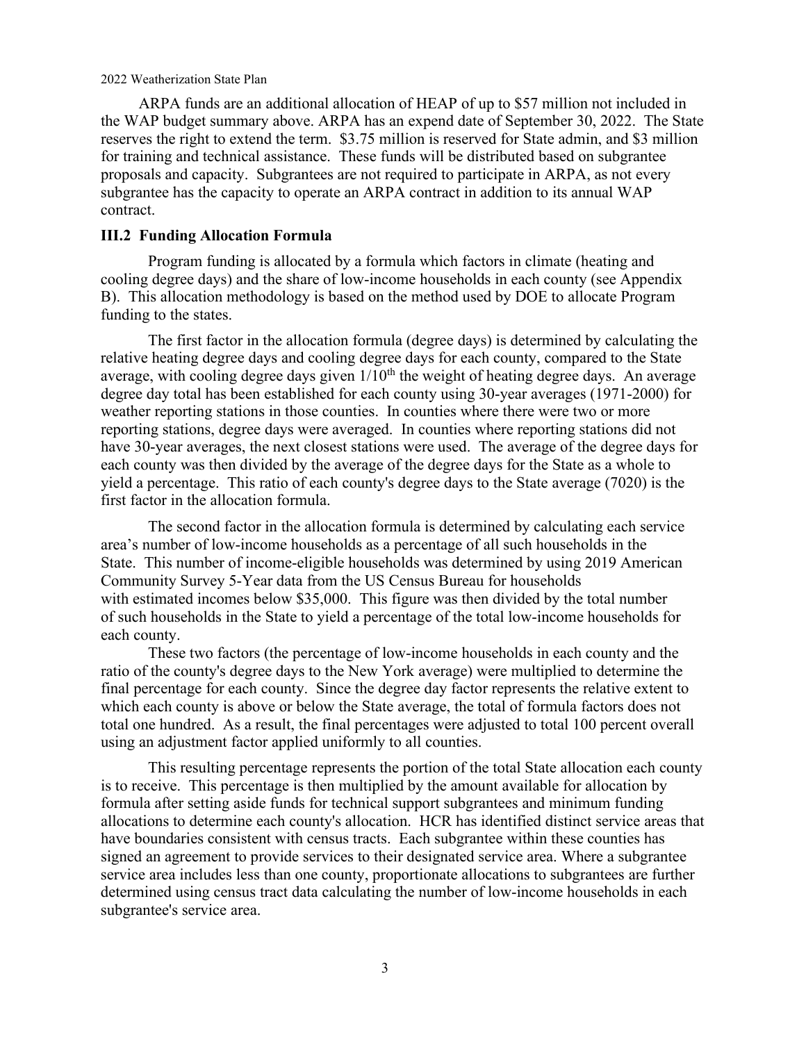ARPA funds are an additional allocation of HEAP of up to $57 million not included in the WAP budget summary above. ARPA has an expend date of September 30, 2022. The State reserves the right to extend the term. $3.75 million is reserved for State admin, and $3 million for training and technical assistance. These funds will be distributed based on subgrantee proposals and capacity. Subgrantees are not required to participate in ARPA, as not every subgrantee has the capacity to operate an ARPA contract in addition to its annual WAP contract.

### III.2 Funding Allocation Formula

Program funding is allocated by a formula which factors in climate (heating and cooling degree days) and the share of low-income households in each county (see Appendix B). This allocation methodology is based on the method used by DOE to allocate Program funding to the states.

The first factor in the allocation formula (degree days) is determined by calculating the relative heating degree days and cooling degree days for each county, compared to the State average, with cooling degree days given 1/10th the weight of heating degree days. An average degree day total has been established for each county using 30-year averages (1971-2000) for weather reporting stations in those counties. In counties where there were two or more reporting stations, degree days were averaged. In counties where reporting stations did not have 30-year averages, the next closest stations were used. The average of the degree days for each county was then divided by the average of the degree days for the State as a whole to yield a percentage. This ratio of each county's degree days to the State average (7020) is the first factor in the allocation formula.

The second factor in the allocation formula is determined by calculating each service area's number of low-income households as a percentage of all such households in the State. This number of income-eligible households was determined by using 2019 American Community Survey 5-Year data from the US Census Bureau for households with estimated incomes below $35,000. This figure was then divided by the total number of such households in the State to yield a percentage of the total low-income households for each county.

These two factors (the percentage of low-income households in each county and the ratio of the county's degree days to the New York average) were multiplied to determine the final percentage for each county. Since the degree day factor represents the relative extent to which each county is above or below the State average, the total of formula factors does not total one hundred. As a result, the final percentages were adjusted to total 100 percent overall using an adjustment factor applied uniformly to all counties.

This resulting percentage represents the portion of the total State allocation each county is to receive. This percentage is then multiplied by the amount available for allocation by formula after setting aside funds for technical support subgrantees and minimum funding allocations to determine each county's allocation. HCR has identified distinct service areas that have boundaries consistent with census tracts. Each subgrantee within these counties has signed an agreement to provide services to their designated service area. Where a subgrantee service area includes less than one county, proportionate allocations to subgrantees are further determined using census tract data calculating the number of low-income households in each subgrantee's service area.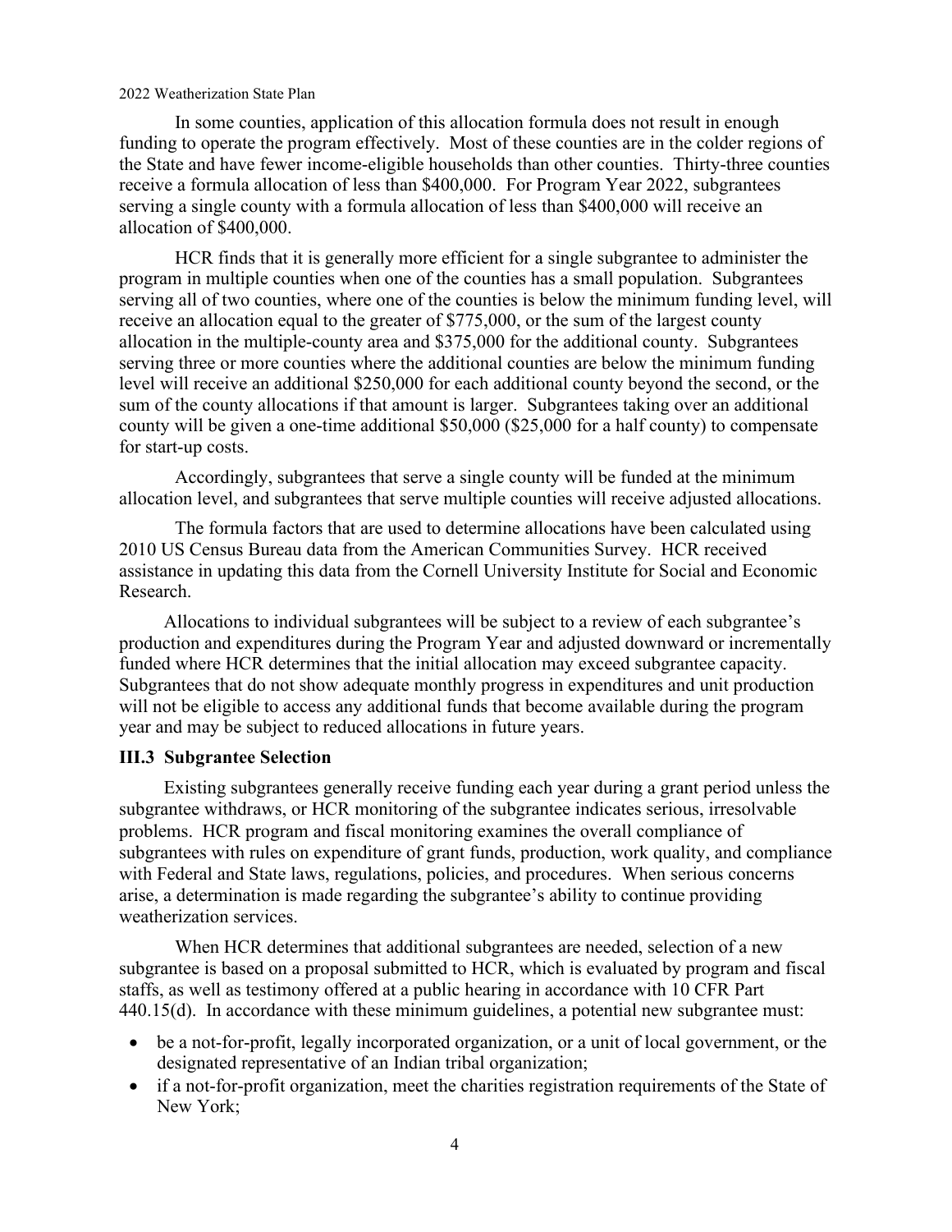In some counties, application of this allocation formula does not result in enough funding to operate the program effectively. Most of these counties are in the colder regions of the State and have fewer income-eligible households than other counties. Thirty-three counties receive a formula allocation of less than $400,000. For Program Year 2022, subgrantees serving a single county with a formula allocation of less than $400,000 will receive an allocation of $400,000.

HCR finds that it is generally more efficient for a single subgrantee to administer the program in multiple counties when one of the counties has a small population. Subgrantees serving all of two counties, where one of the counties is below the minimum funding level, will receive an allocation equal to the greater of $775,000, or the sum of the largest county allocation in the multiple-county area and $375,000 for the additional county. Subgrantees serving three or more counties where the additional counties are below the minimum funding level will receive an additional $250,000 for each additional county beyond the second, or the sum of the county allocations if that amount is larger. Subgrantees taking over an additional county will be given a one-time additional $50,000 ($25,000 for a half county) to compensate for start-up costs.

Accordingly, subgrantees that serve a single county will be funded at the minimum allocation level, and subgrantees that serve multiple counties will receive adjusted allocations.

The formula factors that are used to determine allocations have been calculated using 2010 US Census Bureau data from the American Communities Survey. HCR received assistance in updating this data from the Cornell University Institute for Social and Economic Research.

Allocations to individual subgrantees will be subject to a review of each subgrantee's production and expenditures during the Program Year and adjusted downward or incrementally funded where HCR determines that the initial allocation may exceed subgrantee capacity. Subgrantees that do not show adequate monthly progress in expenditures and unit production will not be eligible to access any additional funds that become available during the program year and may be subject to reduced allocations in future years.

### III.3 Subgrantee Selection

Existing subgrantees generally receive funding each year during a grant period unless the subgrantee withdraws, or HCR monitoring of the subgrantee indicates serious, irresolvable problems. HCR program and fiscal monitoring examines the overall compliance of subgrantees with rules on expenditure of grant funds, production, work quality, and compliance with Federal and State laws, regulations, policies, and procedures. When serious concerns arise, a determination is made regarding the subgrantee's ability to continue providing weatherization services.

When HCR determines that additional subgrantees are needed, selection of a new subgrantee is based on a proposal submitted to HCR, which is evaluated by program and fiscal staffs, as well as testimony offered at a public hearing in accordance with 10 CFR Part 440.15(d). In accordance with these minimum guidelines, a potential new subgrantee must:

- be a not-for-profit, legally incorporated organization, or a unit of local government, or the designated representative of an Indian tribal organization;
- if a not-for-profit organization, meet the charities registration requirements of the State of New York;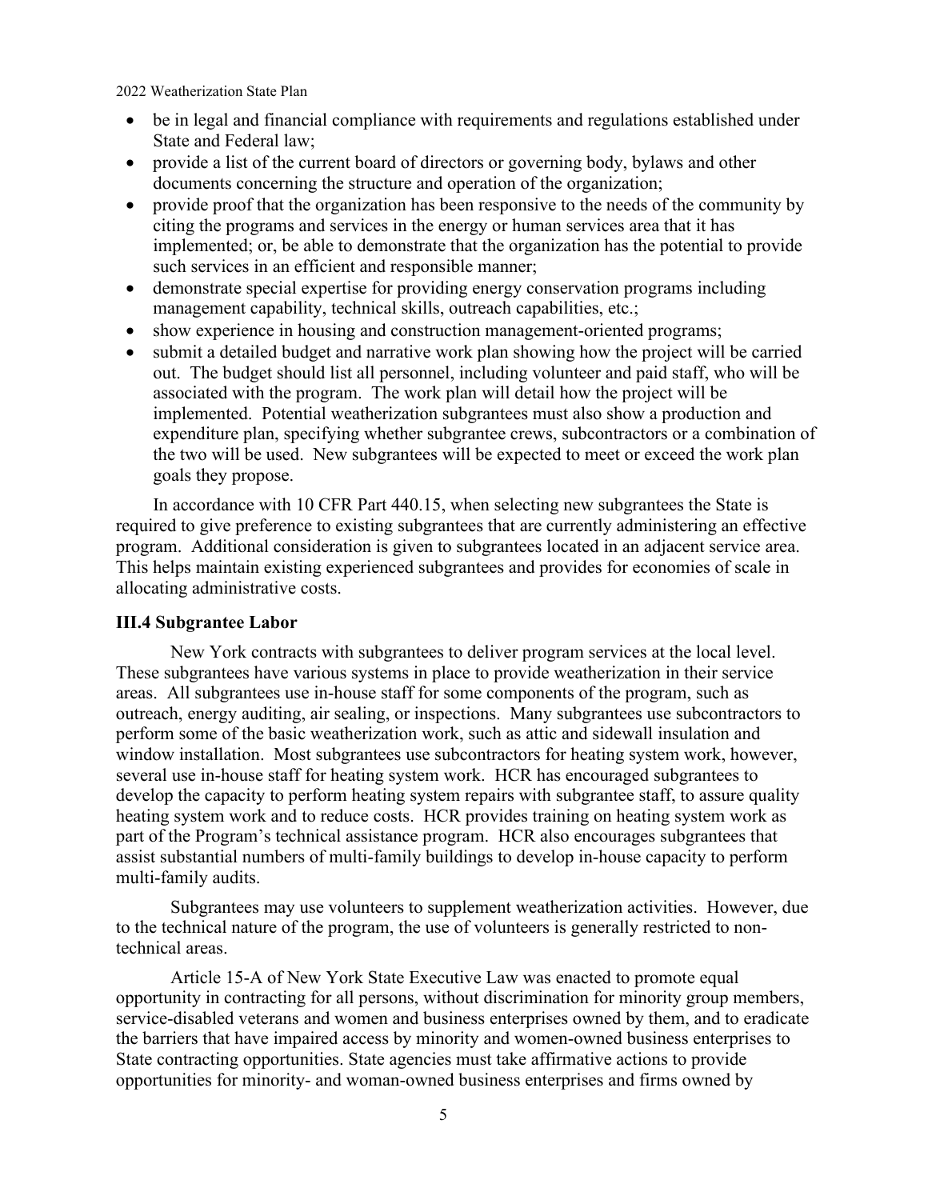- be in legal and financial compliance with requirements and regulations established under State and Federal law;
- provide a list of the current board of directors or governing body, bylaws and other documents concerning the structure and operation of the organization;
- provide proof that the organization has been responsive to the needs of the community by citing the programs and services in the energy or human services area that it has implemented; or, be able to demonstrate that the organization has the potential to provide such services in an efficient and responsible manner;
- demonstrate special expertise for providing energy conservation programs including management capability, technical skills, outreach capabilities, etc.;
- show experience in housing and construction management-oriented programs;
- submit a detailed budget and narrative work plan showing how the project will be carried out. The budget should list all personnel, including volunteer and paid staff, who will be associated with the program. The work plan will detail how the project will be implemented. Potential weatherization subgrantees must also show a production and expenditure plan, specifying whether subgrantee crews, subcontractors or a combination of the two will be used. New subgrantees will be expected to meet or exceed the work plan goals they propose.

In accordance with 10 CFR Part 440.15, when selecting new subgrantees the State is required to give preference to existing subgrantees that are currently administering an effective program. Additional consideration is given to subgrantees located in an adjacent service area. This helps maintain existing experienced subgrantees and provides for economies of scale in allocating administrative costs.

### III.4 Subgrantee Labor

New York contracts with subgrantees to deliver program services at the local level. These subgrantees have various systems in place to provide weatherization in their service areas. All subgrantees use in-house staff for some components of the program, such as outreach, energy auditing, air sealing, or inspections. Many subgrantees use subcontractors to perform some of the basic weatherization work, such as attic and sidewall insulation and window installation. Most subgrantees use subcontractors for heating system work, however, several use in-house staff for heating system work. HCR has encouraged subgrantees to develop the capacity to perform heating system repairs with subgrantee staff, to assure quality heating system work and to reduce costs. HCR provides training on heating system work as part of the Program's technical assistance program. HCR also encourages subgrantees that assist substantial numbers of multi-family buildings to develop in-house capacity to perform multi-family audits.

Subgrantees may use volunteers to supplement weatherization activities. However, due to the technical nature of the program, the use of volunteers is generally restricted to non-technical areas.

Article 15-A of New York State Executive Law was enacted to promote equal opportunity in contracting for all persons, without discrimination for minority group members, service-disabled veterans and women and business enterprises owned by them, and to eradicate the barriers that have impaired access by minority and women-owned business enterprises to State contracting opportunities. State agencies must take affirmative actions to provide opportunities for minority- and woman-owned business enterprises and firms owned by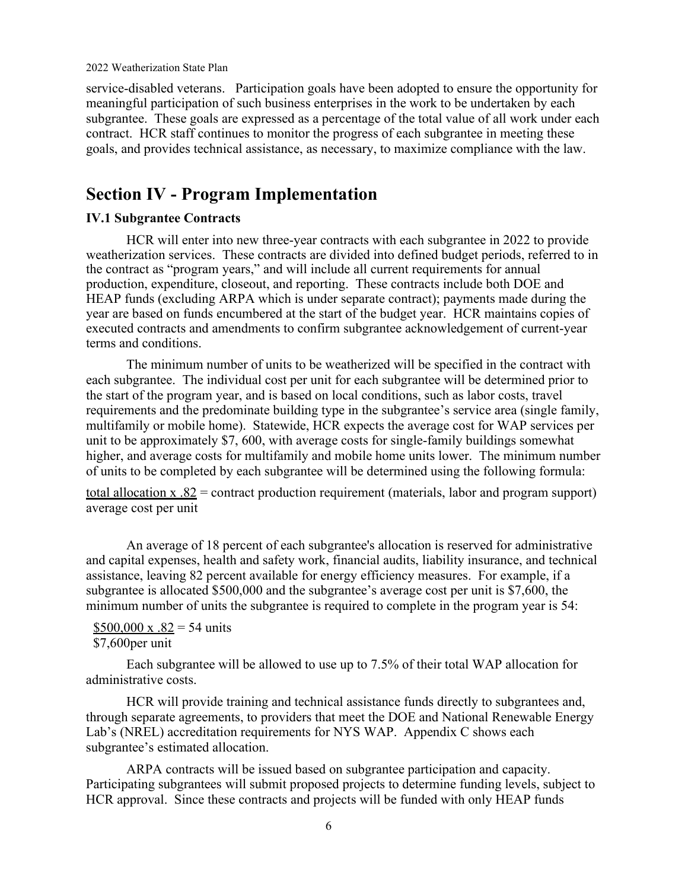service-disabled veterans. Participation goals have been adopted to ensure the opportunity for meaningful participation of such business enterprises in the work to be undertaken by each subgrantee. These goals are expressed as a percentage of the total value of all work under each contract. HCR staff continues to monitor the progress of each subgrantee in meeting these goals, and provides technical assistance, as necessary, to maximize compliance with the law.

# Section IV - Program Implementation

### IV.1 Subgrantee Contracts

HCR will enter into new three-year contracts with each subgrantee in 2022 to provide weatherization services. These contracts are divided into defined budget periods, referred to in the contract as "program years," and will include all current requirements for annual production, expenditure, closeout, and reporting. These contracts include both DOE and HEAP funds (excluding ARPA which is under separate contract); payments made during the year are based on funds encumbered at the start of the budget year. HCR maintains copies of executed contracts and amendments to confirm subgrantee acknowledgement of current-year terms and conditions.

The minimum number of units to be weatherized will be specified in the contract with each subgrantee. The individual cost per unit for each subgrantee will be determined prior to the start of the program year, and is based on local conditions, such as labor costs, travel requirements and the predominate building type in the subgrantee's service area (single family, multifamily or mobile home). Statewide, HCR expects the average cost for WAP services per unit to be approximately $7, 600, with average costs for single-family buildings somewhat higher, and average costs for multifamily and mobile home units lower. The minimum number of units to be completed by each subgrantee will be determined using the following formula:

$$\frac{\text{total allocation x .82}}{\text{average cost per unit}} = \text{contract production requirement (materials, labor and program support)}$$

An average of 18 percent of each subgrantee's allocation is reserved for administrative and capital expenses, health and safety work, financial audits, liability insurance, and technical assistance, leaving 82 percent available for energy efficiency measures. For example, if a subgrantee is allocated $500,000 and the subgrantee's average cost per unit is $7,600, the minimum number of units the subgrantee is required to complete in the program year is 54:

$$\frac{\$500{,}000 \text{ x } .82}{\$7{,}600 \text{per unit}} = 54 \text{ units}$$

Each subgrantee will be allowed to use up to 7.5% of their total WAP allocation for administrative costs.

HCR will provide training and technical assistance funds directly to subgrantees and, through separate agreements, to providers that meet the DOE and National Renewable Energy Lab's (NREL) accreditation requirements for NYS WAP. Appendix C shows each subgrantee's estimated allocation.

ARPA contracts will be issued based on subgrantee participation and capacity. Participating subgrantees will submit proposed projects to determine funding levels, subject to HCR approval. Since these contracts and projects will be funded with only HEAP funds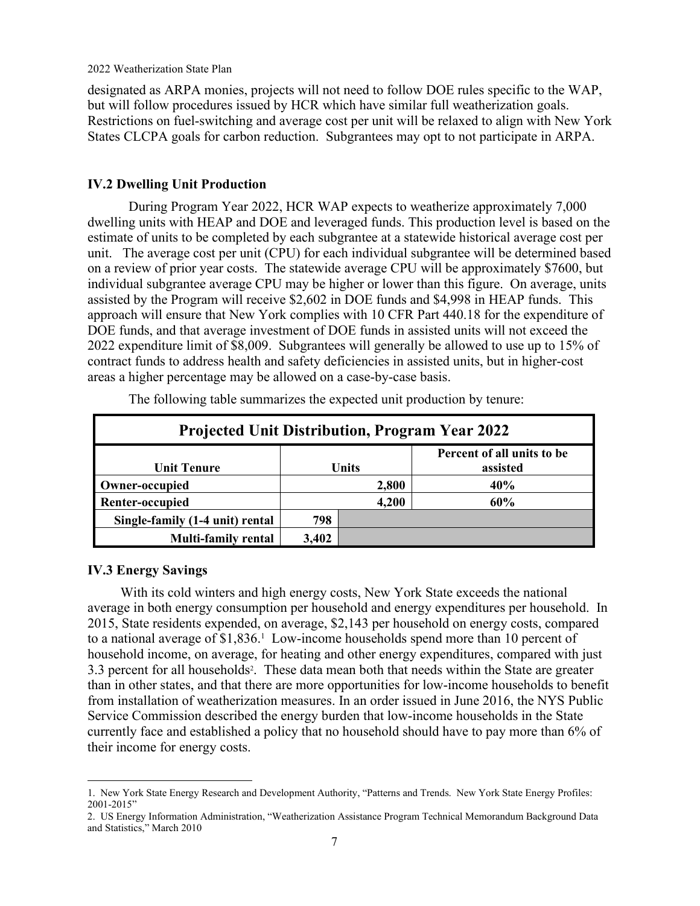designated as ARPA monies, projects will not need to follow DOE rules specific to the WAP, but will follow procedures issued by HCR which have similar full weatherization goals. Restrictions on fuel-switching and average cost per unit will be relaxed to align with New York States CLCPA goals for carbon reduction. Subgrantees may opt to not participate in ARPA.

### IV.2 Dwelling Unit Production

During Program Year 2022, HCR WAP expects to weatherize approximately 7,000 dwelling units with HEAP and DOE and leveraged funds. This production level is based on the estimate of units to be completed by each subgrantee at a statewide historical average cost per unit. The average cost per unit (CPU) for each individual subgrantee will be determined based on a review of prior year costs. The statewide average CPU will be approximately $7600, but individual subgrantee average CPU may be higher or lower than this figure. On average, units assisted by the Program will receive $2,602 in DOE funds and $4,998 in HEAP funds. This approach will ensure that New York complies with 10 CFR Part 440.18 for the expenditure of DOE funds, and that average investment of DOE funds in assisted units will not exceed the 2022 expenditure limit of $8,009. Subgrantees will generally be allowed to use up to 15% of contract funds to address health and safety deficiencies in assisted units, but in higher-cost areas a higher percentage may be allowed on a case-by-case basis.

The following table summarizes the expected unit production by tenure:

| Projected Unit Distribution, Program Year 2022 | | | |
|---|---|---|---|
| **Unit Tenure** | **Units** | | **Percent of all units to be assisted** |
| **Owner-occupied** | | **2,800** | **40%** |
| **Renter-occupied** | | **4,200** | **60%** |
| **Single-family (1-4 unit) rental** | **798** | | |
| **Multi-family rental** | **3,402** | | |

### IV.3 Energy Savings

With its cold winters and high energy costs, New York State exceeds the national average in both energy consumption per household and energy expenditures per household. In 2015, State residents expended, on average, $2,143 per household on energy costs, compared to a national average of $1,836.[1] Low-income households spend more than 10 percent of household income, on average, for heating and other energy expenditures, compared with just 3.3 percent for all households[2]. These data mean both that needs within the State are greater than in other states, and that there are more opportunities for low-income households to benefit from installation of weatherization measures. In an order issued in June 2016, the NYS Public Service Commission described the energy burden that low-income households in the State currently face and established a policy that no household should have to pay more than 6% of their income for energy costs.

---

1. New York State Energy Research and Development Authority, "Patterns and Trends. New York State Energy Profiles: 2001-2015"
2. US Energy Information Administration, "Weatherization Assistance Program Technical Memorandum Background Data and Statistics," March 2010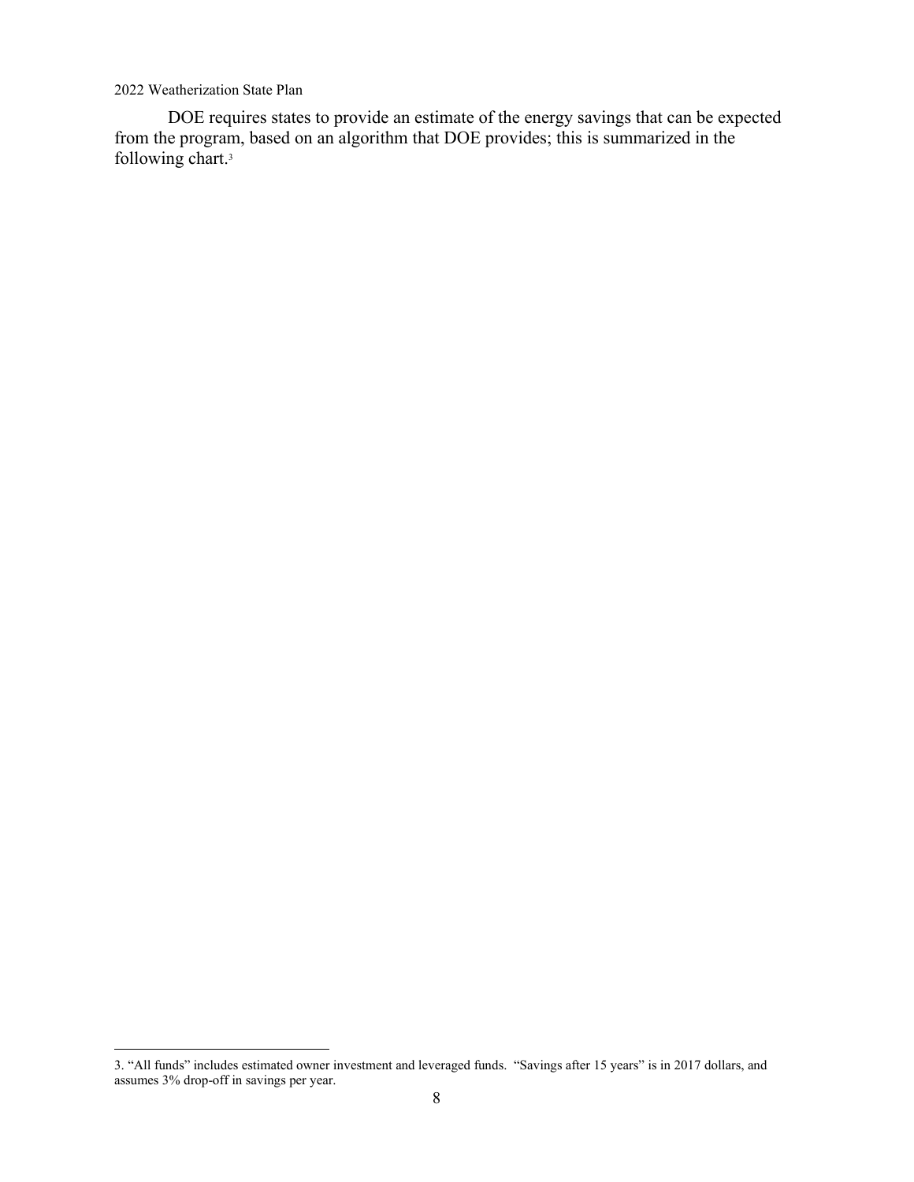DOE requires states to provide an estimate of the energy savings that can be expected from the program, based on an algorithm that DOE provides; this is summarized in the following chart.[3]

3. “All funds” includes estimated owner investment and leveraged funds. “Savings after 15 years” is in 2017 dollars, and assumes 3% drop-off in savings per year.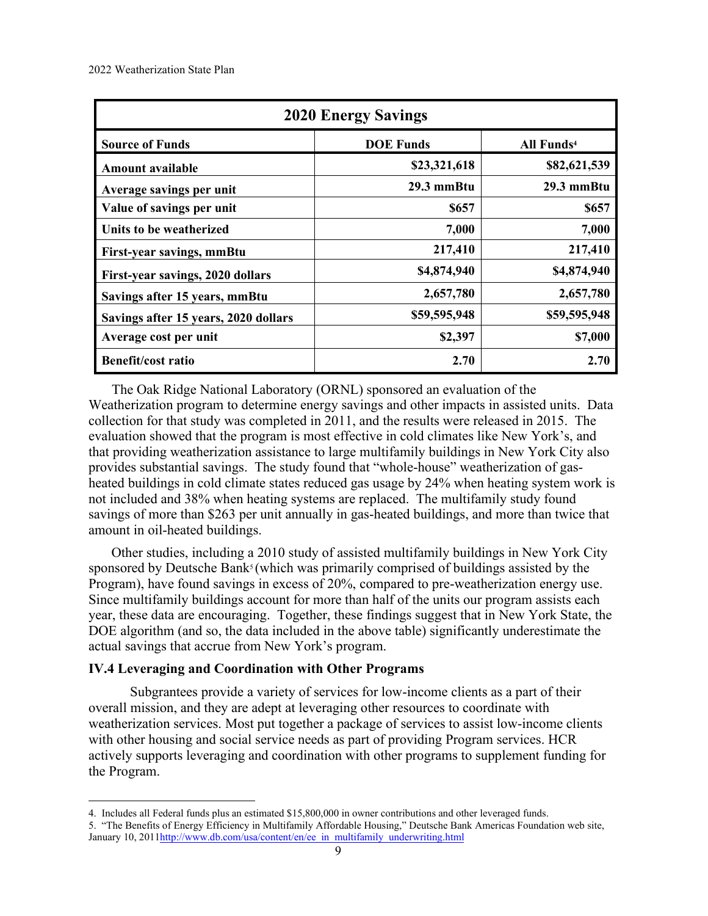| 2020 Energy Savings | | |
|---|---|---|
| **Source of Funds** | **DOE Funds** | **All Funds[4]** |
| **Amount available** | **$23,321,618** | **$82,621,539** |
| **Average savings per unit** | **29.3 mmBtu** | **29.3 mmBtu** |
| **Value of savings per unit** | **$657** | **$657** |
| **Units to be weatherized** | **7,000** | **7,000** |
| **First-year savings, mmBtu** | **217,410** | **217,410** |
| **First-year savings, 2020 dollars** | **$4,874,940** | **$4,874,940** |
| **Savings after 15 years, mmBtu** | **2,657,780** | **2,657,780** |
| **Savings after 15 years, 2020 dollars** | **$59,595,948** | **$59,595,948** |
| **Average cost per unit** | **$2,397** | **$7,000** |
| **Benefit/cost ratio** | **2.70** | **2.70** |

The Oak Ridge National Laboratory (ORNL) sponsored an evaluation of the Weatherization program to determine energy savings and other impacts in assisted units. Data collection for that study was completed in 2011, and the results were released in 2015. The evaluation showed that the program is most effective in cold climates like New York's, and that providing weatherization assistance to large multifamily buildings in New York City also provides substantial savings. The study found that "whole-house" weatherization of gas-heated buildings in cold climate states reduced gas usage by 24% when heating system work is not included and 38% when heating systems are replaced. The multifamily study found savings of more than $263 per unit annually in gas-heated buildings, and more than twice that amount in oil-heated buildings.

Other studies, including a 2010 study of assisted multifamily buildings in New York City sponsored by Deutsche Bank[5] (which was primarily comprised of buildings assisted by the Program), have found savings in excess of 20%, compared to pre-weatherization energy use. Since multifamily buildings account for more than half of the units our program assists each year, these data are encouraging. Together, these findings suggest that in New York State, the DOE algorithm (and so, the data included in the above table) significantly underestimate the actual savings that accrue from New York's program.

### IV.4 Leveraging and Coordination with Other Programs

Subgrantees provide a variety of services for low-income clients as a part of their overall mission, and they are adept at leveraging other resources to coordinate with weatherization services. Most put together a package of services to assist low-income clients with other housing and social service needs as part of providing Program services. HCR actively supports leveraging and coordination with other programs to supplement funding for the Program.

4. Includes all Federal funds plus an estimated $15,800,000 in owner contributions and other leveraged funds.

5. "The Benefits of Energy Efficiency in Multifamily Affordable Housing," Deutsche Bank Americas Foundation web site, January 10, 2011http://www.db.com/usa/content/en/ee_in_multifamily_underwriting.html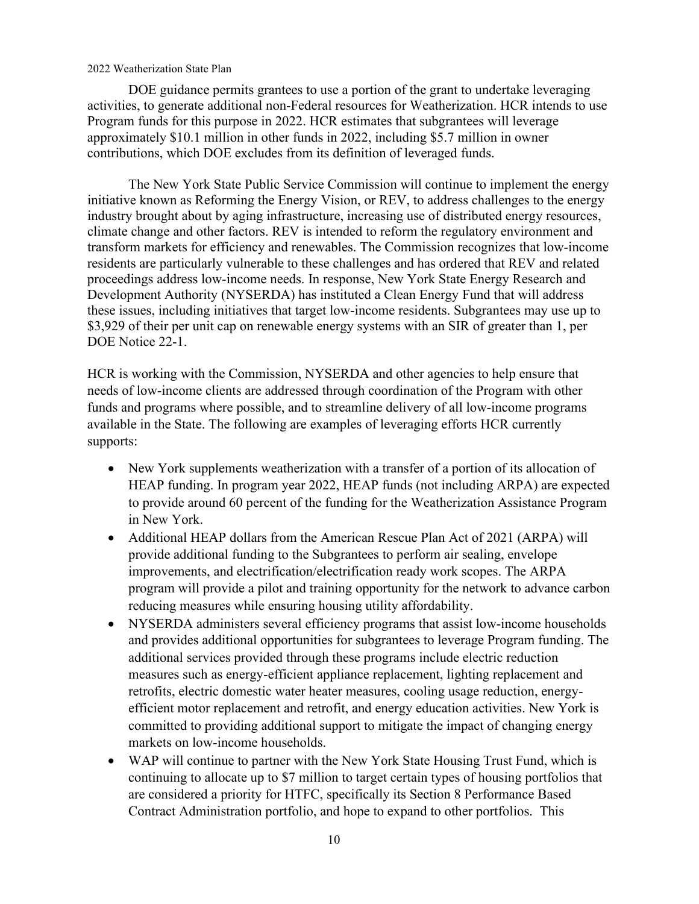DOE guidance permits grantees to use a portion of the grant to undertake leveraging activities, to generate additional non-Federal resources for Weatherization. HCR intends to use Program funds for this purpose in 2022. HCR estimates that subgrantees will leverage approximately $10.1 million in other funds in 2022, including $5.7 million in owner contributions, which DOE excludes from its definition of leveraged funds.

The New York State Public Service Commission will continue to implement the energy initiative known as Reforming the Energy Vision, or REV, to address challenges to the energy industry brought about by aging infrastructure, increasing use of distributed energy resources, climate change and other factors. REV is intended to reform the regulatory environment and transform markets for efficiency and renewables. The Commission recognizes that low-income residents are particularly vulnerable to these challenges and has ordered that REV and related proceedings address low-income needs. In response, New York State Energy Research and Development Authority (NYSERDA) has instituted a Clean Energy Fund that will address these issues, including initiatives that target low-income residents. Subgrantees may use up to $3,929 of their per unit cap on renewable energy systems with an SIR of greater than 1, per DOE Notice 22-1.

HCR is working with the Commission, NYSERDA and other agencies to help ensure that needs of low-income clients are addressed through coordination of the Program with other funds and programs where possible, and to streamline delivery of all low-income programs available in the State. The following are examples of leveraging efforts HCR currently supports:

- New York supplements weatherization with a transfer of a portion of its allocation of HEAP funding. In program year 2022, HEAP funds (not including ARPA) are expected to provide around 60 percent of the funding for the Weatherization Assistance Program in New York.
- Additional HEAP dollars from the American Rescue Plan Act of 2021 (ARPA) will provide additional funding to the Subgrantees to perform air sealing, envelope improvements, and electrification/electrification ready work scopes. The ARPA program will provide a pilot and training opportunity for the network to advance carbon reducing measures while ensuring housing utility affordability.
- NYSERDA administers several efficiency programs that assist low-income households and provides additional opportunities for subgrantees to leverage Program funding. The additional services provided through these programs include electric reduction measures such as energy-efficient appliance replacement, lighting replacement and retrofits, electric domestic water heater measures, cooling usage reduction, energy-efficient motor replacement and retrofit, and energy education activities. New York is committed to providing additional support to mitigate the impact of changing energy markets on low-income households.
- WAP will continue to partner with the New York State Housing Trust Fund, which is continuing to allocate up to $7 million to target certain types of housing portfolios that are considered a priority for HTFC, specifically its Section 8 Performance Based Contract Administration portfolio, and hope to expand to other portfolios. This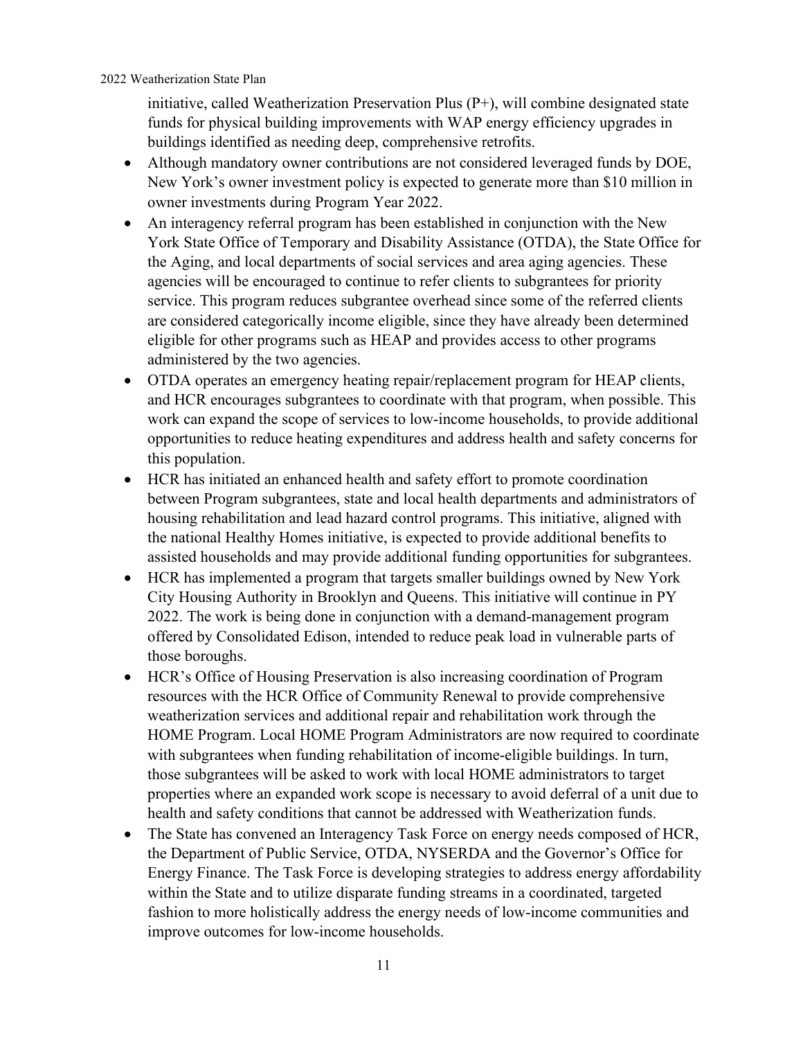initiative, called Weatherization Preservation Plus (P+), will combine designated state funds for physical building improvements with WAP energy efficiency upgrades in buildings identified as needing deep, comprehensive retrofits.

- Although mandatory owner contributions are not considered leveraged funds by DOE, New York's owner investment policy is expected to generate more than $10 million in owner investments during Program Year 2022.
- An interagency referral program has been established in conjunction with the New York State Office of Temporary and Disability Assistance (OTDA), the State Office for the Aging, and local departments of social services and area aging agencies. These agencies will be encouraged to continue to refer clients to subgrantees for priority service. This program reduces subgrantee overhead since some of the referred clients are considered categorically income eligible, since they have already been determined eligible for other programs such as HEAP and provides access to other programs administered by the two agencies.
- OTDA operates an emergency heating repair/replacement program for HEAP clients, and HCR encourages subgrantees to coordinate with that program, when possible. This work can expand the scope of services to low-income households, to provide additional opportunities to reduce heating expenditures and address health and safety concerns for this population.
- HCR has initiated an enhanced health and safety effort to promote coordination between Program subgrantees, state and local health departments and administrators of housing rehabilitation and lead hazard control programs. This initiative, aligned with the national Healthy Homes initiative, is expected to provide additional benefits to assisted households and may provide additional funding opportunities for subgrantees.
- HCR has implemented a program that targets smaller buildings owned by New York City Housing Authority in Brooklyn and Queens. This initiative will continue in PY 2022. The work is being done in conjunction with a demand-management program offered by Consolidated Edison, intended to reduce peak load in vulnerable parts of those boroughs.
- HCR's Office of Housing Preservation is also increasing coordination of Program resources with the HCR Office of Community Renewal to provide comprehensive weatherization services and additional repair and rehabilitation work through the HOME Program. Local HOME Program Administrators are now required to coordinate with subgrantees when funding rehabilitation of income-eligible buildings. In turn, those subgrantees will be asked to work with local HOME administrators to target properties where an expanded work scope is necessary to avoid deferral of a unit due to health and safety conditions that cannot be addressed with Weatherization funds.
- The State has convened an Interagency Task Force on energy needs composed of HCR, the Department of Public Service, OTDA, NYSERDA and the Governor's Office for Energy Finance. The Task Force is developing strategies to address energy affordability within the State and to utilize disparate funding streams in a coordinated, targeted fashion to more holistically address the energy needs of low-income communities and improve outcomes for low-income households.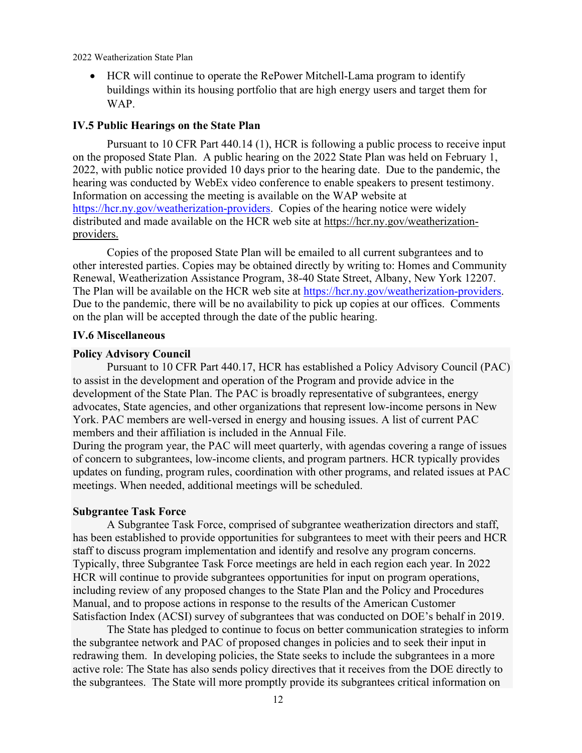- HCR will continue to operate the RePower Mitchell-Lama program to identify buildings within its housing portfolio that are high energy users and target them for WAP.

### IV.5 Public Hearings on the State Plan

Pursuant to 10 CFR Part 440.14 (1), HCR is following a public process to receive input on the proposed State Plan. A public hearing on the 2022 State Plan was held on February 1, 2022, with public notice provided 10 days prior to the hearing date. Due to the pandemic, the hearing was conducted by WebEx video conference to enable speakers to present testimony. Information on accessing the meeting is available on the WAP website at https://hcr.ny.gov/weatherization-providers. Copies of the hearing notice were widely distributed and made available on the HCR web site at https://hcr.ny.gov/weatherization-providers.

Copies of the proposed State Plan will be emailed to all current subgrantees and to other interested parties. Copies may be obtained directly by writing to: Homes and Community Renewal, Weatherization Assistance Program, 38-40 State Street, Albany, New York 12207. The Plan will be available on the HCR web site at https://hcr.ny.gov/weatherization-providers. Due to the pandemic, there will be no availability to pick up copies at our offices. Comments on the plan will be accepted through the date of the public hearing.

### IV.6 Miscellaneous

**Policy Advisory Council**

Pursuant to 10 CFR Part 440.17, HCR has established a Policy Advisory Council (PAC) to assist in the development and operation of the Program and provide advice in the development of the State Plan. The PAC is broadly representative of subgrantees, energy advocates, State agencies, and other organizations that represent low-income persons in New York. PAC members are well-versed in energy and housing issues. A list of current PAC members and their affiliation is included in the Annual File.

During the program year, the PAC will meet quarterly, with agendas covering a range of issues of concern to subgrantees, low-income clients, and program partners. HCR typically provides updates on funding, program rules, coordination with other programs, and related issues at PAC meetings. When needed, additional meetings will be scheduled.

**Subgrantee Task Force**

A Subgrantee Task Force, comprised of subgrantee weatherization directors and staff, has been established to provide opportunities for subgrantees to meet with their peers and HCR staff to discuss program implementation and identify and resolve any program concerns. Typically, three Subgrantee Task Force meetings are held in each region each year. In 2022 HCR will continue to provide subgrantees opportunities for input on program operations, including review of any proposed changes to the State Plan and the Policy and Procedures Manual, and to propose actions in response to the results of the American Customer Satisfaction Index (ACSI) survey of subgrantees that was conducted on DOE's behalf in 2019.

The State has pledged to continue to focus on better communication strategies to inform the subgrantee network and PAC of proposed changes in policies and to seek their input in redrawing them. In developing policies, the State seeks to include the subgrantees in a more active role: The State has also sends policy directives that it receives from the DOE directly to the subgrantees. The State will more promptly provide its subgrantees critical information on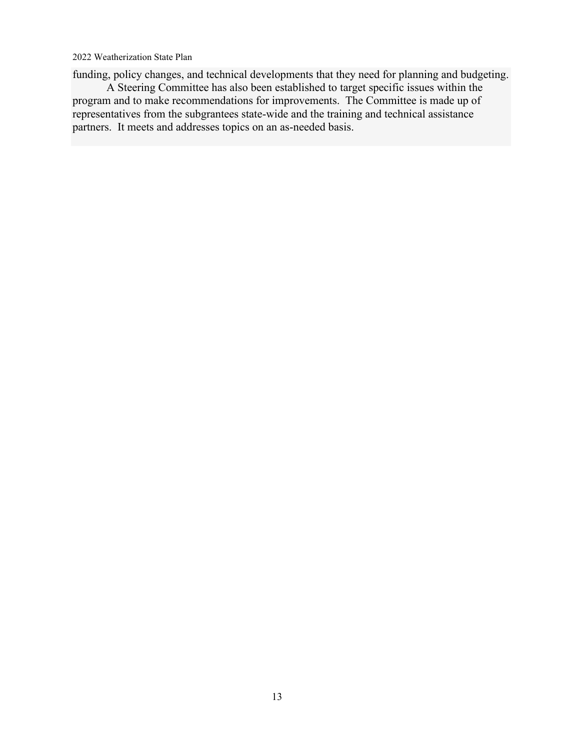funding, policy changes, and technical developments that they need for planning and budgeting.

A Steering Committee has also been established to target specific issues within the program and to make recommendations for improvements. The Committee is made up of representatives from the subgrantees state-wide and the training and technical assistance partners. It meets and addresses topics on an as-needed basis.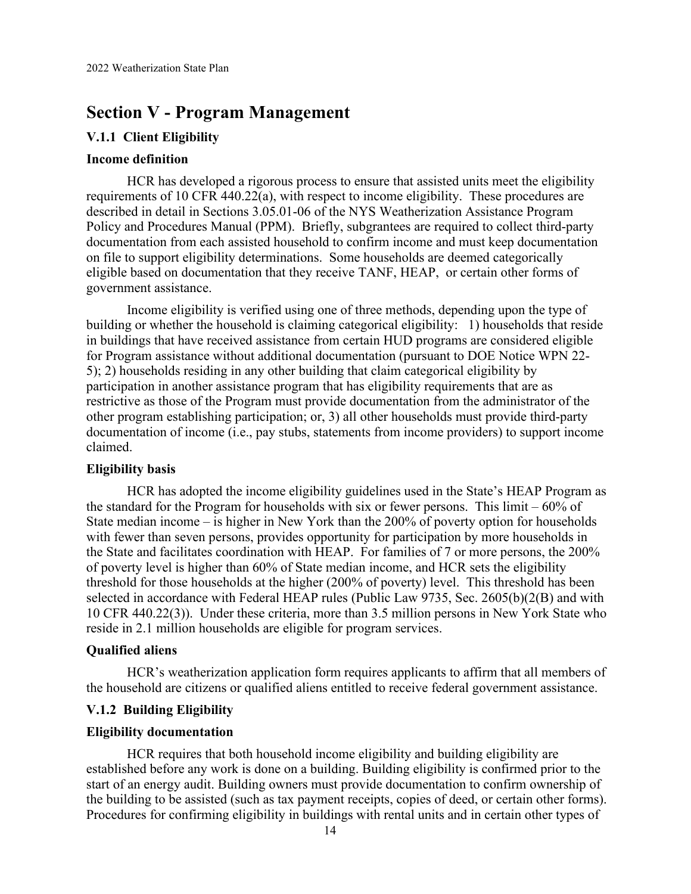# Section V - Program Management

## V.1.1 Client Eligibility

### Income definition

HCR has developed a rigorous process to ensure that assisted units meet the eligibility requirements of 10 CFR 440.22(a), with respect to income eligibility. These procedures are described in detail in Sections 3.05.01-06 of the NYS Weatherization Assistance Program Policy and Procedures Manual (PPM). Briefly, subgrantees are required to collect third-party documentation from each assisted household to confirm income and must keep documentation on file to support eligibility determinations. Some households are deemed categorically eligible based on documentation that they receive TANF, HEAP, or certain other forms of government assistance.

Income eligibility is verified using one of three methods, depending upon the type of building or whether the household is claiming categorical eligibility: 1) households that reside in buildings that have received assistance from certain HUD programs are considered eligible for Program assistance without additional documentation (pursuant to DOE Notice WPN 22-5); 2) households residing in any other building that claim categorical eligibility by participation in another assistance program that has eligibility requirements that are as restrictive as those of the Program must provide documentation from the administrator of the other program establishing participation; or, 3) all other households must provide third-party documentation of income (i.e., pay stubs, statements from income providers) to support income claimed.

### Eligibility basis

HCR has adopted the income eligibility guidelines used in the State's HEAP Program as the standard for the Program for households with six or fewer persons. This limit – 60% of State median income – is higher in New York than the 200% of poverty option for households with fewer than seven persons, provides opportunity for participation by more households in the State and facilitates coordination with HEAP. For families of 7 or more persons, the 200% of poverty level is higher than 60% of State median income, and HCR sets the eligibility threshold for those households at the higher (200% of poverty) level. This threshold has been selected in accordance with Federal HEAP rules (Public Law 9735, Sec. 2605(b)(2(B) and with 10 CFR 440.22(3)). Under these criteria, more than 3.5 million persons in New York State who reside in 2.1 million households are eligible for program services.

### Qualified aliens

HCR's weatherization application form requires applicants to affirm that all members of the household are citizens or qualified aliens entitled to receive federal government assistance.

## V.1.2 Building Eligibility

### Eligibility documentation

HCR requires that both household income eligibility and building eligibility are established before any work is done on a building. Building eligibility is confirmed prior to the start of an energy audit. Building owners must provide documentation to confirm ownership of the building to be assisted (such as tax payment receipts, copies of deed, or certain other forms). Procedures for confirming eligibility in buildings with rental units and in certain other types of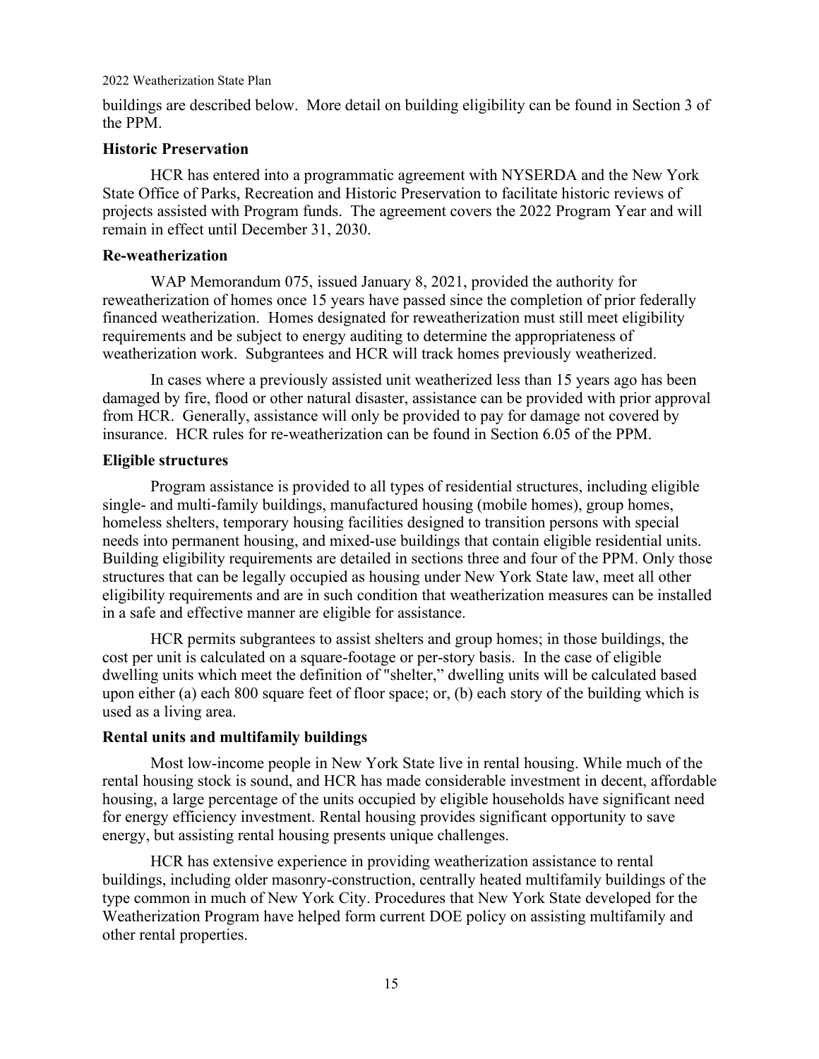buildings are described below. More detail on building eligibility can be found in Section 3 of the PPM.

### Historic Preservation

HCR has entered into a programmatic agreement with NYSERDA and the New York State Office of Parks, Recreation and Historic Preservation to facilitate historic reviews of projects assisted with Program funds. The agreement covers the 2022 Program Year and will remain in effect until December 31, 2030.

### Re-weatherization

WAP Memorandum 075, issued January 8, 2021, provided the authority for reweatherization of homes once 15 years have passed since the completion of prior federally financed weatherization. Homes designated for reweatherization must still meet eligibility requirements and be subject to energy auditing to determine the appropriateness of weatherization work. Subgrantees and HCR will track homes previously weatherized.

In cases where a previously assisted unit weatherized less than 15 years ago has been damaged by fire, flood or other natural disaster, assistance can be provided with prior approval from HCR. Generally, assistance will only be provided to pay for damage not covered by insurance. HCR rules for re-weatherization can be found in Section 6.05 of the PPM.

### Eligible structures

Program assistance is provided to all types of residential structures, including eligible single- and multi-family buildings, manufactured housing (mobile homes), group homes, homeless shelters, temporary housing facilities designed to transition persons with special needs into permanent housing, and mixed-use buildings that contain eligible residential units. Building eligibility requirements are detailed in sections three and four of the PPM. Only those structures that can be legally occupied as housing under New York State law, meet all other eligibility requirements and are in such condition that weatherization measures can be installed in a safe and effective manner are eligible for assistance.

HCR permits subgrantees to assist shelters and group homes; in those buildings, the cost per unit is calculated on a square-footage or per-story basis. In the case of eligible dwelling units which meet the definition of "shelter," dwelling units will be calculated based upon either (a) each 800 square feet of floor space; or, (b) each story of the building which is used as a living area.

### Rental units and multifamily buildings

Most low-income people in New York State live in rental housing. While much of the rental housing stock is sound, and HCR has made considerable investment in decent, affordable housing, a large percentage of the units occupied by eligible households have significant need for energy efficiency investment. Rental housing provides significant opportunity to save energy, but assisting rental housing presents unique challenges.

HCR has extensive experience in providing weatherization assistance to rental buildings, including older masonry-construction, centrally heated multifamily buildings of the type common in much of New York City. Procedures that New York State developed for the Weatherization Program have helped form current DOE policy on assisting multifamily and other rental properties.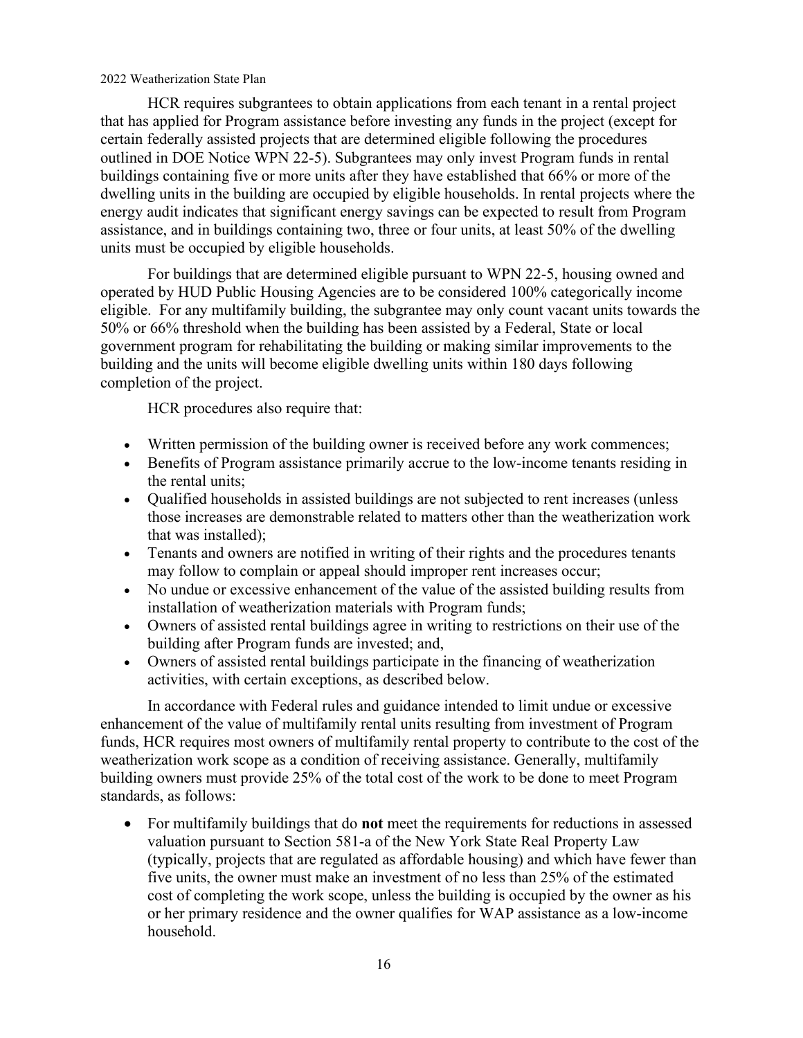HCR requires subgrantees to obtain applications from each tenant in a rental project that has applied for Program assistance before investing any funds in the project (except for certain federally assisted projects that are determined eligible following the procedures outlined in DOE Notice WPN 22-5). Subgrantees may only invest Program funds in rental buildings containing five or more units after they have established that 66% or more of the dwelling units in the building are occupied by eligible households. In rental projects where the energy audit indicates that significant energy savings can be expected to result from Program assistance, and in buildings containing two, three or four units, at least 50% of the dwelling units must be occupied by eligible households.

For buildings that are determined eligible pursuant to WPN 22-5, housing owned and operated by HUD Public Housing Agencies are to be considered 100% categorically income eligible. For any multifamily building, the subgrantee may only count vacant units towards the 50% or 66% threshold when the building has been assisted by a Federal, State or local government program for rehabilitating the building or making similar improvements to the building and the units will become eligible dwelling units within 180 days following completion of the project.

HCR procedures also require that:

- Written permission of the building owner is received before any work commences;
- Benefits of Program assistance primarily accrue to the low-income tenants residing in the rental units;
- Qualified households in assisted buildings are not subjected to rent increases (unless those increases are demonstrable related to matters other than the weatherization work that was installed);
- Tenants and owners are notified in writing of their rights and the procedures tenants may follow to complain or appeal should improper rent increases occur;
- No undue or excessive enhancement of the value of the assisted building results from installation of weatherization materials with Program funds;
- Owners of assisted rental buildings agree in writing to restrictions on their use of the building after Program funds are invested; and,
- Owners of assisted rental buildings participate in the financing of weatherization activities, with certain exceptions, as described below.

In accordance with Federal rules and guidance intended to limit undue or excessive enhancement of the value of multifamily rental units resulting from investment of Program funds, HCR requires most owners of multifamily rental property to contribute to the cost of the weatherization work scope as a condition of receiving assistance. Generally, multifamily building owners must provide 25% of the total cost of the work to be done to meet Program standards, as follows:

- For multifamily buildings that do **not** meet the requirements for reductions in assessed valuation pursuant to Section 581-a of the New York State Real Property Law (typically, projects that are regulated as affordable housing) and which have fewer than five units, the owner must make an investment of no less than 25% of the estimated cost of completing the work scope, unless the building is occupied by the owner as his or her primary residence and the owner qualifies for WAP assistance as a low-income household.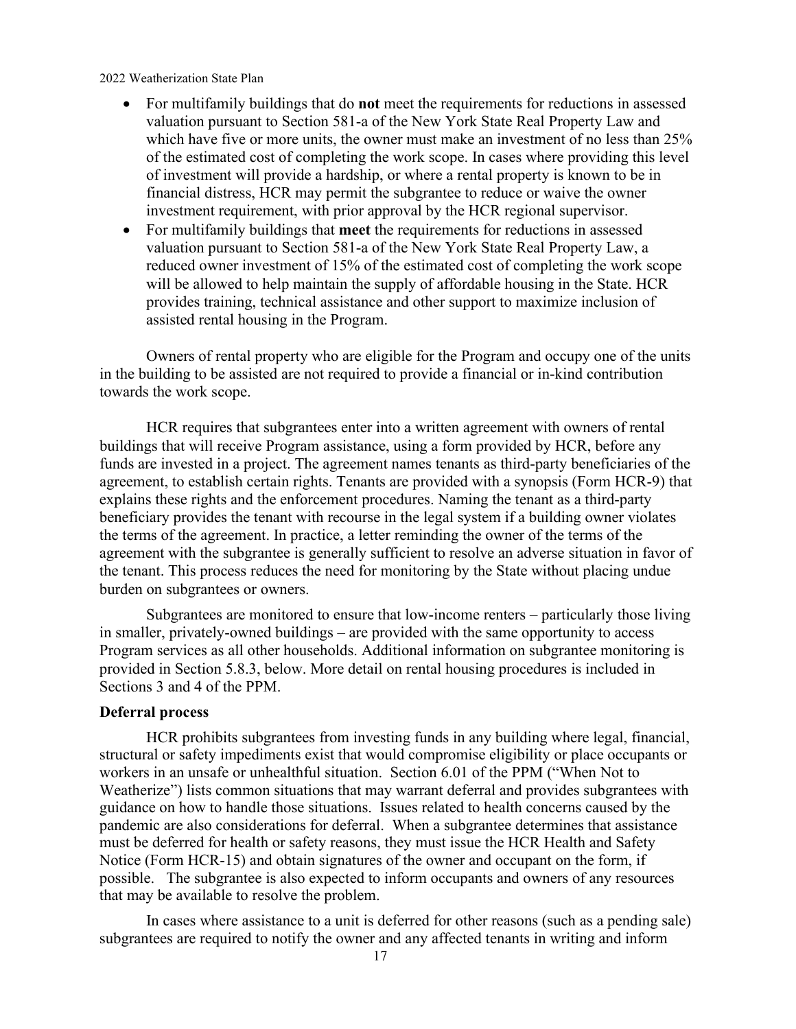- For multifamily buildings that do **not** meet the requirements for reductions in assessed valuation pursuant to Section 581-a of the New York State Real Property Law and which have five or more units, the owner must make an investment of no less than 25% of the estimated cost of completing the work scope. In cases where providing this level of investment will provide a hardship, or where a rental property is known to be in financial distress, HCR may permit the subgrantee to reduce or waive the owner investment requirement, with prior approval by the HCR regional supervisor.
- For multifamily buildings that **meet** the requirements for reductions in assessed valuation pursuant to Section 581-a of the New York State Real Property Law, a reduced owner investment of 15% of the estimated cost of completing the work scope will be allowed to help maintain the supply of affordable housing in the State. HCR provides training, technical assistance and other support to maximize inclusion of assisted rental housing in the Program.

Owners of rental property who are eligible for the Program and occupy one of the units in the building to be assisted are not required to provide a financial or in-kind contribution towards the work scope.

HCR requires that subgrantees enter into a written agreement with owners of rental buildings that will receive Program assistance, using a form provided by HCR, before any funds are invested in a project. The agreement names tenants as third-party beneficiaries of the agreement, to establish certain rights. Tenants are provided with a synopsis (Form HCR-9) that explains these rights and the enforcement procedures. Naming the tenant as a third-party beneficiary provides the tenant with recourse in the legal system if a building owner violates the terms of the agreement. In practice, a letter reminding the owner of the terms of the agreement with the subgrantee is generally sufficient to resolve an adverse situation in favor of the tenant. This process reduces the need for monitoring by the State without placing undue burden on subgrantees or owners.

Subgrantees are monitored to ensure that low-income renters – particularly those living in smaller, privately-owned buildings – are provided with the same opportunity to access Program services as all other households. Additional information on subgrantee monitoring is provided in Section 5.8.3, below. More detail on rental housing procedures is included in Sections 3 and 4 of the PPM.

**Deferral process**

HCR prohibits subgrantees from investing funds in any building where legal, financial, structural or safety impediments exist that would compromise eligibility or place occupants or workers in an unsafe or unhealthful situation. Section 6.01 of the PPM ("When Not to Weatherize") lists common situations that may warrant deferral and provides subgrantees with guidance on how to handle those situations. Issues related to health concerns caused by the pandemic are also considerations for deferral. When a subgrantee determines that assistance must be deferred for health or safety reasons, they must issue the HCR Health and Safety Notice (Form HCR-15) and obtain signatures of the owner and occupant on the form, if possible. The subgrantee is also expected to inform occupants and owners of any resources that may be available to resolve the problem.

In cases where assistance to a unit is deferred for other reasons (such as a pending sale) subgrantees are required to notify the owner and any affected tenants in writing and inform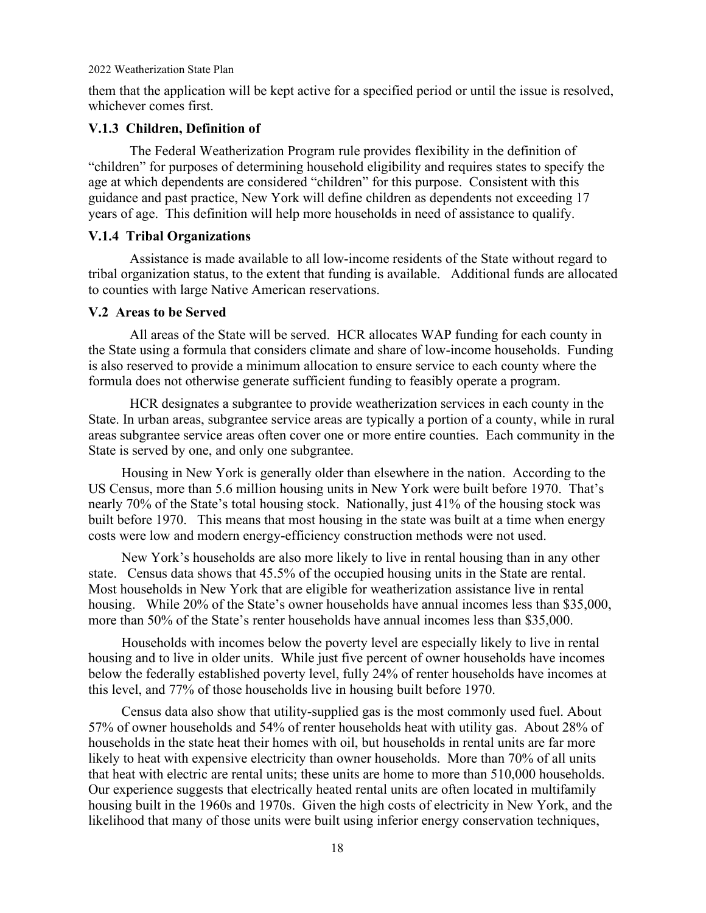them that the application will be kept active for a specified period or until the issue is resolved, whichever comes first.

### V.1.3 Children, Definition of

The Federal Weatherization Program rule provides flexibility in the definition of "children" for purposes of determining household eligibility and requires states to specify the age at which dependents are considered "children" for this purpose. Consistent with this guidance and past practice, New York will define children as dependents not exceeding 17 years of age. This definition will help more households in need of assistance to qualify.

### V.1.4 Tribal Organizations

Assistance is made available to all low-income residents of the State without regard to tribal organization status, to the extent that funding is available. Additional funds are allocated to counties with large Native American reservations.

## V.2 Areas to be Served

All areas of the State will be served. HCR allocates WAP funding for each county in the State using a formula that considers climate and share of low-income households. Funding is also reserved to provide a minimum allocation to ensure service to each county where the formula does not otherwise generate sufficient funding to feasibly operate a program.

HCR designates a subgrantee to provide weatherization services in each county in the State. In urban areas, subgrantee service areas are typically a portion of a county, while in rural areas subgrantee service areas often cover one or more entire counties. Each community in the State is served by one, and only one subgrantee.

Housing in New York is generally older than elsewhere in the nation. According to the US Census, more than 5.6 million housing units in New York were built before 1970. That's nearly 70% of the State's total housing stock. Nationally, just 41% of the housing stock was built before 1970. This means that most housing in the state was built at a time when energy costs were low and modern energy-efficiency construction methods were not used.

New York's households are also more likely to live in rental housing than in any other state. Census data shows that 45.5% of the occupied housing units in the State are rental. Most households in New York that are eligible for weatherization assistance live in rental housing. While 20% of the State's owner households have annual incomes less than $35,000, more than 50% of the State's renter households have annual incomes less than $35,000.

Households with incomes below the poverty level are especially likely to live in rental housing and to live in older units. While just five percent of owner households have incomes below the federally established poverty level, fully 24% of renter households have incomes at this level, and 77% of those households live in housing built before 1970.

Census data also show that utility-supplied gas is the most commonly used fuel. About 57% of owner households and 54% of renter households heat with utility gas. About 28% of households in the state heat their homes with oil, but households in rental units are far more likely to heat with expensive electricity than owner households. More than 70% of all units that heat with electric are rental units; these units are home to more than 510,000 households. Our experience suggests that electrically heated rental units are often located in multifamily housing built in the 1960s and 1970s. Given the high costs of electricity in New York, and the likelihood that many of those units were built using inferior energy conservation techniques,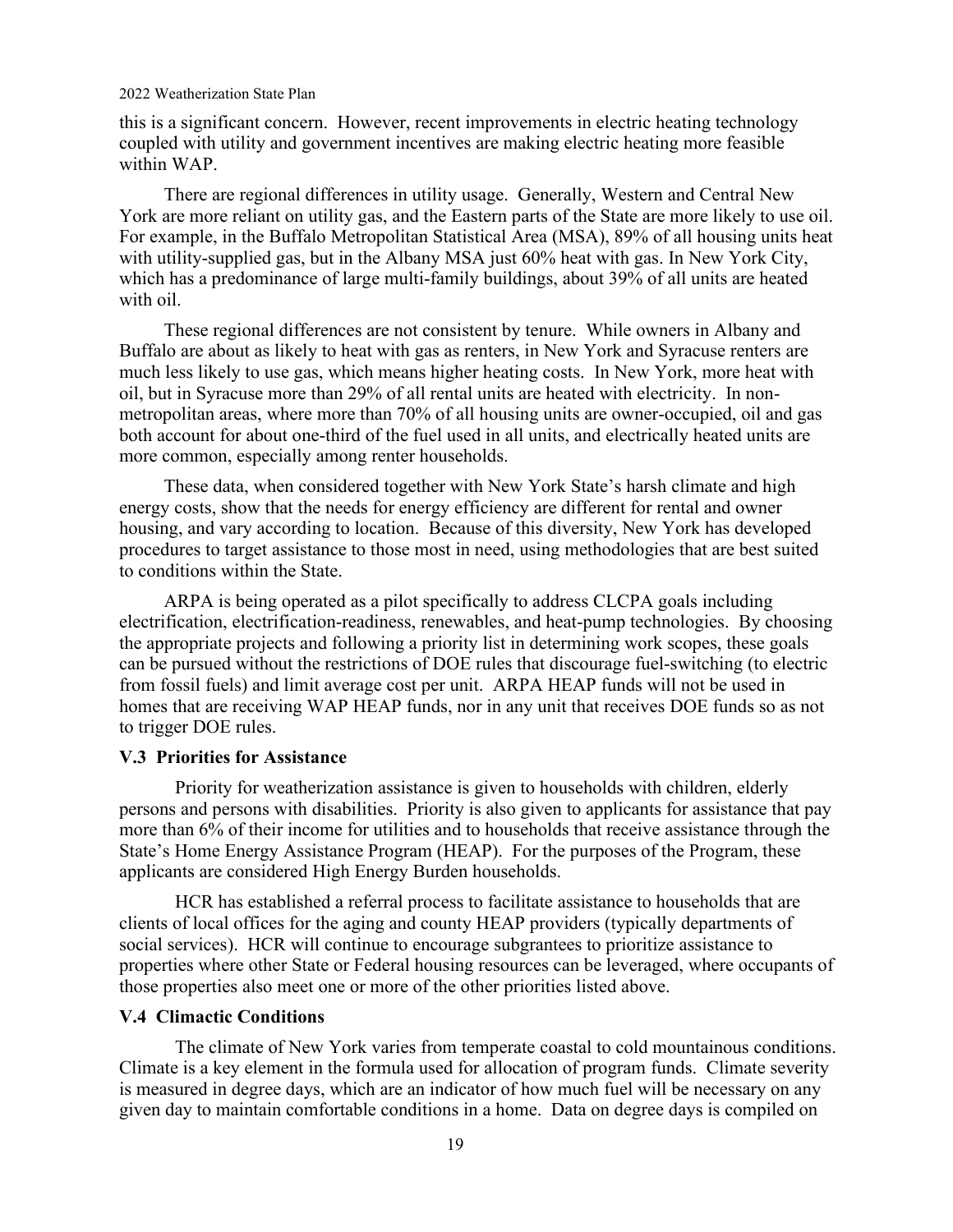this is a significant concern. However, recent improvements in electric heating technology coupled with utility and government incentives are making electric heating more feasible within WAP.

There are regional differences in utility usage. Generally, Western and Central New York are more reliant on utility gas, and the Eastern parts of the State are more likely to use oil. For example, in the Buffalo Metropolitan Statistical Area (MSA), 89% of all housing units heat with utility-supplied gas, but in the Albany MSA just 60% heat with gas. In New York City, which has a predominance of large multi-family buildings, about 39% of all units are heated with oil.

These regional differences are not consistent by tenure. While owners in Albany and Buffalo are about as likely to heat with gas as renters, in New York and Syracuse renters are much less likely to use gas, which means higher heating costs. In New York, more heat with oil, but in Syracuse more than 29% of all rental units are heated with electricity. In non-metropolitan areas, where more than 70% of all housing units are owner-occupied, oil and gas both account for about one-third of the fuel used in all units, and electrically heated units are more common, especially among renter households.

These data, when considered together with New York State's harsh climate and high energy costs, show that the needs for energy efficiency are different for rental and owner housing, and vary according to location. Because of this diversity, New York has developed procedures to target assistance to those most in need, using methodologies that are best suited to conditions within the State.

ARPA is being operated as a pilot specifically to address CLCPA goals including electrification, electrification-readiness, renewables, and heat-pump technologies. By choosing the appropriate projects and following a priority list in determining work scopes, these goals can be pursued without the restrictions of DOE rules that discourage fuel-switching (to electric from fossil fuels) and limit average cost per unit. ARPA HEAP funds will not be used in homes that are receiving WAP HEAP funds, nor in any unit that receives DOE funds so as not to trigger DOE rules.

### V.3 Priorities for Assistance

Priority for weatherization assistance is given to households with children, elderly persons and persons with disabilities. Priority is also given to applicants for assistance that pay more than 6% of their income for utilities and to households that receive assistance through the State's Home Energy Assistance Program (HEAP). For the purposes of the Program, these applicants are considered High Energy Burden households.

HCR has established a referral process to facilitate assistance to households that are clients of local offices for the aging and county HEAP providers (typically departments of social services). HCR will continue to encourage subgrantees to prioritize assistance to properties where other State or Federal housing resources can be leveraged, where occupants of those properties also meet one or more of the other priorities listed above.

### V.4 Climactic Conditions

The climate of New York varies from temperate coastal to cold mountainous conditions. Climate is a key element in the formula used for allocation of program funds. Climate severity is measured in degree days, which are an indicator of how much fuel will be necessary on any given day to maintain comfortable conditions in a home. Data on degree days is compiled on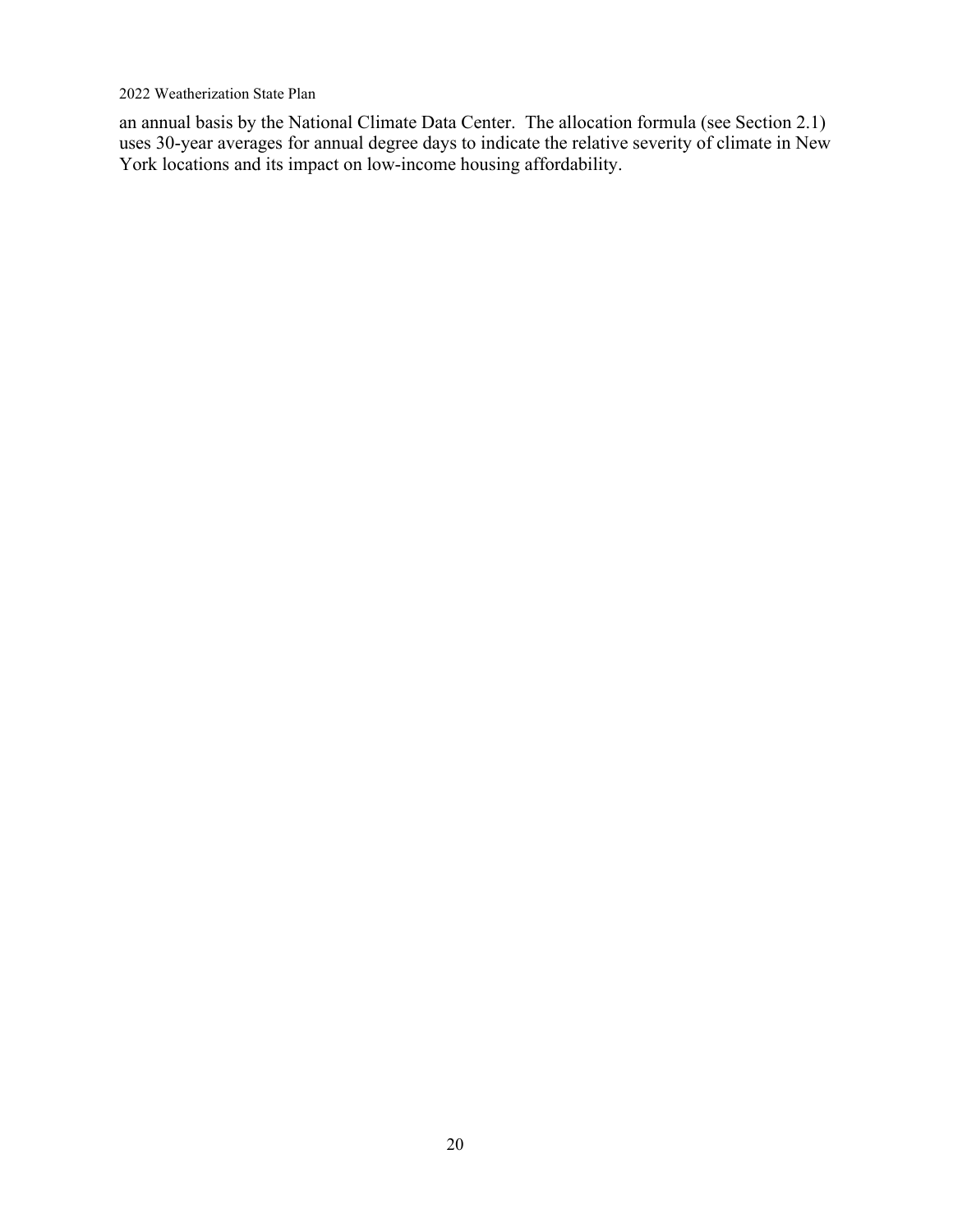an annual basis by the National Climate Data Center. The allocation formula (see Section 2.1) uses 30-year averages for annual degree days to indicate the relative severity of climate in New York locations and its impact on low-income housing affordability.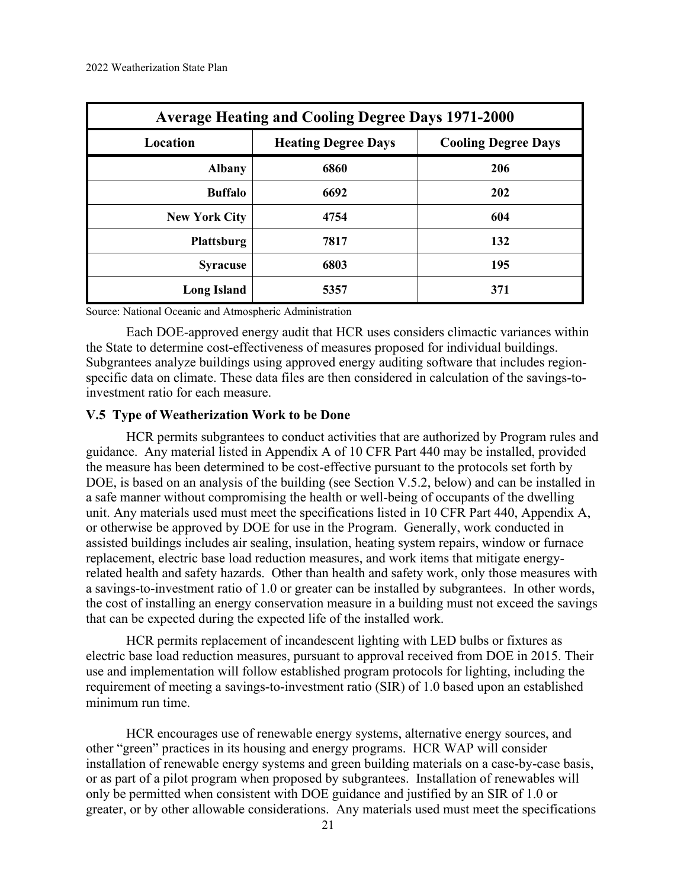| Average Heating and Cooling Degree Days 1971-2000 | | |
|---|---|---|
| **Location** | **Heating Degree Days** | **Cooling Degree Days** |
| **Albany** | **6860** | **206** |
| **Buffalo** | **6692** | **202** |
| **New York City** | **4754** | **604** |
| **Plattsburg** | **7817** | **132** |
| **Syracuse** | **6803** | **195** |
| **Long Island** | **5357** | **371** |

Source: National Oceanic and Atmospheric Administration

Each DOE-approved energy audit that HCR uses considers climactic variances within the State to determine cost-effectiveness of measures proposed for individual buildings. Subgrantees analyze buildings using approved energy auditing software that includes region-specific data on climate. These data files are then considered in calculation of the savings-to-investment ratio for each measure.

### V.5 Type of Weatherization Work to be Done

HCR permits subgrantees to conduct activities that are authorized by Program rules and guidance. Any material listed in Appendix A of 10 CFR Part 440 may be installed, provided the measure has been determined to be cost-effective pursuant to the protocols set forth by DOE, is based on an analysis of the building (see Section V.5.2, below) and can be installed in a safe manner without compromising the health or well-being of occupants of the dwelling unit. Any materials used must meet the specifications listed in 10 CFR Part 440, Appendix A, or otherwise be approved by DOE for use in the Program. Generally, work conducted in assisted buildings includes air sealing, insulation, heating system repairs, window or furnace replacement, electric base load reduction measures, and work items that mitigate energy-related health and safety hazards. Other than health and safety work, only those measures with a savings-to-investment ratio of 1.0 or greater can be installed by subgrantees. In other words, the cost of installing an energy conservation measure in a building must not exceed the savings that can be expected during the expected life of the installed work.

HCR permits replacement of incandescent lighting with LED bulbs or fixtures as electric base load reduction measures, pursuant to approval received from DOE in 2015. Their use and implementation will follow established program protocols for lighting, including the requirement of meeting a savings-to-investment ratio (SIR) of 1.0 based upon an established minimum run time.

HCR encourages use of renewable energy systems, alternative energy sources, and other "green" practices in its housing and energy programs. HCR WAP will consider installation of renewable energy systems and green building materials on a case-by-case basis, or as part of a pilot program when proposed by subgrantees. Installation of renewables will only be permitted when consistent with DOE guidance and justified by an SIR of 1.0 or greater, or by other allowable considerations. Any materials used must meet the specifications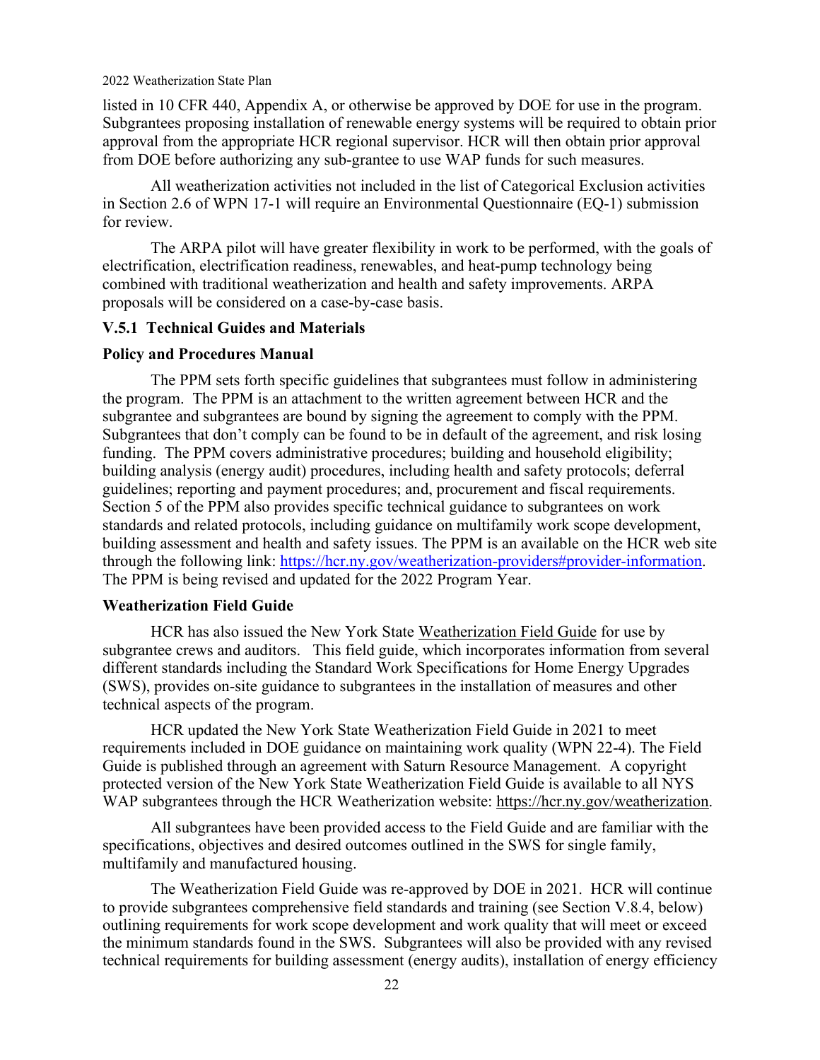listed in 10 CFR 440, Appendix A, or otherwise be approved by DOE for use in the program. Subgrantees proposing installation of renewable energy systems will be required to obtain prior approval from the appropriate HCR regional supervisor. HCR will then obtain prior approval from DOE before authorizing any sub-grantee to use WAP funds for such measures.

All weatherization activities not included in the list of Categorical Exclusion activities in Section 2.6 of WPN 17-1 will require an Environmental Questionnaire (EQ-1) submission for review.

The ARPA pilot will have greater flexibility in work to be performed, with the goals of electrification, electrification readiness, renewables, and heat-pump technology being combined with traditional weatherization and health and safety improvements. ARPA proposals will be considered on a case-by-case basis.

### V.5.1 Technical Guides and Materials

**Policy and Procedures Manual**

The PPM sets forth specific guidelines that subgrantees must follow in administering the program. The PPM is an attachment to the written agreement between HCR and the subgrantee and subgrantees are bound by signing the agreement to comply with the PPM. Subgrantees that don't comply can be found to be in default of the agreement, and risk losing funding. The PPM covers administrative procedures; building and household eligibility; building analysis (energy audit) procedures, including health and safety protocols; deferral guidelines; reporting and payment procedures; and, procurement and fiscal requirements. Section 5 of the PPM also provides specific technical guidance to subgrantees on work standards and related protocols, including guidance on multifamily work scope development, building assessment and health and safety issues. The PPM is an available on the HCR web site through the following link: https://hcr.ny.gov/weatherization-providers#provider-information. The PPM is being revised and updated for the 2022 Program Year.

**Weatherization Field Guide**

HCR has also issued the New York State Weatherization Field Guide for use by subgrantee crews and auditors. This field guide, which incorporates information from several different standards including the Standard Work Specifications for Home Energy Upgrades (SWS), provides on-site guidance to subgrantees in the installation of measures and other technical aspects of the program.

HCR updated the New York State Weatherization Field Guide in 2021 to meet requirements included in DOE guidance on maintaining work quality (WPN 22-4). The Field Guide is published through an agreement with Saturn Resource Management. A copyright protected version of the New York State Weatherization Field Guide is available to all NYS WAP subgrantees through the HCR Weatherization website: https://hcr.ny.gov/weatherization.

All subgrantees have been provided access to the Field Guide and are familiar with the specifications, objectives and desired outcomes outlined in the SWS for single family, multifamily and manufactured housing.

The Weatherization Field Guide was re-approved by DOE in 2021. HCR will continue to provide subgrantees comprehensive field standards and training (see Section V.8.4, below) outlining requirements for work scope development and work quality that will meet or exceed the minimum standards found in the SWS. Subgrantees will also be provided with any revised technical requirements for building assessment (energy audits), installation of energy efficiency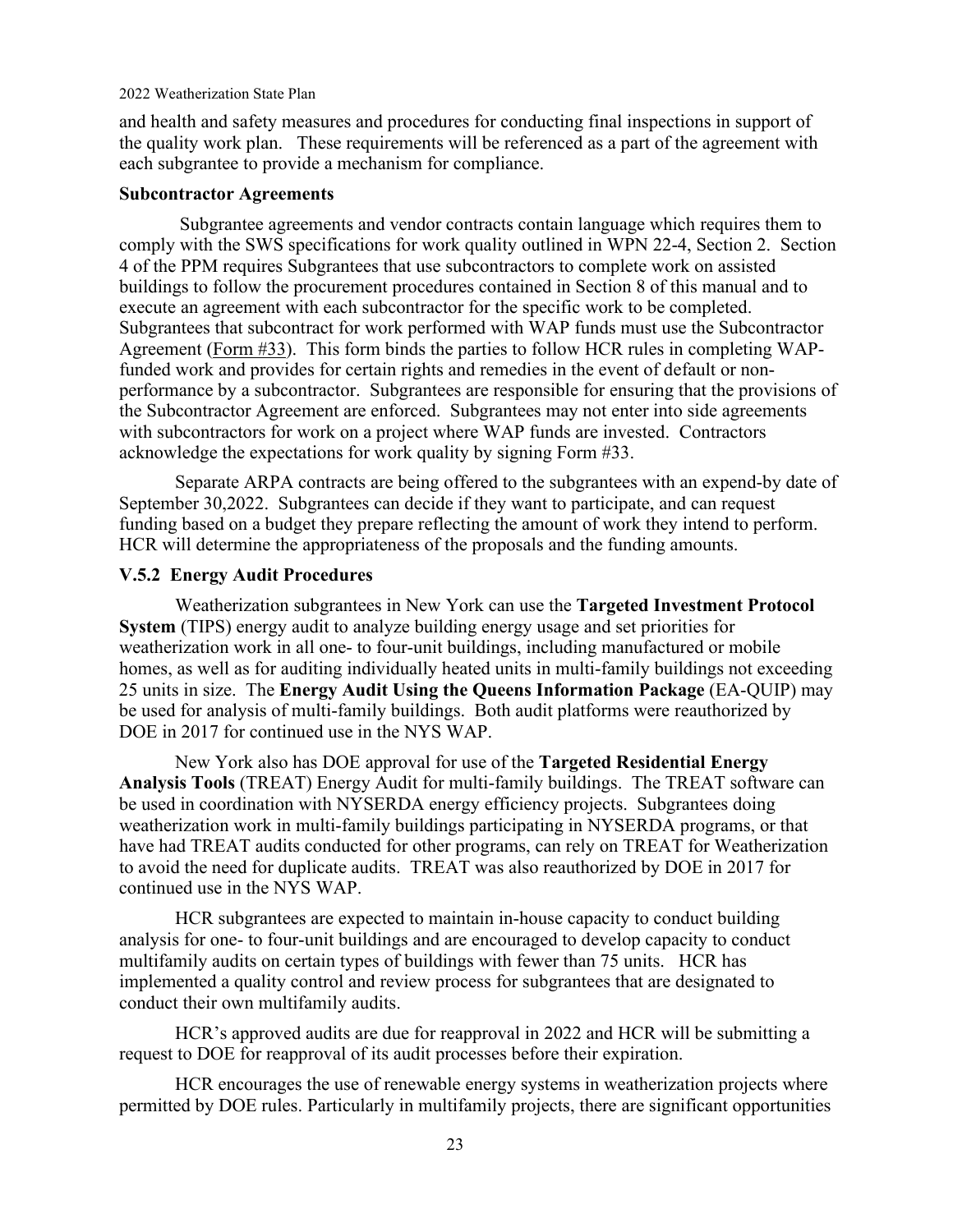and health and safety measures and procedures for conducting final inspections in support of the quality work plan. These requirements will be referenced as a part of the agreement with each subgrantee to provide a mechanism for compliance.

**Subcontractor Agreements**

Subgrantee agreements and vendor contracts contain language which requires them to comply with the SWS specifications for work quality outlined in WPN 22-4, Section 2. Section 4 of the PPM requires Subgrantees that use subcontractors to complete work on assisted buildings to follow the procurement procedures contained in Section 8 of this manual and to execute an agreement with each subcontractor for the specific work to be completed. Subgrantees that subcontract for work performed with WAP funds must use the Subcontractor Agreement (Form #33). This form binds the parties to follow HCR rules in completing WAP-funded work and provides for certain rights and remedies in the event of default or non-performance by a subcontractor. Subgrantees are responsible for ensuring that the provisions of the Subcontractor Agreement are enforced. Subgrantees may not enter into side agreements with subcontractors for work on a project where WAP funds are invested. Contractors acknowledge the expectations for work quality by signing Form #33.

Separate ARPA contracts are being offered to the subgrantees with an expend-by date of September 30,2022. Subgrantees can decide if they want to participate, and can request funding based on a budget they prepare reflecting the amount of work they intend to perform. HCR will determine the appropriateness of the proposals and the funding amounts.

### V.5.2 Energy Audit Procedures

Weatherization subgrantees in New York can use the **Targeted Investment Protocol System** (TIPS) energy audit to analyze building energy usage and set priorities for weatherization work in all one- to four-unit buildings, including manufactured or mobile homes, as well as for auditing individually heated units in multi-family buildings not exceeding 25 units in size. The **Energy Audit Using the Queens Information Package** (EA-QUIP) may be used for analysis of multi-family buildings. Both audit platforms were reauthorized by DOE in 2017 for continued use in the NYS WAP.

New York also has DOE approval for use of the **Targeted Residential Energy Analysis Tools** (TREAT) Energy Audit for multi-family buildings. The TREAT software can be used in coordination with NYSERDA energy efficiency projects. Subgrantees doing weatherization work in multi-family buildings participating in NYSERDA programs, or that have had TREAT audits conducted for other programs, can rely on TREAT for Weatherization to avoid the need for duplicate audits. TREAT was also reauthorized by DOE in 2017 for continued use in the NYS WAP.

HCR subgrantees are expected to maintain in-house capacity to conduct building analysis for one- to four-unit buildings and are encouraged to develop capacity to conduct multifamily audits on certain types of buildings with fewer than 75 units. HCR has implemented a quality control and review process for subgrantees that are designated to conduct their own multifamily audits.

HCR's approved audits are due for reapproval in 2022 and HCR will be submitting a request to DOE for reapproval of its audit processes before their expiration.

HCR encourages the use of renewable energy systems in weatherization projects where permitted by DOE rules. Particularly in multifamily projects, there are significant opportunities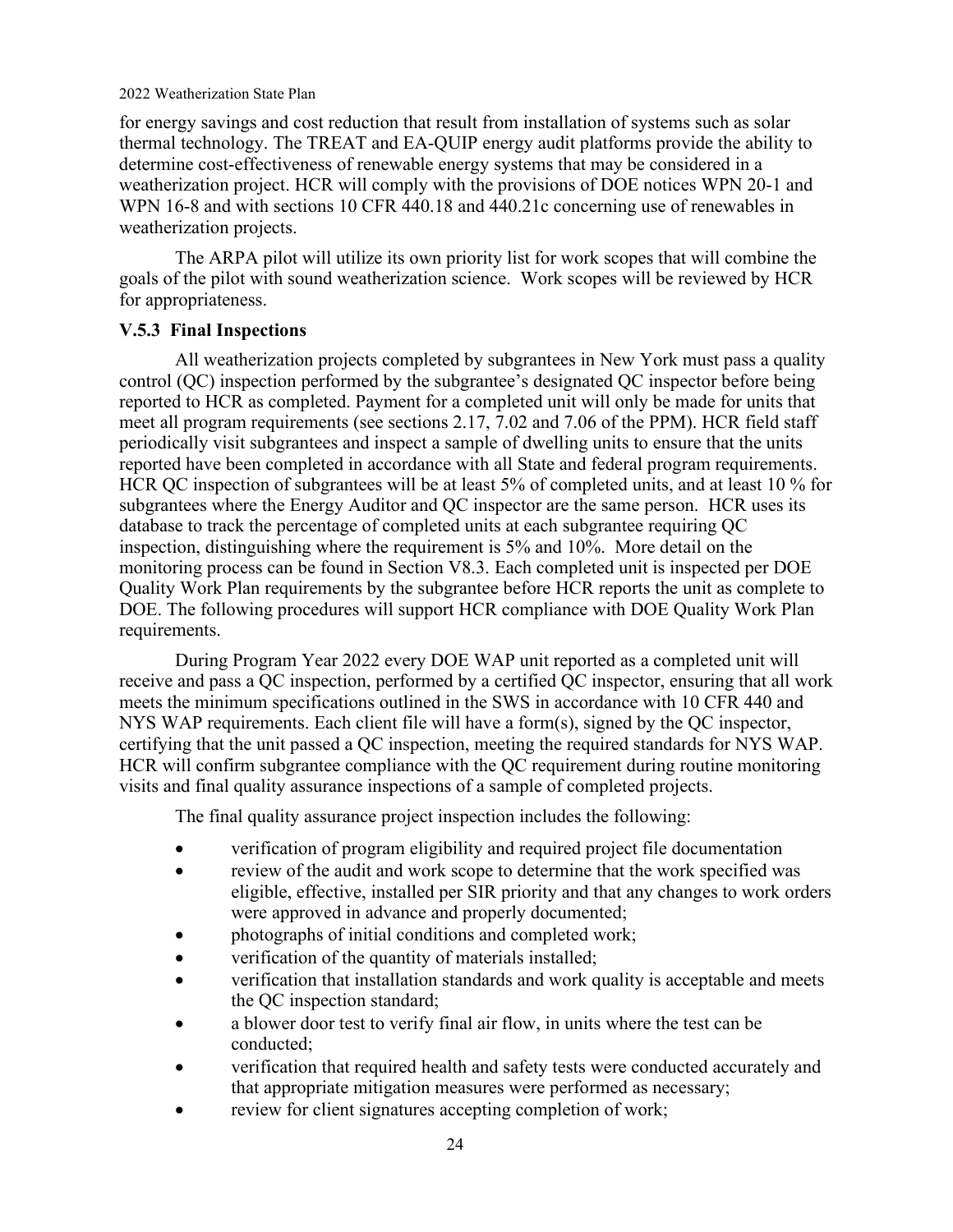for energy savings and cost reduction that result from installation of systems such as solar thermal technology. The TREAT and EA-QUIP energy audit platforms provide the ability to determine cost-effectiveness of renewable energy systems that may be considered in a weatherization project. HCR will comply with the provisions of DOE notices WPN 20-1 and WPN 16-8 and with sections 10 CFR 440.18 and 440.21c concerning use of renewables in weatherization projects.

The ARPA pilot will utilize its own priority list for work scopes that will combine the goals of the pilot with sound weatherization science. Work scopes will be reviewed by HCR for appropriateness.

### V.5.3 Final Inspections

All weatherization projects completed by subgrantees in New York must pass a quality control (QC) inspection performed by the subgrantee's designated QC inspector before being reported to HCR as completed. Payment for a completed unit will only be made for units that meet all program requirements (see sections 2.17, 7.02 and 7.06 of the PPM). HCR field staff periodically visit subgrantees and inspect a sample of dwelling units to ensure that the units reported have been completed in accordance with all State and federal program requirements. HCR QC inspection of subgrantees will be at least 5% of completed units, and at least 10 % for subgrantees where the Energy Auditor and QC inspector are the same person. HCR uses its database to track the percentage of completed units at each subgrantee requiring QC inspection, distinguishing where the requirement is 5% and 10%. More detail on the monitoring process can be found in Section V8.3. Each completed unit is inspected per DOE Quality Work Plan requirements by the subgrantee before HCR reports the unit as complete to DOE. The following procedures will support HCR compliance with DOE Quality Work Plan requirements.

During Program Year 2022 every DOE WAP unit reported as a completed unit will receive and pass a QC inspection, performed by a certified QC inspector, ensuring that all work meets the minimum specifications outlined in the SWS in accordance with 10 CFR 440 and NYS WAP requirements. Each client file will have a form(s), signed by the QC inspector, certifying that the unit passed a QC inspection, meeting the required standards for NYS WAP. HCR will confirm subgrantee compliance with the QC requirement during routine monitoring visits and final quality assurance inspections of a sample of completed projects.

The final quality assurance project inspection includes the following:

- verification of program eligibility and required project file documentation
- review of the audit and work scope to determine that the work specified was eligible, effective, installed per SIR priority and that any changes to work orders were approved in advance and properly documented;
- photographs of initial conditions and completed work;
- verification of the quantity of materials installed;
- verification that installation standards and work quality is acceptable and meets the QC inspection standard;
- a blower door test to verify final air flow, in units where the test can be conducted;
- verification that required health and safety tests were conducted accurately and that appropriate mitigation measures were performed as necessary;
- review for client signatures accepting completion of work;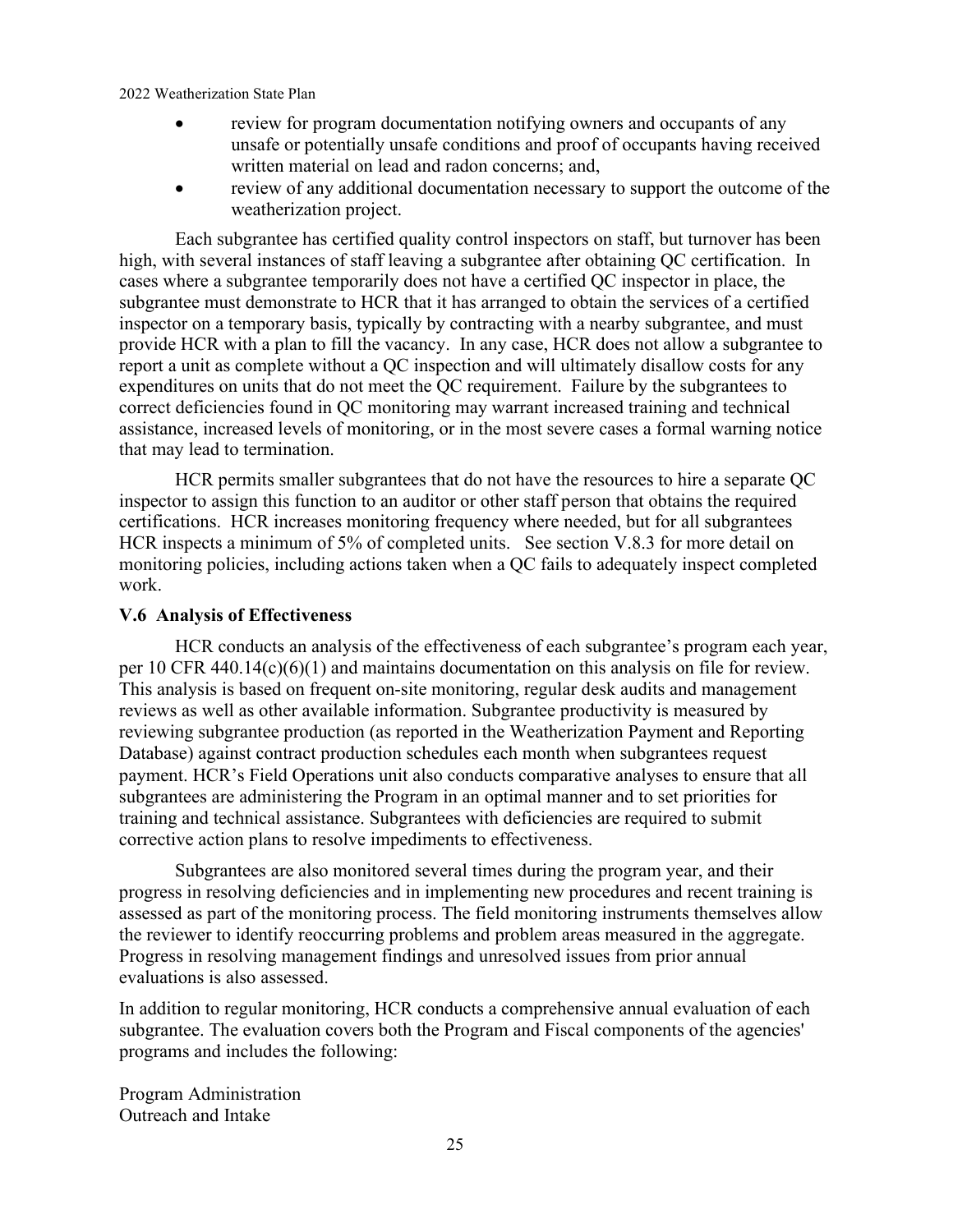- review for program documentation notifying owners and occupants of any unsafe or potentially unsafe conditions and proof of occupants having received written material on lead and radon concerns; and,
- review of any additional documentation necessary to support the outcome of the weatherization project.

Each subgrantee has certified quality control inspectors on staff, but turnover has been high, with several instances of staff leaving a subgrantee after obtaining QC certification. In cases where a subgrantee temporarily does not have a certified QC inspector in place, the subgrantee must demonstrate to HCR that it has arranged to obtain the services of a certified inspector on a temporary basis, typically by contracting with a nearby subgrantee, and must provide HCR with a plan to fill the vacancy. In any case, HCR does not allow a subgrantee to report a unit as complete without a QC inspection and will ultimately disallow costs for any expenditures on units that do not meet the QC requirement. Failure by the subgrantees to correct deficiencies found in QC monitoring may warrant increased training and technical assistance, increased levels of monitoring, or in the most severe cases a formal warning notice that may lead to termination.

HCR permits smaller subgrantees that do not have the resources to hire a separate QC inspector to assign this function to an auditor or other staff person that obtains the required certifications. HCR increases monitoring frequency where needed, but for all subgrantees HCR inspects a minimum of 5% of completed units. See section V.8.3 for more detail on monitoring policies, including actions taken when a QC fails to adequately inspect completed work.

### V.6 Analysis of Effectiveness

HCR conducts an analysis of the effectiveness of each subgrantee's program each year, per 10 CFR 440.14(c)(6)(1) and maintains documentation on this analysis on file for review. This analysis is based on frequent on-site monitoring, regular desk audits and management reviews as well as other available information. Subgrantee productivity is measured by reviewing subgrantee production (as reported in the Weatherization Payment and Reporting Database) against contract production schedules each month when subgrantees request payment. HCR's Field Operations unit also conducts comparative analyses to ensure that all subgrantees are administering the Program in an optimal manner and to set priorities for training and technical assistance. Subgrantees with deficiencies are required to submit corrective action plans to resolve impediments to effectiveness.

Subgrantees are also monitored several times during the program year, and their progress in resolving deficiencies and in implementing new procedures and recent training is assessed as part of the monitoring process. The field monitoring instruments themselves allow the reviewer to identify reoccurring problems and problem areas measured in the aggregate. Progress in resolving management findings and unresolved issues from prior annual evaluations is also assessed.

In addition to regular monitoring, HCR conducts a comprehensive annual evaluation of each subgrantee. The evaluation covers both the Program and Fiscal components of the agencies' programs and includes the following:

Program Administration
Outreach and Intake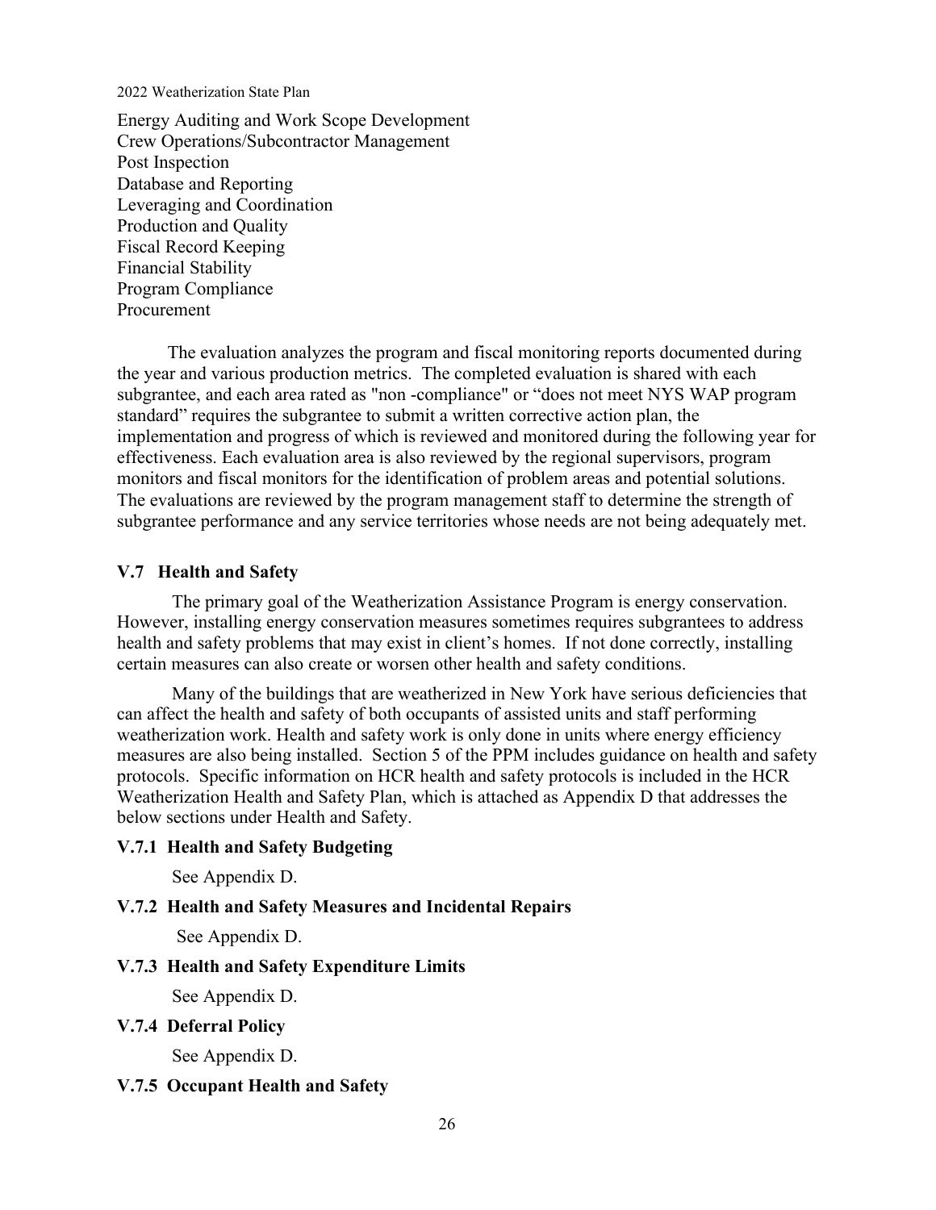Energy Auditing and Work Scope Development
Crew Operations/Subcontractor Management
Post Inspection
Database and Reporting
Leveraging and Coordination
Production and Quality
Fiscal Record Keeping
Financial Stability
Program Compliance
Procurement

The evaluation analyzes the program and fiscal monitoring reports documented during the year and various production metrics. The completed evaluation is shared with each subgrantee, and each area rated as "non -compliance" or "does not meet NYS WAP program standard" requires the subgrantee to submit a written corrective action plan, the implementation and progress of which is reviewed and monitored during the following year for effectiveness. Each evaluation area is also reviewed by the regional supervisors, program monitors and fiscal monitors for the identification of problem areas and potential solutions. The evaluations are reviewed by the program management staff to determine the strength of subgrantee performance and any service territories whose needs are not being adequately met.

### V.7 Health and Safety

The primary goal of the Weatherization Assistance Program is energy conservation. However, installing energy conservation measures sometimes requires subgrantees to address health and safety problems that may exist in client's homes. If not done correctly, installing certain measures can also create or worsen other health and safety conditions.

Many of the buildings that are weatherized in New York have serious deficiencies that can affect the health and safety of both occupants of assisted units and staff performing weatherization work. Health and safety work is only done in units where energy efficiency measures are also being installed. Section 5 of the PPM includes guidance on health and safety protocols. Specific information on HCR health and safety protocols is included in the HCR Weatherization Health and Safety Plan, which is attached as Appendix D that addresses the below sections under Health and Safety.

#### V.7.1 Health and Safety Budgeting

See Appendix D.

#### V.7.2 Health and Safety Measures and Incidental Repairs

See Appendix D.

#### V.7.3 Health and Safety Expenditure Limits

See Appendix D.

#### V.7.4 Deferral Policy

See Appendix D.

#### V.7.5 Occupant Health and Safety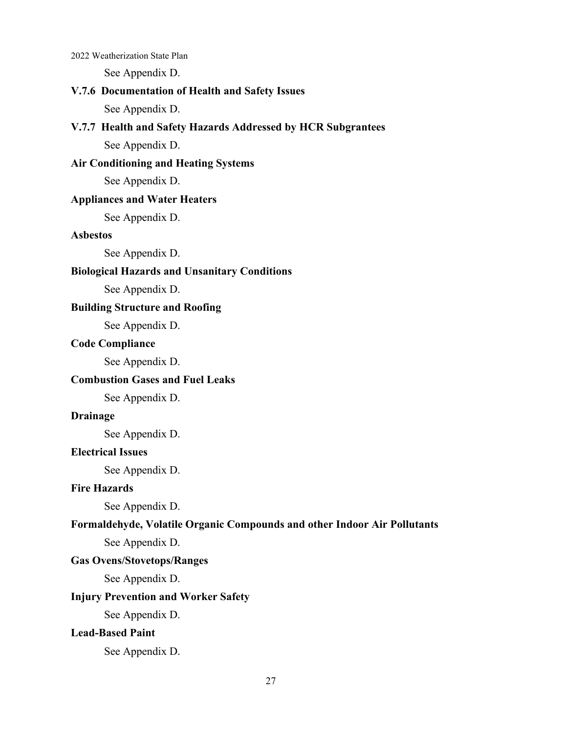See Appendix D.

### V.7.6 Documentation of Health and Safety Issues

See Appendix D.

### V.7.7 Health and Safety Hazards Addressed by HCR Subgrantees

See Appendix D.

#### Air Conditioning and Heating Systems

See Appendix D.

#### Appliances and Water Heaters

See Appendix D.

#### Asbestos

See Appendix D.

#### Biological Hazards and Unsanitary Conditions

See Appendix D.

#### Building Structure and Roofing

See Appendix D.

#### Code Compliance

See Appendix D.

#### Combustion Gases and Fuel Leaks

See Appendix D.

#### Drainage

See Appendix D.

#### Electrical Issues

See Appendix D.

#### Fire Hazards

See Appendix D.

#### Formaldehyde, Volatile Organic Compounds and other Indoor Air Pollutants

See Appendix D.

#### Gas Ovens/Stovetops/Ranges

See Appendix D.

#### Injury Prevention and Worker Safety

See Appendix D.

#### Lead-Based Paint

See Appendix D.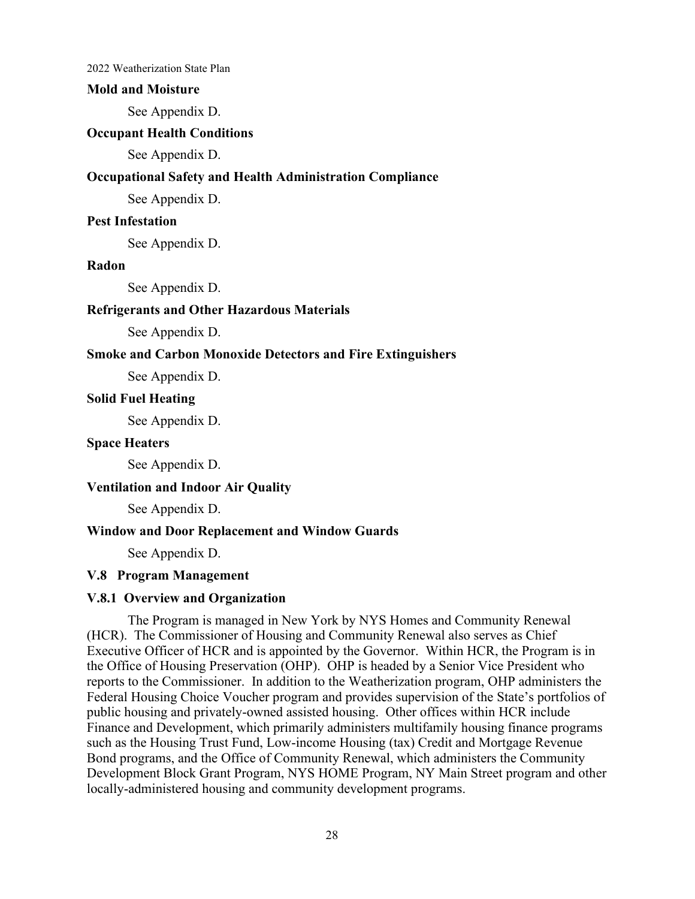**Mold and Moisture**

See Appendix D.

**Occupant Health Conditions**

See Appendix D.

**Occupational Safety and Health Administration Compliance**

See Appendix D.

**Pest Infestation**

See Appendix D.

**Radon**

See Appendix D.

**Refrigerants and Other Hazardous Materials**

See Appendix D.

**Smoke and Carbon Monoxide Detectors and Fire Extinguishers**

See Appendix D.

**Solid Fuel Heating**

See Appendix D.

**Space Heaters**

See Appendix D.

**Ventilation and Indoor Air Quality**

See Appendix D.

**Window and Door Replacement and Window Guards**

See Appendix D.

## V.8 Program Management

### V.8.1 Overview and Organization

The Program is managed in New York by NYS Homes and Community Renewal (HCR). The Commissioner of Housing and Community Renewal also serves as Chief Executive Officer of HCR and is appointed by the Governor. Within HCR, the Program is in the Office of Housing Preservation (OHP). OHP is headed by a Senior Vice President who reports to the Commissioner. In addition to the Weatherization program, OHP administers the Federal Housing Choice Voucher program and provides supervision of the State's portfolios of public housing and privately-owned assisted housing. Other offices within HCR include Finance and Development, which primarily administers multifamily housing finance programs such as the Housing Trust Fund, Low-income Housing (tax) Credit and Mortgage Revenue Bond programs, and the Office of Community Renewal, which administers the Community Development Block Grant Program, NYS HOME Program, NY Main Street program and other locally-administered housing and community development programs.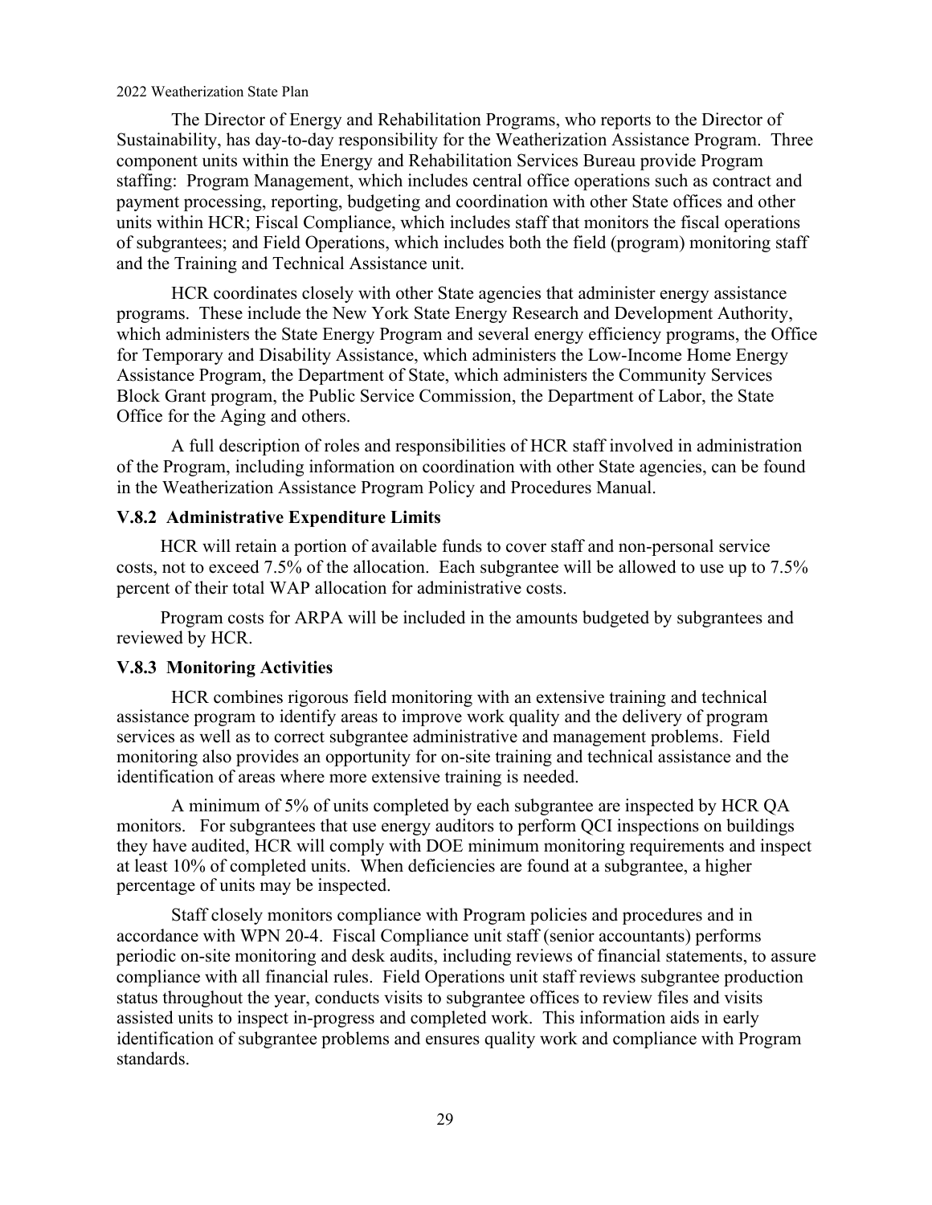The Director of Energy and Rehabilitation Programs, who reports to the Director of Sustainability, has day-to-day responsibility for the Weatherization Assistance Program. Three component units within the Energy and Rehabilitation Services Bureau provide Program staffing: Program Management, which includes central office operations such as contract and payment processing, reporting, budgeting and coordination with other State offices and other units within HCR; Fiscal Compliance, which includes staff that monitors the fiscal operations of subgrantees; and Field Operations, which includes both the field (program) monitoring staff and the Training and Technical Assistance unit.

HCR coordinates closely with other State agencies that administer energy assistance programs. These include the New York State Energy Research and Development Authority, which administers the State Energy Program and several energy efficiency programs, the Office for Temporary and Disability Assistance, which administers the Low-Income Home Energy Assistance Program, the Department of State, which administers the Community Services Block Grant program, the Public Service Commission, the Department of Labor, the State Office for the Aging and others.

A full description of roles and responsibilities of HCR staff involved in administration of the Program, including information on coordination with other State agencies, can be found in the Weatherization Assistance Program Policy and Procedures Manual.

### V.8.2 Administrative Expenditure Limits

HCR will retain a portion of available funds to cover staff and non-personal service costs, not to exceed 7.5% of the allocation. Each subgrantee will be allowed to use up to 7.5% percent of their total WAP allocation for administrative costs.

Program costs for ARPA will be included in the amounts budgeted by subgrantees and reviewed by HCR.

### V.8.3 Monitoring Activities

HCR combines rigorous field monitoring with an extensive training and technical assistance program to identify areas to improve work quality and the delivery of program services as well as to correct subgrantee administrative and management problems. Field monitoring also provides an opportunity for on-site training and technical assistance and the identification of areas where more extensive training is needed.

A minimum of 5% of units completed by each subgrantee are inspected by HCR QA monitors. For subgrantees that use energy auditors to perform QCI inspections on buildings they have audited, HCR will comply with DOE minimum monitoring requirements and inspect at least 10% of completed units. When deficiencies are found at a subgrantee, a higher percentage of units may be inspected.

Staff closely monitors compliance with Program policies and procedures and in accordance with WPN 20-4. Fiscal Compliance unit staff (senior accountants) performs periodic on-site monitoring and desk audits, including reviews of financial statements, to assure compliance with all financial rules. Field Operations unit staff reviews subgrantee production status throughout the year, conducts visits to subgrantee offices to review files and visits assisted units to inspect in-progress and completed work. This information aids in early identification of subgrantee problems and ensures quality work and compliance with Program standards.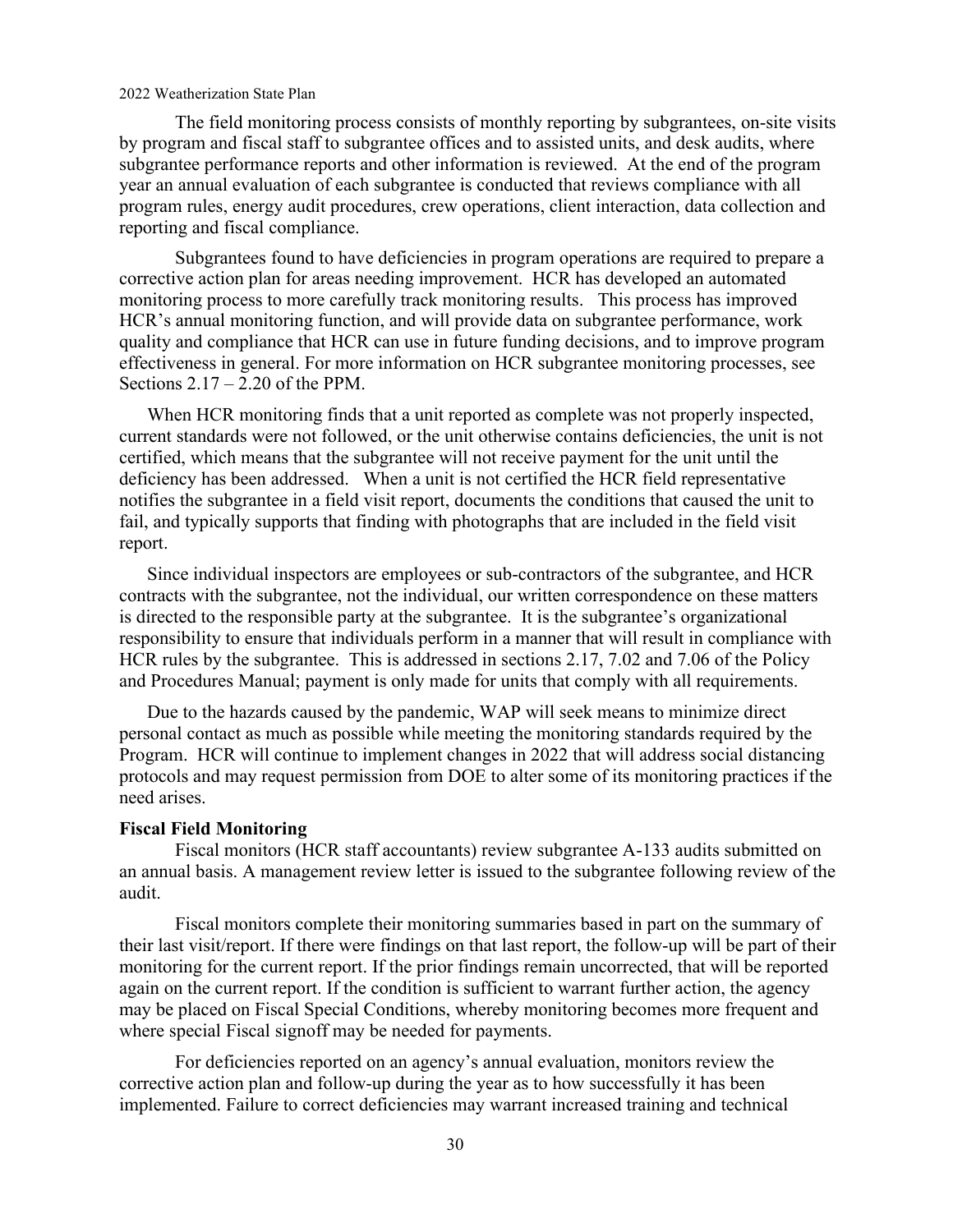The field monitoring process consists of monthly reporting by subgrantees, on-site visits by program and fiscal staff to subgrantee offices and to assisted units, and desk audits, where subgrantee performance reports and other information is reviewed. At the end of the program year an annual evaluation of each subgrantee is conducted that reviews compliance with all program rules, energy audit procedures, crew operations, client interaction, data collection and reporting and fiscal compliance.

Subgrantees found to have deficiencies in program operations are required to prepare a corrective action plan for areas needing improvement. HCR has developed an automated monitoring process to more carefully track monitoring results. This process has improved HCR's annual monitoring function, and will provide data on subgrantee performance, work quality and compliance that HCR can use in future funding decisions, and to improve program effectiveness in general. For more information on HCR subgrantee monitoring processes, see Sections 2.17 – 2.20 of the PPM.

When HCR monitoring finds that a unit reported as complete was not properly inspected, current standards were not followed, or the unit otherwise contains deficiencies, the unit is not certified, which means that the subgrantee will not receive payment for the unit until the deficiency has been addressed. When a unit is not certified the HCR field representative notifies the subgrantee in a field visit report, documents the conditions that caused the unit to fail, and typically supports that finding with photographs that are included in the field visit report.

Since individual inspectors are employees or sub-contractors of the subgrantee, and HCR contracts with the subgrantee, not the individual, our written correspondence on these matters is directed to the responsible party at the subgrantee. It is the subgrantee's organizational responsibility to ensure that individuals perform in a manner that will result in compliance with HCR rules by the subgrantee. This is addressed in sections 2.17, 7.02 and 7.06 of the Policy and Procedures Manual; payment is only made for units that comply with all requirements.

Due to the hazards caused by the pandemic, WAP will seek means to minimize direct personal contact as much as possible while meeting the monitoring standards required by the Program. HCR will continue to implement changes in 2022 that will address social distancing protocols and may request permission from DOE to alter some of its monitoring practices if the need arises.

**Fiscal Field Monitoring**

Fiscal monitors (HCR staff accountants) review subgrantee A-133 audits submitted on an annual basis. A management review letter is issued to the subgrantee following review of the audit.

Fiscal monitors complete their monitoring summaries based in part on the summary of their last visit/report. If there were findings on that last report, the follow-up will be part of their monitoring for the current report. If the prior findings remain uncorrected, that will be reported again on the current report. If the condition is sufficient to warrant further action, the agency may be placed on Fiscal Special Conditions, whereby monitoring becomes more frequent and where special Fiscal signoff may be needed for payments.

For deficiencies reported on an agency's annual evaluation, monitors review the corrective action plan and follow-up during the year as to how successfully it has been implemented. Failure to correct deficiencies may warrant increased training and technical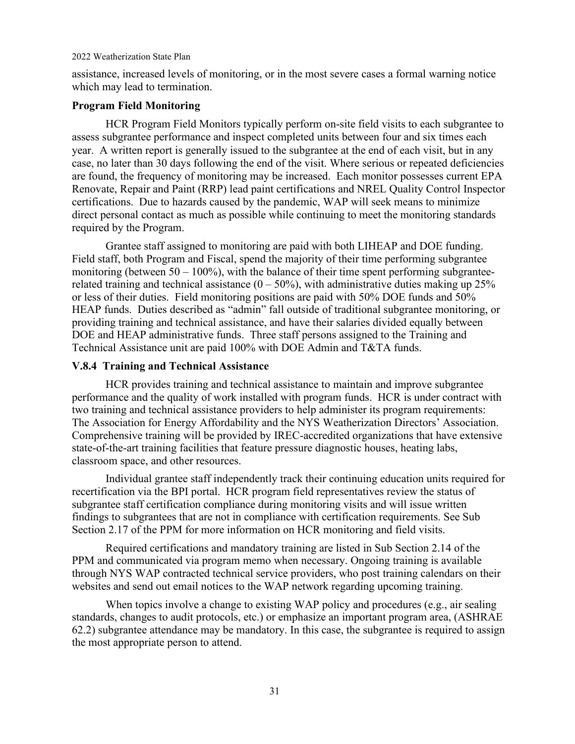assistance, increased levels of monitoring, or in the most severe cases a formal warning notice which may lead to termination.

**Program Field Monitoring**

HCR Program Field Monitors typically perform on-site field visits to each subgrantee to assess subgrantee performance and inspect completed units between four and six times each year. A written report is generally issued to the subgrantee at the end of each visit, but in any case, no later than 30 days following the end of the visit. Where serious or repeated deficiencies are found, the frequency of monitoring may be increased. Each monitor possesses current EPA Renovate, Repair and Paint (RRP) lead paint certifications and NREL Quality Control Inspector certifications. Due to hazards caused by the pandemic, WAP will seek means to minimize direct personal contact as much as possible while continuing to meet the monitoring standards required by the Program.

Grantee staff assigned to monitoring are paid with both LIHEAP and DOE funding. Field staff, both Program and Fiscal, spend the majority of their time performing subgrantee monitoring (between 50 – 100%), with the balance of their time spent performing subgrantee-related training and technical assistance (0 – 50%), with administrative duties making up 25% or less of their duties. Field monitoring positions are paid with 50% DOE funds and 50% HEAP funds. Duties described as "admin" fall outside of traditional subgrantee monitoring, or providing training and technical assistance, and have their salaries divided equally between DOE and HEAP administrative funds. Three staff persons assigned to the Training and Technical Assistance unit are paid 100% with DOE Admin and T&TA funds.

### V.8.4 Training and Technical Assistance

HCR provides training and technical assistance to maintain and improve subgrantee performance and the quality of work installed with program funds. HCR is under contract with two training and technical assistance providers to help administer its program requirements: The Association for Energy Affordability and the NYS Weatherization Directors' Association. Comprehensive training will be provided by IREC-accredited organizations that have extensive state-of-the-art training facilities that feature pressure diagnostic houses, heating labs, classroom space, and other resources.

Individual grantee staff independently track their continuing education units required for recertification via the BPI portal. HCR program field representatives review the status of subgrantee staff certification compliance during monitoring visits and will issue written findings to subgrantees that are not in compliance with certification requirements. See Sub Section 2.17 of the PPM for more information on HCR monitoring and field visits.

Required certifications and mandatory training are listed in Sub Section 2.14 of the PPM and communicated via program memo when necessary. Ongoing training is available through NYS WAP contracted technical service providers, who post training calendars on their websites and send out email notices to the WAP network regarding upcoming training.

When topics involve a change to existing WAP policy and procedures (e.g., air sealing standards, changes to audit protocols, etc.) or emphasize an important program area, (ASHRAE 62.2) subgrantee attendance may be mandatory. In this case, the subgrantee is required to assign the most appropriate person to attend.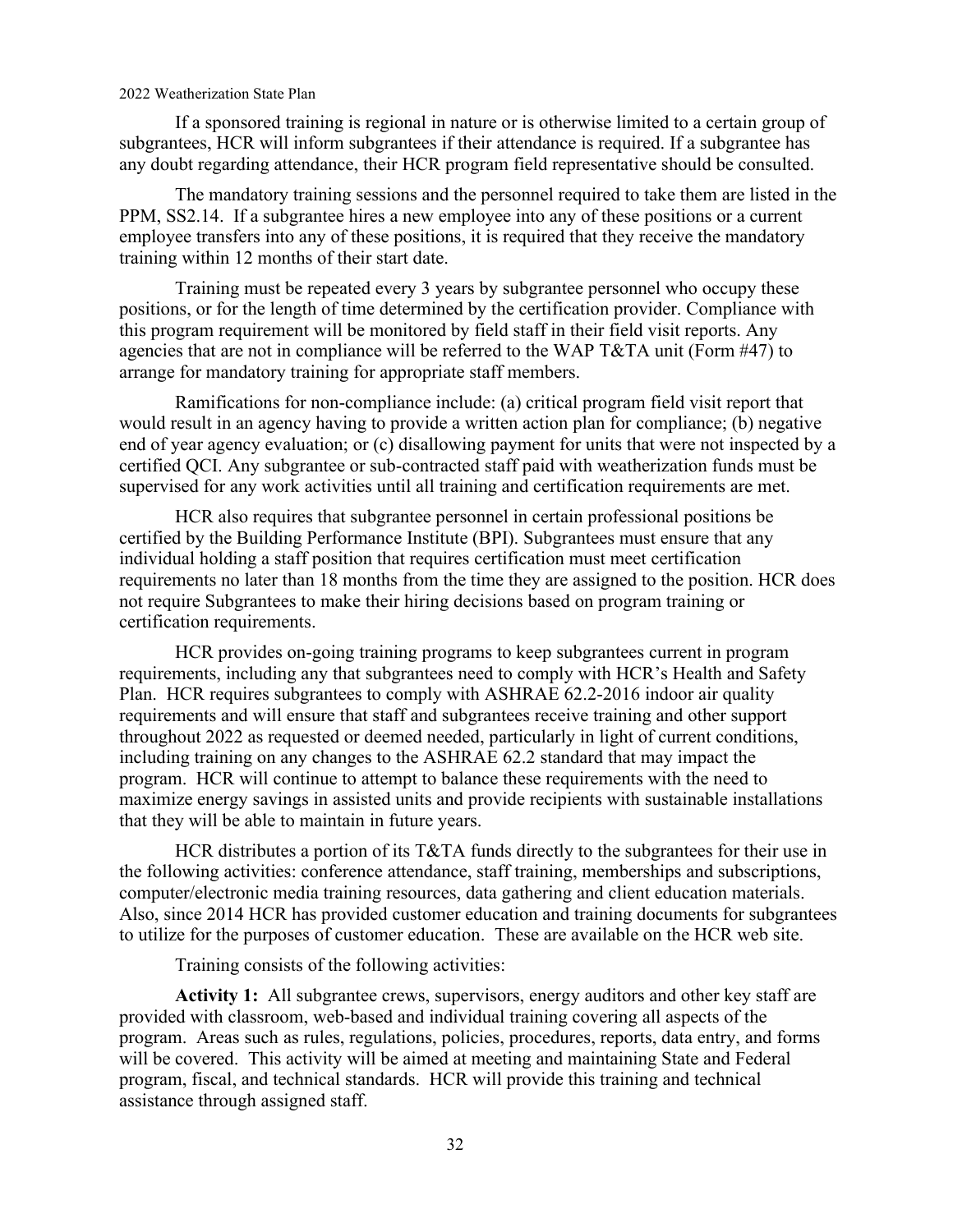If a sponsored training is regional in nature or is otherwise limited to a certain group of subgrantees, HCR will inform subgrantees if their attendance is required. If a subgrantee has any doubt regarding attendance, their HCR program field representative should be consulted.

The mandatory training sessions and the personnel required to take them are listed in the PPM, SS2.14. If a subgrantee hires a new employee into any of these positions or a current employee transfers into any of these positions, it is required that they receive the mandatory training within 12 months of their start date.

Training must be repeated every 3 years by subgrantee personnel who occupy these positions, or for the length of time determined by the certification provider. Compliance with this program requirement will be monitored by field staff in their field visit reports. Any agencies that are not in compliance will be referred to the WAP T&TA unit (Form #47) to arrange for mandatory training for appropriate staff members.

Ramifications for non-compliance include: (a) critical program field visit report that would result in an agency having to provide a written action plan for compliance; (b) negative end of year agency evaluation; or (c) disallowing payment for units that were not inspected by a certified QCI. Any subgrantee or sub-contracted staff paid with weatherization funds must be supervised for any work activities until all training and certification requirements are met.

HCR also requires that subgrantee personnel in certain professional positions be certified by the Building Performance Institute (BPI). Subgrantees must ensure that any individual holding a staff position that requires certification must meet certification requirements no later than 18 months from the time they are assigned to the position. HCR does not require Subgrantees to make their hiring decisions based on program training or certification requirements.

HCR provides on-going training programs to keep subgrantees current in program requirements, including any that subgrantees need to comply with HCR's Health and Safety Plan. HCR requires subgrantees to comply with ASHRAE 62.2-2016 indoor air quality requirements and will ensure that staff and subgrantees receive training and other support throughout 2022 as requested or deemed needed, particularly in light of current conditions, including training on any changes to the ASHRAE 62.2 standard that may impact the program. HCR will continue to attempt to balance these requirements with the need to maximize energy savings in assisted units and provide recipients with sustainable installations that they will be able to maintain in future years.

HCR distributes a portion of its T&TA funds directly to the subgrantees for their use in the following activities: conference attendance, staff training, memberships and subscriptions, computer/electronic media training resources, data gathering and client education materials. Also, since 2014 HCR has provided customer education and training documents for subgrantees to utilize for the purposes of customer education. These are available on the HCR web site.

Training consists of the following activities:

**Activity 1:** All subgrantee crews, supervisors, energy auditors and other key staff are provided with classroom, web-based and individual training covering all aspects of the program. Areas such as rules, regulations, policies, procedures, reports, data entry, and forms will be covered. This activity will be aimed at meeting and maintaining State and Federal program, fiscal, and technical standards. HCR will provide this training and technical assistance through assigned staff.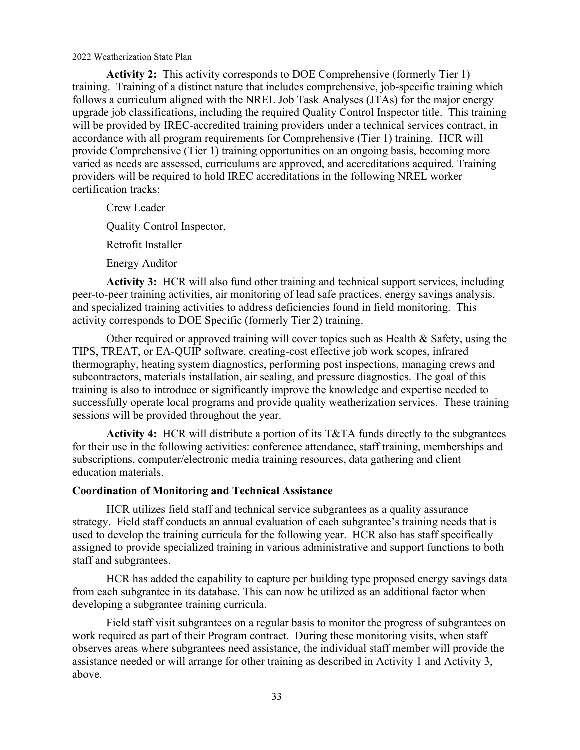**Activity 2:** This activity corresponds to DOE Comprehensive (formerly Tier 1) training. Training of a distinct nature that includes comprehensive, job-specific training which follows a curriculum aligned with the NREL Job Task Analyses (JTAs) for the major energy upgrade job classifications, including the required Quality Control Inspector title. This training will be provided by IREC-accredited training providers under a technical services contract, in accordance with all program requirements for Comprehensive (Tier 1) training. HCR will provide Comprehensive (Tier 1) training opportunities on an ongoing basis, becoming more varied as needs are assessed, curriculums are approved, and accreditations acquired. Training providers will be required to hold IREC accreditations in the following NREL worker certification tracks:

Crew Leader

Quality Control Inspector,

Retrofit Installer

Energy Auditor

**Activity 3:** HCR will also fund other training and technical support services, including peer-to-peer training activities, air monitoring of lead safe practices, energy savings analysis, and specialized training activities to address deficiencies found in field monitoring. This activity corresponds to DOE Specific (formerly Tier 2) training.

Other required or approved training will cover topics such as Health & Safety, using the TIPS, TREAT, or EA-QUIP software, creating-cost effective job work scopes, infrared thermography, heating system diagnostics, performing post inspections, managing crews and subcontractors, materials installation, air sealing, and pressure diagnostics. The goal of this training is also to introduce or significantly improve the knowledge and expertise needed to successfully operate local programs and provide quality weatherization services. These training sessions will be provided throughout the year.

**Activity 4:** HCR will distribute a portion of its T&TA funds directly to the subgrantees for their use in the following activities: conference attendance, staff training, memberships and subscriptions, computer/electronic media training resources, data gathering and client education materials.

**Coordination of Monitoring and Technical Assistance**

HCR utilizes field staff and technical service subgrantees as a quality assurance strategy. Field staff conducts an annual evaluation of each subgrantee's training needs that is used to develop the training curricula for the following year. HCR also has staff specifically assigned to provide specialized training in various administrative and support functions to both staff and subgrantees.

HCR has added the capability to capture per building type proposed energy savings data from each subgrantee in its database. This can now be utilized as an additional factor when developing a subgrantee training curricula.

Field staff visit subgrantees on a regular basis to monitor the progress of subgrantees on work required as part of their Program contract. During these monitoring visits, when staff observes areas where subgrantees need assistance, the individual staff member will provide the assistance needed or will arrange for other training as described in Activity 1 and Activity 3, above.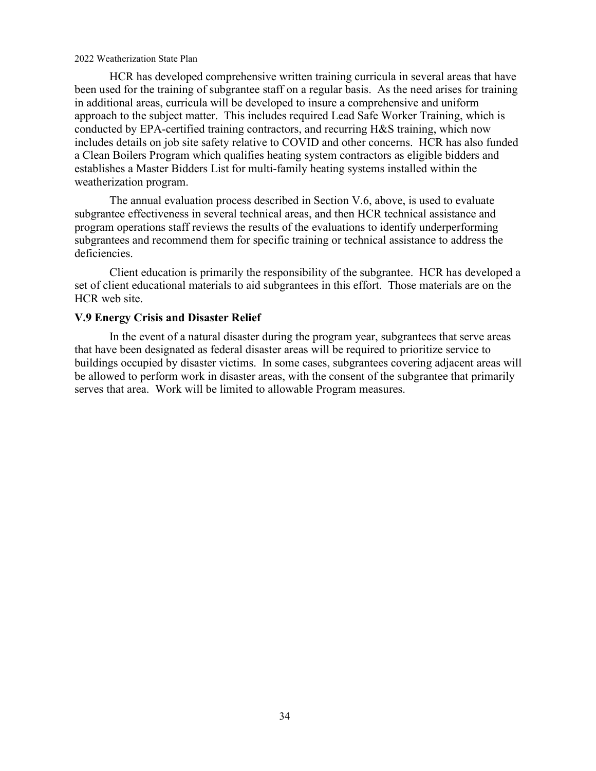HCR has developed comprehensive written training curricula in several areas that have been used for the training of subgrantee staff on a regular basis. As the need arises for training in additional areas, curricula will be developed to insure a comprehensive and uniform approach to the subject matter. This includes required Lead Safe Worker Training, which is conducted by EPA-certified training contractors, and recurring H&S training, which now includes details on job site safety relative to COVID and other concerns. HCR has also funded a Clean Boilers Program which qualifies heating system contractors as eligible bidders and establishes a Master Bidders List for multi-family heating systems installed within the weatherization program.

The annual evaluation process described in Section V.6, above, is used to evaluate subgrantee effectiveness in several technical areas, and then HCR technical assistance and program operations staff reviews the results of the evaluations to identify underperforming subgrantees and recommend them for specific training or technical assistance to address the deficiencies.

Client education is primarily the responsibility of the subgrantee. HCR has developed a set of client educational materials to aid subgrantees in this effort. Those materials are on the HCR web site.

### V.9 Energy Crisis and Disaster Relief

In the event of a natural disaster during the program year, subgrantees that serve areas that have been designated as federal disaster areas will be required to prioritize service to buildings occupied by disaster victims. In some cases, subgrantees covering adjacent areas will be allowed to perform work in disaster areas, with the consent of the subgrantee that primarily serves that area. Work will be limited to allowable Program measures.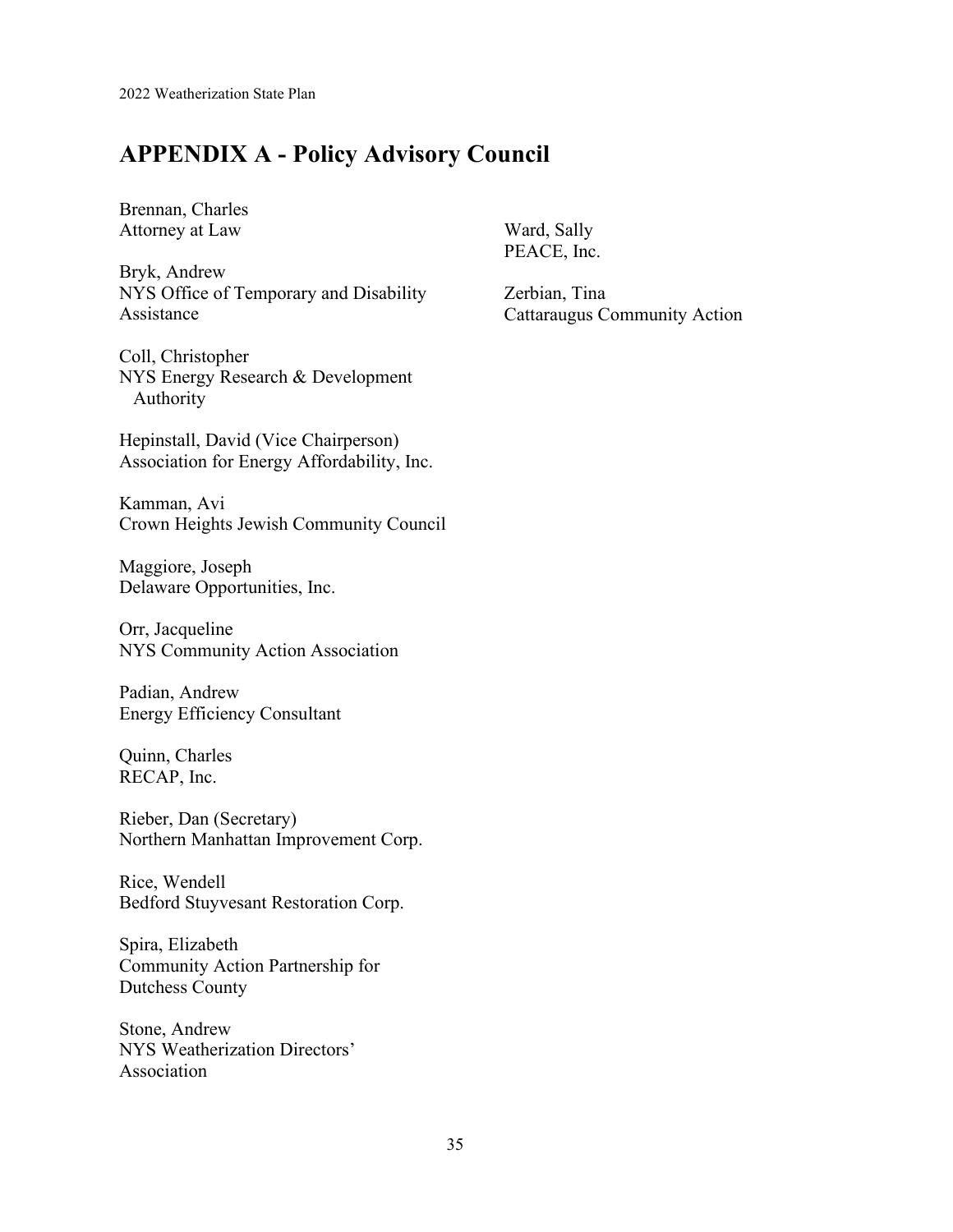# APPENDIX A - Policy Advisory Council

Brennan, Charles
Attorney at Law

Bryk, Andrew
NYS Office of Temporary and Disability Assistance

Coll, Christopher
NYS Energy Research & Development Authority

Hepinstall, David (Vice Chairperson)
Association for Energy Affordability, Inc.

Kamman, Avi
Crown Heights Jewish Community Council

Maggiore, Joseph
Delaware Opportunities, Inc.

Orr, Jacqueline
NYS Community Action Association

Padian, Andrew
Energy Efficiency Consultant

Quinn, Charles
RECAP, Inc.

Rieber, Dan (Secretary)
Northern Manhattan Improvement Corp.

Rice, Wendell
Bedford Stuyvesant Restoration Corp.

Spira, Elizabeth
Community Action Partnership for Dutchess County

Stone, Andrew
NYS Weatherization Directors' Association

Ward, Sally
PEACE, Inc.

Zerbian, Tina
Cattaraugus Community Action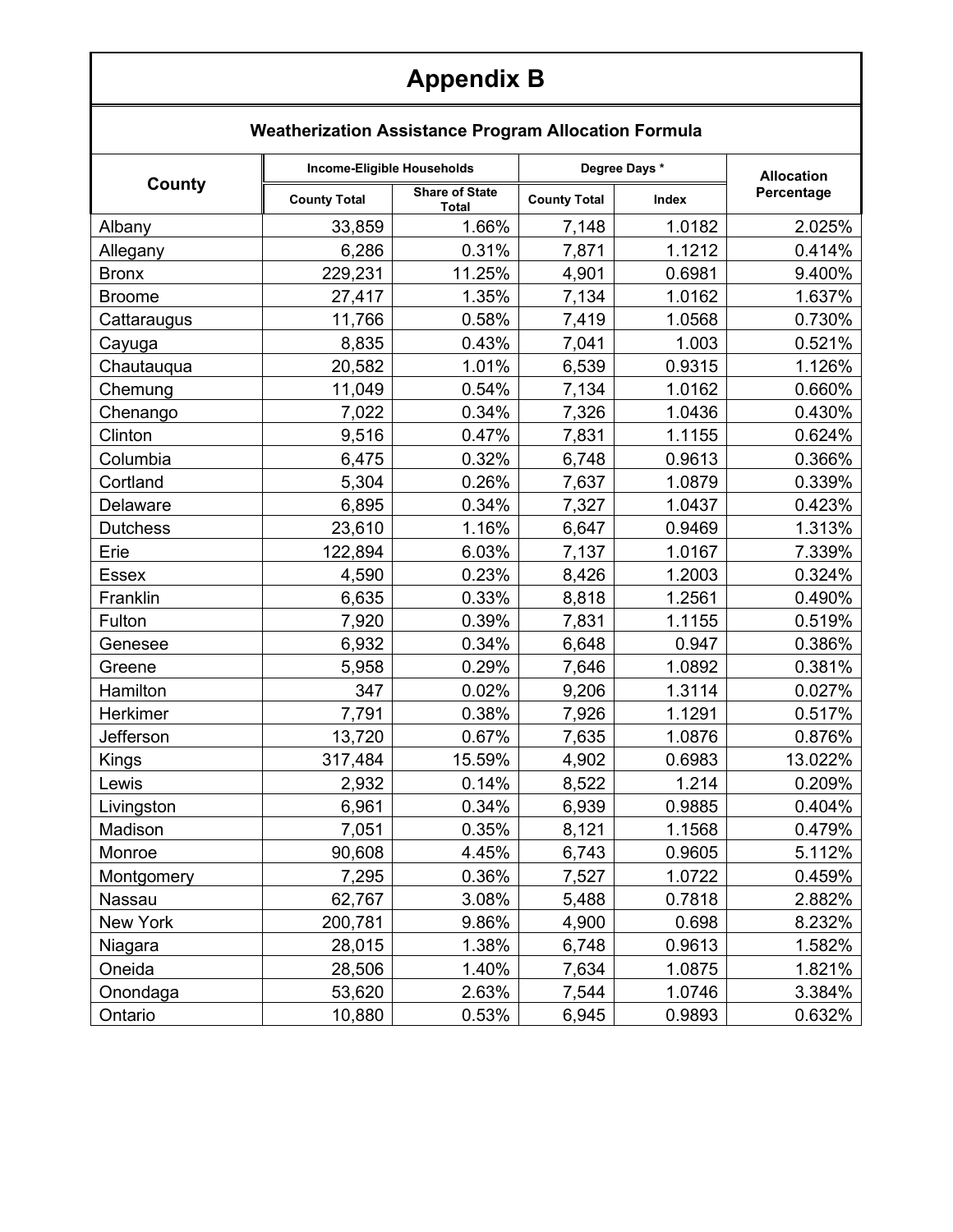# Appendix B

## Weatherization Assistance Program Allocation Formula

| County | Income-Eligible Households | | Degree Days * | | Allocation Percentage |
|---|---|---|---|---|---|
| | County Total | Share of State Total | County Total | Index | |
| Albany | 33,859 | 1.66% | 7,148 | 1.0182 | 2.025% |
| Allegany | 6,286 | 0.31% | 7,871 | 1.1212 | 0.414% |
| Bronx | 229,231 | 11.25% | 4,901 | 0.6981 | 9.400% |
| Broome | 27,417 | 1.35% | 7,134 | 1.0162 | 1.637% |
| Cattaraugus | 11,766 | 0.58% | 7,419 | 1.0568 | 0.730% |
| Cayuga | 8,835 | 0.43% | 7,041 | 1.003 | 0.521% |
| Chautauqua | 20,582 | 1.01% | 6,539 | 0.9315 | 1.126% |
| Chemung | 11,049 | 0.54% | 7,134 | 1.0162 | 0.660% |
| Chenango | 7,022 | 0.34% | 7,326 | 1.0436 | 0.430% |
| Clinton | 9,516 | 0.47% | 7,831 | 1.1155 | 0.624% |
| Columbia | 6,475 | 0.32% | 6,748 | 0.9613 | 0.366% |
| Cortland | 5,304 | 0.26% | 7,637 | 1.0879 | 0.339% |
| Delaware | 6,895 | 0.34% | 7,327 | 1.0437 | 0.423% |
| Dutchess | 23,610 | 1.16% | 6,647 | 0.9469 | 1.313% |
| Erie | 122,894 | 6.03% | 7,137 | 1.0167 | 7.339% |
| Essex | 4,590 | 0.23% | 8,426 | 1.2003 | 0.324% |
| Franklin | 6,635 | 0.33% | 8,818 | 1.2561 | 0.490% |
| Fulton | 7,920 | 0.39% | 7,831 | 1.1155 | 0.519% |
| Genesee | 6,932 | 0.34% | 6,648 | 0.947 | 0.386% |
| Greene | 5,958 | 0.29% | 7,646 | 1.0892 | 0.381% |
| Hamilton | 347 | 0.02% | 9,206 | 1.3114 | 0.027% |
| Herkimer | 7,791 | 0.38% | 7,926 | 1.1291 | 0.517% |
| Jefferson | 13,720 | 0.67% | 7,635 | 1.0876 | 0.876% |
| Kings | 317,484 | 15.59% | 4,902 | 0.6983 | 13.022% |
| Lewis | 2,932 | 0.14% | 8,522 | 1.214 | 0.209% |
| Livingston | 6,961 | 0.34% | 6,939 | 0.9885 | 0.404% |
| Madison | 7,051 | 0.35% | 8,121 | 1.1568 | 0.479% |
| Monroe | 90,608 | 4.45% | 6,743 | 0.9605 | 5.112% |
| Montgomery | 7,295 | 0.36% | 7,527 | 1.0722 | 0.459% |
| Nassau | 62,767 | 3.08% | 5,488 | 0.7818 | 2.882% |
| New York | 200,781 | 9.86% | 4,900 | 0.698 | 8.232% |
| Niagara | 28,015 | 1.38% | 6,748 | 0.9613 | 1.582% |
| Oneida | 28,506 | 1.40% | 7,634 | 1.0875 | 1.821% |
| Onondaga | 53,620 | 2.63% | 7,544 | 1.0746 | 3.384% |
| Ontario | 10,880 | 0.53% | 6,945 | 0.9893 | 0.632% |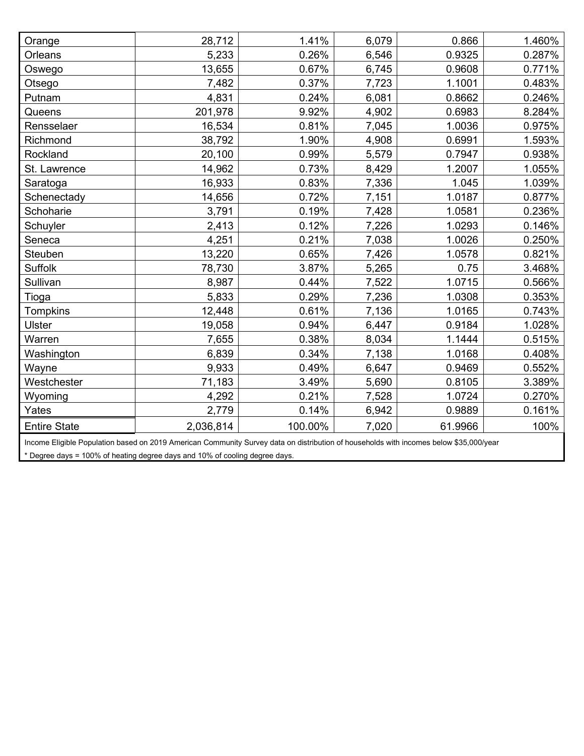| | | | | | |
|---|---|---|---|---|---|
| Orange | 28,712 | 1.41% | 6,079 | 0.866 | 1.460% |
| Orleans | 5,233 | 0.26% | 6,546 | 0.9325 | 0.287% |
| Oswego | 13,655 | 0.67% | 6,745 | 0.9608 | 0.771% |
| Otsego | 7,482 | 0.37% | 7,723 | 1.1001 | 0.483% |
| Putnam | 4,831 | 0.24% | 6,081 | 0.8662 | 0.246% |
| Queens | 201,978 | 9.92% | 4,902 | 0.6983 | 8.284% |
| Rensselaer | 16,534 | 0.81% | 7,045 | 1.0036 | 0.975% |
| Richmond | 38,792 | 1.90% | 4,908 | 0.6991 | 1.593% |
| Rockland | 20,100 | 0.99% | 5,579 | 0.7947 | 0.938% |
| St. Lawrence | 14,962 | 0.73% | 8,429 | 1.2007 | 1.055% |
| Saratoga | 16,933 | 0.83% | 7,336 | 1.045 | 1.039% |
| Schenectady | 14,656 | 0.72% | 7,151 | 1.0187 | 0.877% |
| Schoharie | 3,791 | 0.19% | 7,428 | 1.0581 | 0.236% |
| Schuyler | 2,413 | 0.12% | 7,226 | 1.0293 | 0.146% |
| Seneca | 4,251 | 0.21% | 7,038 | 1.0026 | 0.250% |
| Steuben | 13,220 | 0.65% | 7,426 | 1.0578 | 0.821% |
| Suffolk | 78,730 | 3.87% | 5,265 | 0.75 | 3.468% |
| Sullivan | 8,987 | 0.44% | 7,522 | 1.0715 | 0.566% |
| Tioga | 5,833 | 0.29% | 7,236 | 1.0308 | 0.353% |
| Tompkins | 12,448 | 0.61% | 7,136 | 1.0165 | 0.743% |
| Ulster | 19,058 | 0.94% | 6,447 | 0.9184 | 1.028% |
| Warren | 7,655 | 0.38% | 8,034 | 1.1444 | 0.515% |
| Washington | 6,839 | 0.34% | 7,138 | 1.0168 | 0.408% |
| Wayne | 9,933 | 0.49% | 6,647 | 0.9469 | 0.552% |
| Westchester | 71,183 | 3.49% | 5,690 | 0.8105 | 3.389% |
| Wyoming | 4,292 | 0.21% | 7,528 | 1.0724 | 0.270% |
| Yates | 2,779 | 0.14% | 6,942 | 0.9889 | 0.161% |
| Entire State | 2,036,814 | 100.00% | 7,020 | 61.9966 | 100% |

Income Eligible Population based on 2019 American Community Survey data on distribution of households with incomes below $35,000/year

* Degree days = 100% of heating degree days and 10% of cooling degree days.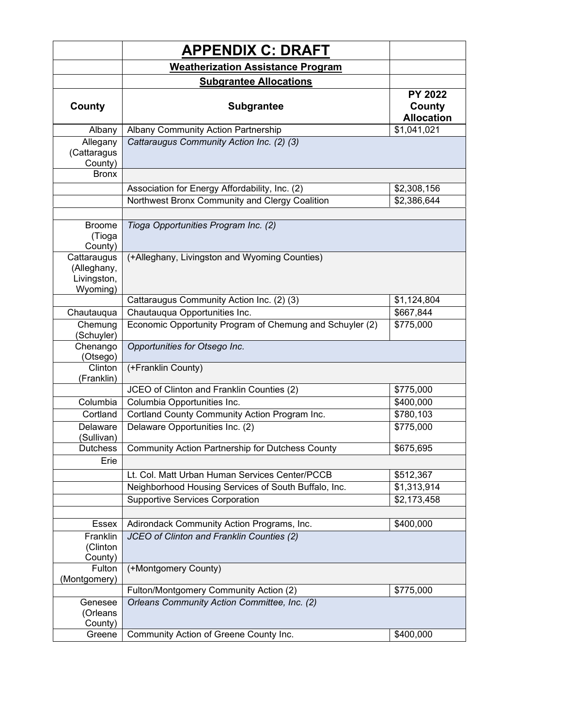| | **APPENDIX C: DRAFT** | |
|---|---|---|
| | **Weatherization Assistance Program** | |
| | **Subgrantee Allocations** | |
| **County** | **Subgrantee** | **PY 2022 County Allocation** |
| Albany | Albany Community Action Partnership | $1,041,021 |
| Allegany (Cattaragus County) | *Cattaraugus Community Action Inc. (2) (3)* | |
| Bronx | | |
| | Association for Energy Affordability, Inc. (2) | $2,308,156 |
| | Northwest Bronx Community and Clergy Coalition | $2,386,644 |
| | | |
| Broome (Tioga County) | *Tioga Opportunities Program Inc. (2)* | |
| Cattaraugus (Alleghany, Livingston, Wyoming) | (+Alleghany, Livingston and Wyoming Counties) | |
| | Cattaraugus Community Action Inc. (2) (3) | $1,124,804 |
| Chautauqua | Chautauqua Opportunities Inc. | $667,844 |
| Chemung (Schuyler) | Economic Opportunity Program of Chemung and Schuyler (2) | $775,000 |
| Chenango (Otsego) | *Opportunities for Otsego Inc.* | |
| Clinton (Franklin) | (+Franklin County) | |
| | JCEO of Clinton and Franklin Counties (2) | $775,000 |
| Columbia | Columbia Opportunities Inc. | $400,000 |
| Cortland | Cortland County Community Action Program Inc. | $780,103 |
| Delaware (Sullivan) | Delaware Opportunities Inc. (2) | $775,000 |
| Dutchess | Community Action Partnership for Dutchess County | $675,695 |
| Erie | | |
| | Lt. Col. Matt Urban Human Services Center/PCCB | $512,367 |
| | Neighborhood Housing Services of South Buffalo, Inc. | $1,313,914 |
| | Supportive Services Corporation | $2,173,458 |
| | | |
| Essex | Adirondack Community Action Programs, Inc. | $400,000 |
| Franklin (Clinton County) | *JCEO of Clinton and Franklin Counties (2)* | |
| Fulton (Montgomery) | (+Montgomery County) | |
| | Fulton/Montgomery Community Action (2) | $775,000 |
| Genesee (Orleans County) | *Orleans Community Action Committee, Inc. (2)* | |
| Greene | Community Action of Greene County Inc. | $400,000 |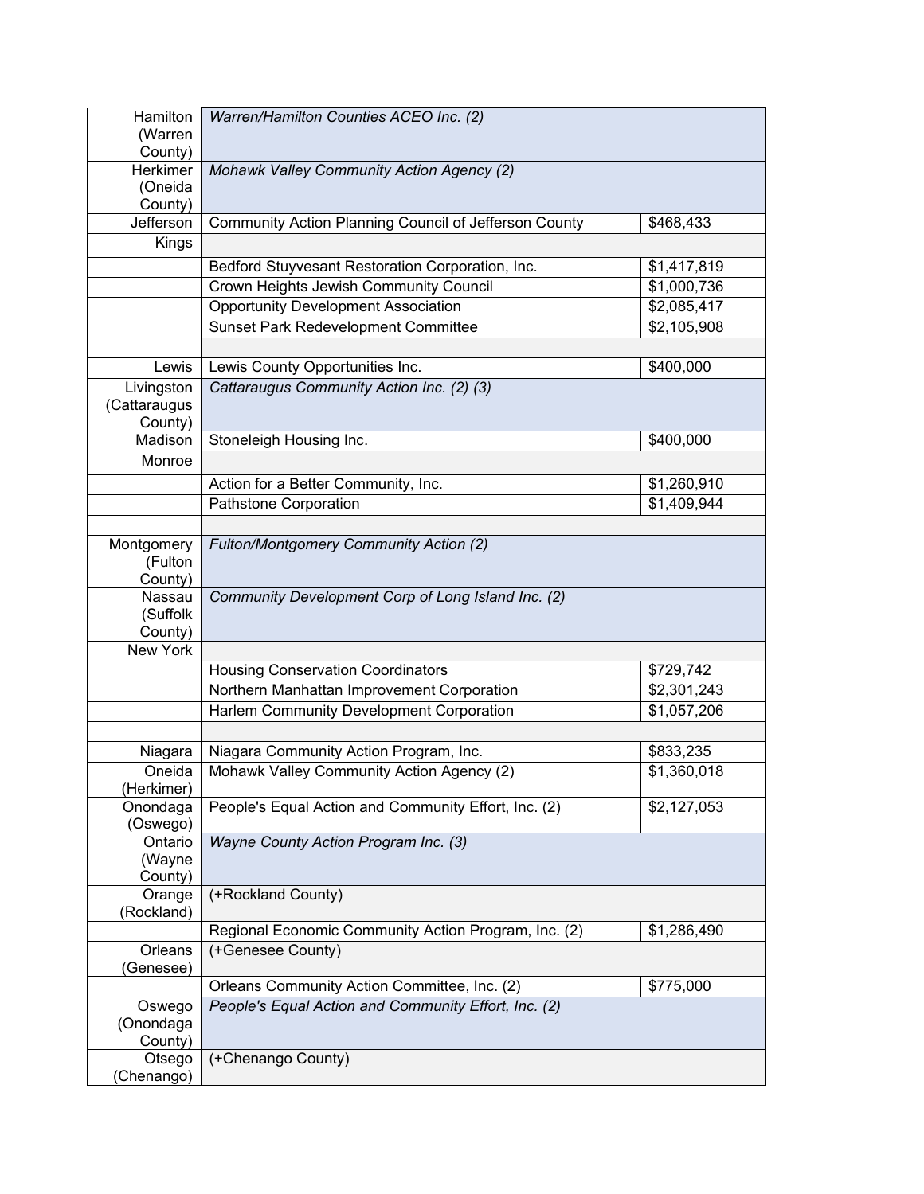| | | |
|---|---|---|
| Hamilton (Warren County) | *Warren/Hamilton Counties ACEO Inc. (2)* | |
| Herkimer (Oneida County) | *Mohawk Valley Community Action Agency (2)* | |
| Jefferson | Community Action Planning Council of Jefferson County | $468,433 |
| Kings | | |
| | Bedford Stuyvesant Restoration Corporation, Inc. | $1,417,819 |
| | Crown Heights Jewish Community Council | $1,000,736 |
| | Opportunity Development Association | $2,085,417 |
| | Sunset Park Redevelopment Committee | $2,105,908 |
| | | |
| Lewis | Lewis County Opportunities Inc. | $400,000 |
| Livingston (Cattaraugus County) | *Cattaraugus Community Action Inc. (2) (3)* | |
| Madison | Stoneleigh Housing Inc. | $400,000 |
| Monroe | | |
| | Action for a Better Community, Inc. | $1,260,910 |
| | Pathstone Corporation | $1,409,944 |
| | | |
| Montgomery (Fulton County) | *Fulton/Montgomery Community Action (2)* | |
| Nassau (Suffolk County) | *Community Development Corp of Long Island Inc. (2)* | |
| New York | | |
| | Housing Conservation Coordinators | $729,742 |
| | Northern Manhattan Improvement Corporation | $2,301,243 |
| | Harlem Community Development Corporation | $1,057,206 |
| | | |
| Niagara | Niagara Community Action Program, Inc. | $833,235 |
| Oneida (Herkimer) | Mohawk Valley Community Action Agency (2) | $1,360,018 |
| Onondaga (Oswego) | People's Equal Action and Community Effort, Inc. (2) | $2,127,053 |
| Ontario (Wayne County) | *Wayne County Action Program Inc. (3)* | |
| Orange (Rockland) | (+Rockland County) | |
| | Regional Economic Community Action Program, Inc. (2) | $1,286,490 |
| Orleans (Genesee) | (+Genesee County) | |
| | Orleans Community Action Committee, Inc. (2) | $775,000 |
| Oswego (Onondaga County) | *People's Equal Action and Community Effort, Inc. (2)* | |
| Otsego (Chenango) | (+Chenango County) | |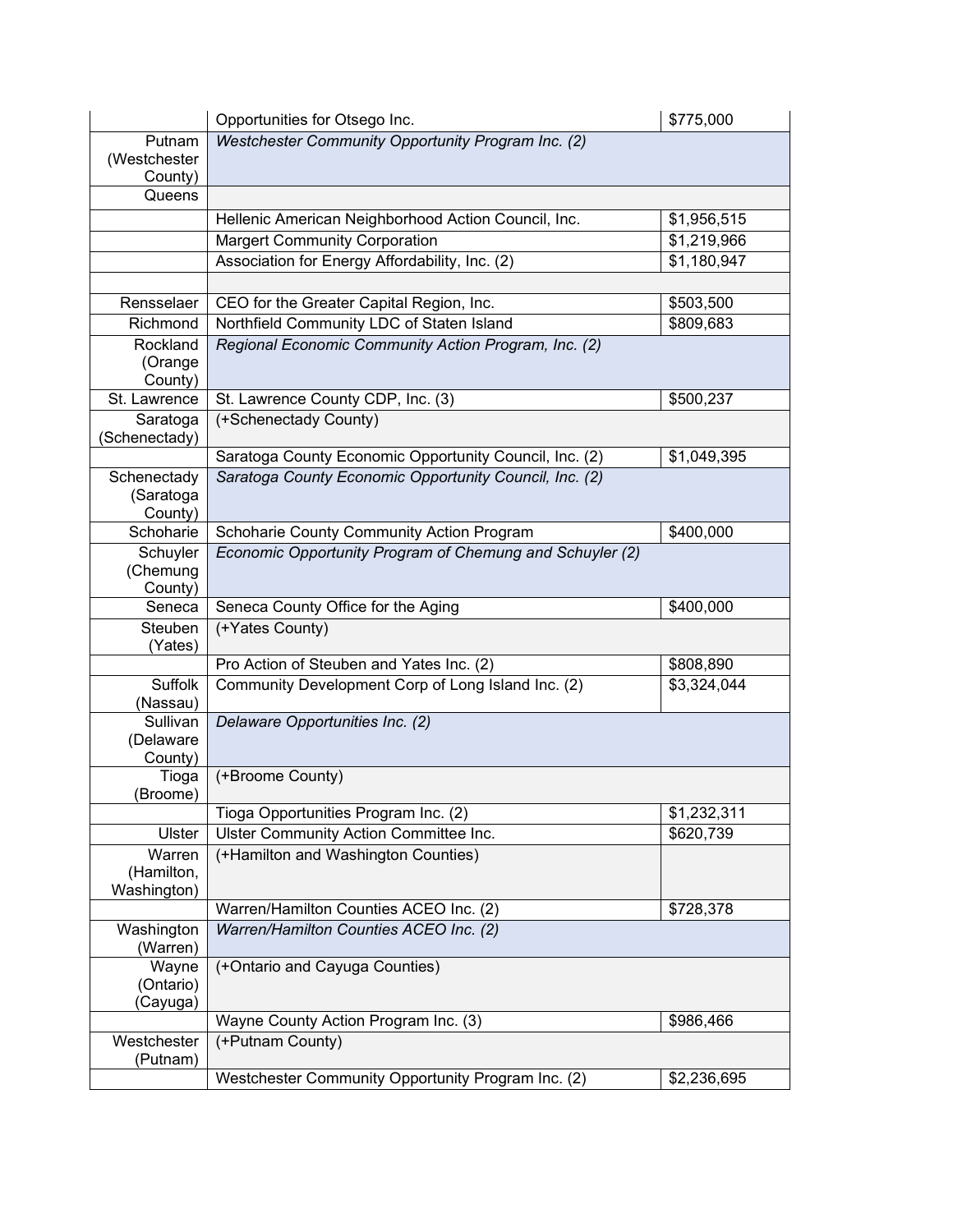| | | |
|---|---|---|
| | Opportunities for Otsego Inc. | $775,000 |
| Putnam (Westchester County) | *Westchester Community Opportunity Program Inc. (2)* | |
| Queens | | |
| | Hellenic American Neighborhood Action Council, Inc. | $1,956,515 |
| | Margert Community Corporation | $1,219,966 |
| | Association for Energy Affordability, Inc. (2) | $1,180,947 |
| | | |
| Rensselaer | CEO for the Greater Capital Region, Inc. | $503,500 |
| Richmond | Northfield Community LDC of Staten Island | $809,683 |
| Rockland (Orange County) | *Regional Economic Community Action Program, Inc. (2)* | |
| St. Lawrence | St. Lawrence County CDP, Inc. (3) | $500,237 |
| Saratoga (Schenectady) | (+Schenectady County) | |
| | Saratoga County Economic Opportunity Council, Inc. (2) | $1,049,395 |
| Schenectady (Saratoga County) | *Saratoga County Economic Opportunity Council, Inc. (2)* | |
| Schoharie | Schoharie County Community Action Program | $400,000 |
| Schuyler (Chemung County) | *Economic Opportunity Program of Chemung and Schuyler (2)* | |
| Seneca | Seneca County Office for the Aging | $400,000 |
| Steuben (Yates) | (+Yates County) | |
| | Pro Action of Steuben and Yates Inc. (2) | $808,890 |
| Suffolk (Nassau) | Community Development Corp of Long Island Inc. (2) | $3,324,044 |
| Sullivan (Delaware County) | *Delaware Opportunities Inc. (2)* | |
| Tioga (Broome) | (+Broome County) | |
| | Tioga Opportunities Program Inc. (2) | $1,232,311 |
| Ulster | Ulster Community Action Committee Inc. | $620,739 |
| Warren (Hamilton, Washington) | (+Hamilton and Washington Counties) | |
| | Warren/Hamilton Counties ACEO Inc. (2) | $728,378 |
| Washington (Warren) | *Warren/Hamilton Counties ACEO Inc. (2)* | |
| Wayne (Ontario) (Cayuga) | (+Ontario and Cayuga Counties) | |
| | Wayne County Action Program Inc. (3) | $986,466 |
| Westchester (Putnam) | (+Putnam County) | |
| | Westchester Community Opportunity Program Inc. (2) | $2,236,695 |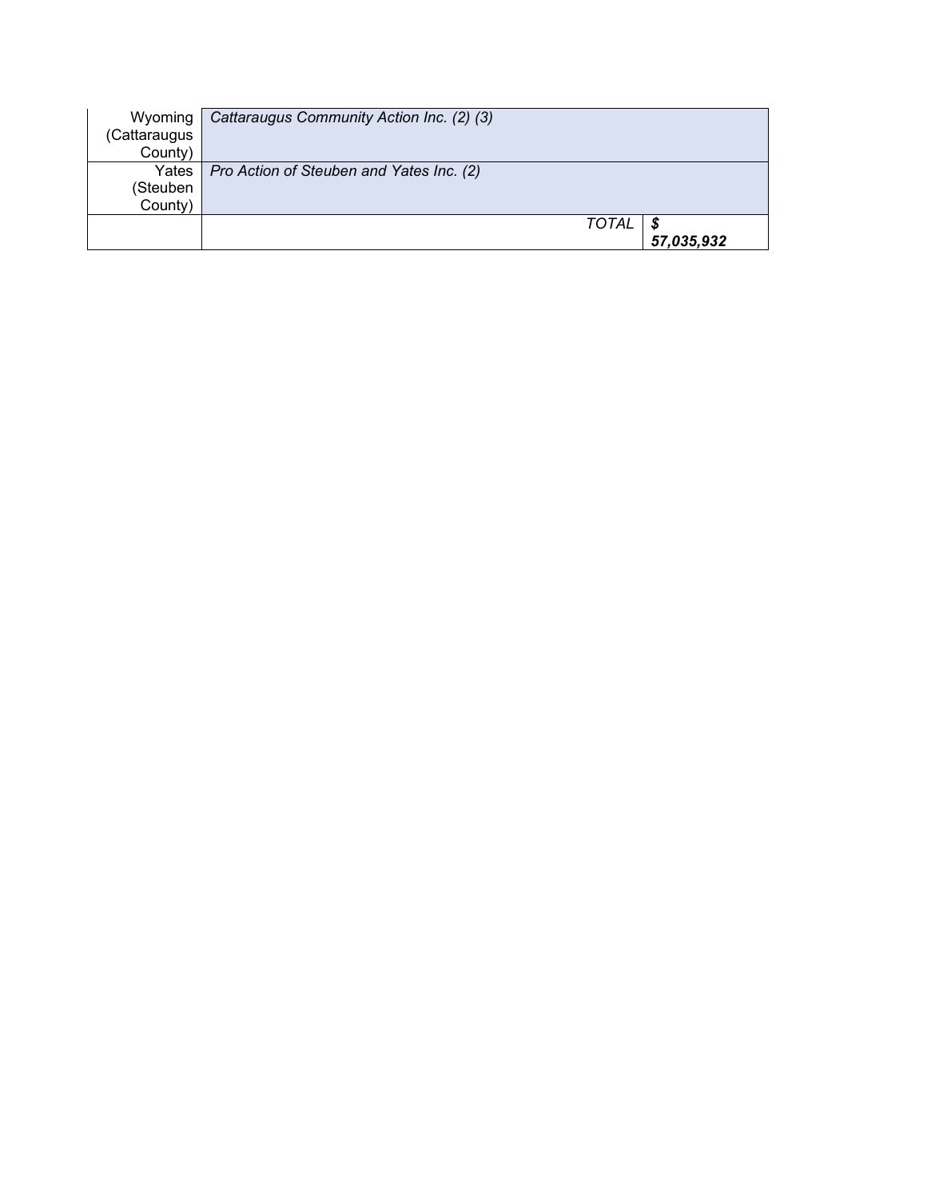| | | |
|---|---|---|
| Wyoming (Cattaraugus County) | *Cattaraugus Community Action Inc. (2) (3)* | |
| Yates (Steuben County) | *Pro Action of Steuben and Yates Inc. (2)* | |
| | *TOTAL* | ***$ 57,035,932*** |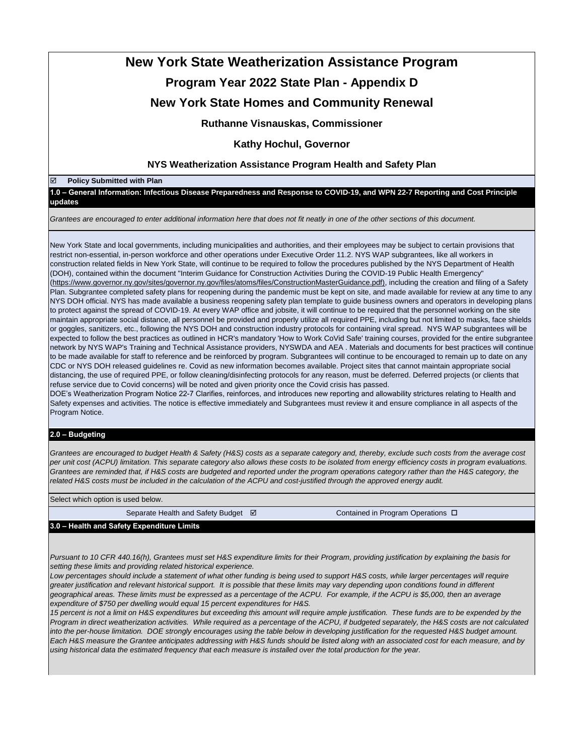# New York State Weatherization Assistance Program

## Program Year 2022 State Plan - Appendix D

## New York State Homes and Community Renewal

### Ruthanne Visnauskas, Commissioner

### Kathy Hochul, Governor

### NYS Weatherization Assistance Program Health and Safety Plan

☑ **Policy Submitted with Plan**

**1.0 – General Information: Infectious Disease Preparedness and Response to COVID-19, and WPN 22-7 Reporting and Cost Principle updates**

*Grantees are encouraged to enter additional information here that does not fit neatly in one of the other sections of this document.*

New York State and local governments, including municipalities and authorities, and their employees may be subject to certain provisions that restrict non-essential, in-person workforce and other operations under Executive Order 11.2. NYS WAP subgrantees, like all workers in construction related fields in New York State, will continue to be required to follow the procedures published by the NYS Department of Health (DOH), contained within the document "Interim Guidance for Construction Activities During the COVID-19 Public Health Emergency" (https://www.governor.ny.gov/sites/governor.ny.gov/files/atoms/files/ConstructionMasterGuidance.pdf), including the creation and filing of a Safety Plan. Subgrantee completed safety plans for reopening during the pandemic must be kept on site, and made available for review at any time to any NYS DOH official. NYS has made available a business reopening safety plan template to guide business owners and operators in developing plans to protect against the spread of COVID-19. At every WAP office and jobsite, it will continue to be required that the personnel working on the site maintain appropriate social distance, all personnel be provided and properly utilize all required PPE, including but not limited to masks, face shields or goggles, sanitizers, etc., following the NYS DOH and construction industry protocols for containing viral spread. NYS WAP subgrantees will be expected to follow the best practices as outlined in HCR's mandatory 'How to Work CoVid Safe' training courses, provided for the entire subgrantee network by NYS WAP's Training and Technical Assistance providers, NYSWDA and AEA . Materials and documents for best practices will continue to be made available for staff to reference and be reinforced by program. Subgrantees will continue to be encouraged to remain up to date on any CDC or NYS DOH released guidelines re. Covid as new information becomes available. Project sites that cannot maintain appropriate social distancing, the use of required PPE, or follow cleaning/disinfecting protocols for any reason, must be deferred. Deferred projects (or clients that refuse service due to Covid concerns) will be noted and given priority once the Covid crisis has passed.

DOE's Weatherization Program Notice 22-7 Clarifies, reinforces, and introduces new reporting and allowability strictures relating to Health and Safety expenses and activities. The notice is effective immediately and Subgrantees must review it and ensure compliance in all aspects of the Program Notice.

**2.0 – Budgeting**

*Grantees are encouraged to budget Health & Safety (H&S) costs as a separate category and, thereby, exclude such costs from the average cost per unit cost (ACPU) limitation. This separate category also allows these costs to be isolated from energy efficiency costs in program evaluations. Grantees are reminded that, if H&S costs are budgeted and reported under the program operations category rather than the H&S category, the related H&S costs must be included in the calculation of the ACPU and cost-justified through the approved energy audit.*

Select which option is used below.

Separate Health and Safety Budget ☑ Contained in Program Operations ☐

**3.0 – Health and Safety Expenditure Limits**

*Pursuant to 10 CFR 440.16(h), Grantees must set H&S expenditure limits for their Program, providing justification by explaining the basis for setting these limits and providing related historical experience.*

*Low percentages should include a statement of what other funding is being used to support H&S costs, while larger percentages will require greater justification and relevant historical support. It is possible that these limits may vary depending upon conditions found in different geographical areas. These limits must be expressed as a percentage of the ACPU. For example, if the ACPU is $5,000, then an average expenditure of $750 per dwelling would equal 15 percent expenditures for H&S.*

*15 percent is not a limit on H&S expenditures but exceeding this amount will require ample justification. These funds are to be expended by the Program in direct weatherization activities. While required as a percentage of the ACPU, if budgeted separately, the H&S costs are not calculated into the per-house limitation. DOE strongly encourages using the table below in developing justification for the requested H&S budget amount. Each H&S measure the Grantee anticipates addressing with H&S funds should be listed along with an associated cost for each measure, and by using historical data the estimated frequency that each measure is installed over the total production for the year.*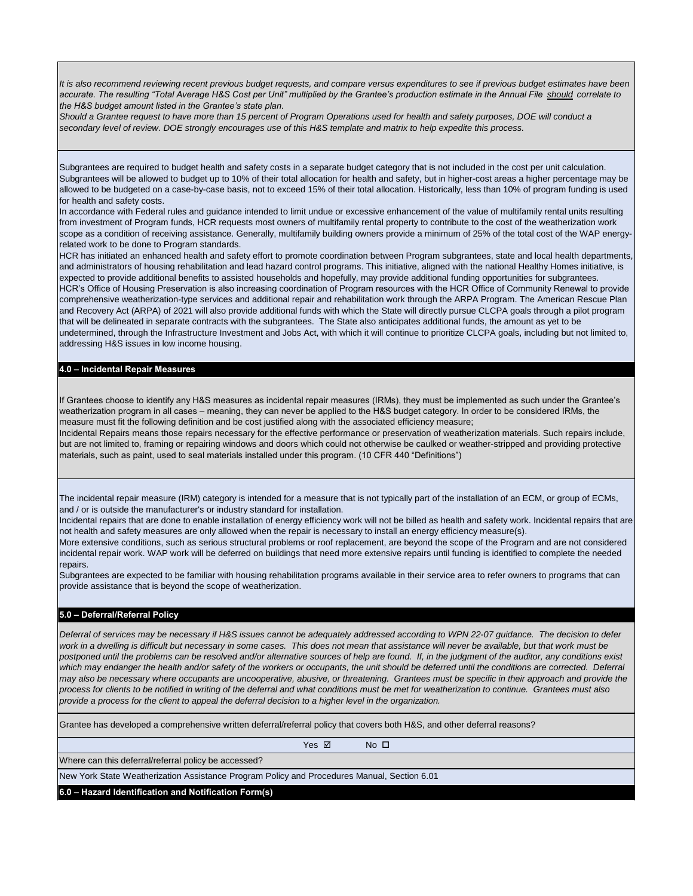*It is also recommend reviewing recent previous budget requests, and compare versus expenditures to see if previous budget estimates have been accurate. The resulting "Total Average H&S Cost per Unit" multiplied by the Grantee's production estimate in the Annual File should correlate to the H&S budget amount listed in the Grantee's state plan.*

*Should a Grantee request to have more than 15 percent of Program Operations used for health and safety purposes, DOE will conduct a secondary level of review. DOE strongly encourages use of this H&S template and matrix to help expedite this process.*

Subgrantees are required to budget health and safety costs in a separate budget category that is not included in the cost per unit calculation. Subgrantees will be allowed to budget up to 10% of their total allocation for health and safety, but in higher-cost areas a higher percentage may be allowed to be budgeted on a case-by-case basis, not to exceed 15% of their total allocation. Historically, less than 10% of program funding is used for health and safety costs.

In accordance with Federal rules and guidance intended to limit undue or excessive enhancement of the value of multifamily rental units resulting from investment of Program funds, HCR requests most owners of multifamily rental property to contribute to the cost of the weatherization work scope as a condition of receiving assistance. Generally, multifamily building owners provide a minimum of 25% of the total cost of the WAP energy-related work to be done to Program standards.

HCR has initiated an enhanced health and safety effort to promote coordination between Program subgrantees, state and local health departments, and administrators of housing rehabilitation and lead hazard control programs. This initiative, aligned with the national Healthy Homes initiative, is expected to provide additional benefits to assisted households and hopefully, may provide additional funding opportunities for subgrantees.

HCR's Office of Housing Preservation is also increasing coordination of Program resources with the HCR Office of Community Renewal to provide comprehensive weatherization-type services and additional repair and rehabilitation work through the ARPA Program. The American Rescue Plan and Recovery Act (ARPA) of 2021 will also provide additional funds with which the State will directly pursue CLCPA goals through a pilot program that will be delineated in separate contracts with the subgrantees. The State also anticipates additional funds, the amount as yet to be undetermined, through the Infrastructure Investment and Jobs Act, with which it will continue to prioritize CLCPA goals, including but not limited to, addressing H&S issues in low income housing.

## 4.0 – Incidental Repair Measures

If Grantees choose to identify any H&S measures as incidental repair measures (IRMs), they must be implemented as such under the Grantee's weatherization program in all cases – meaning, they can never be applied to the H&S budget category. In order to be considered IRMs, the measure must fit the following definition and be cost justified along with the associated efficiency measure;

Incidental Repairs means those repairs necessary for the effective performance or preservation of weatherization materials. Such repairs include, but are not limited to, framing or repairing windows and doors which could not otherwise be caulked or weather-stripped and providing protective materials, such as paint, used to seal materials installed under this program. (10 CFR 440 "Definitions")

The incidental repair measure (IRM) category is intended for a measure that is not typically part of the installation of an ECM, or group of ECMs, and / or is outside the manufacturer's or industry standard for installation.

Incidental repairs that are done to enable installation of energy efficiency work will not be billed as health and safety work. Incidental repairs that are not health and safety measures are only allowed when the repair is necessary to install an energy efficiency measure(s).

More extensive conditions, such as serious structural problems or roof replacement, are beyond the scope of the Program and are not considered incidental repair work. WAP work will be deferred on buildings that need more extensive repairs until funding is identified to complete the needed repairs.

Subgrantees are expected to be familiar with housing rehabilitation programs available in their service area to refer owners to programs that can provide assistance that is beyond the scope of weatherization.

## 5.0 – Deferral/Referral Policy

*Deferral of services may be necessary if H&S issues cannot be adequately addressed according to WPN 22-07 guidance. The decision to defer work in a dwelling is difficult but necessary in some cases. This does not mean that assistance will never be available, but that work must be postponed until the problems can be resolved and/or alternative sources of help are found. If, in the judgment of the auditor, any conditions exist which may endanger the health and/or safety of the workers or occupants, the unit should be deferred until the conditions are corrected. Deferral may also be necessary where occupants are uncooperative, abusive, or threatening. Grantees must be specific in their approach and provide the process for clients to be notified in writing of the deferral and what conditions must be met for weatherization to continue. Grantees must also provide a process for the client to appeal the deferral decision to a higher level in the organization.*

Grantee has developed a comprehensive written deferral/referral policy that covers both H&S, and other deferral reasons?

Yes ☑ No ☐

Where can this deferral/referral policy be accessed?

New York State Weatherization Assistance Program Policy and Procedures Manual, Section 6.01

## 6.0 – Hazard Identification and Notification Form(s)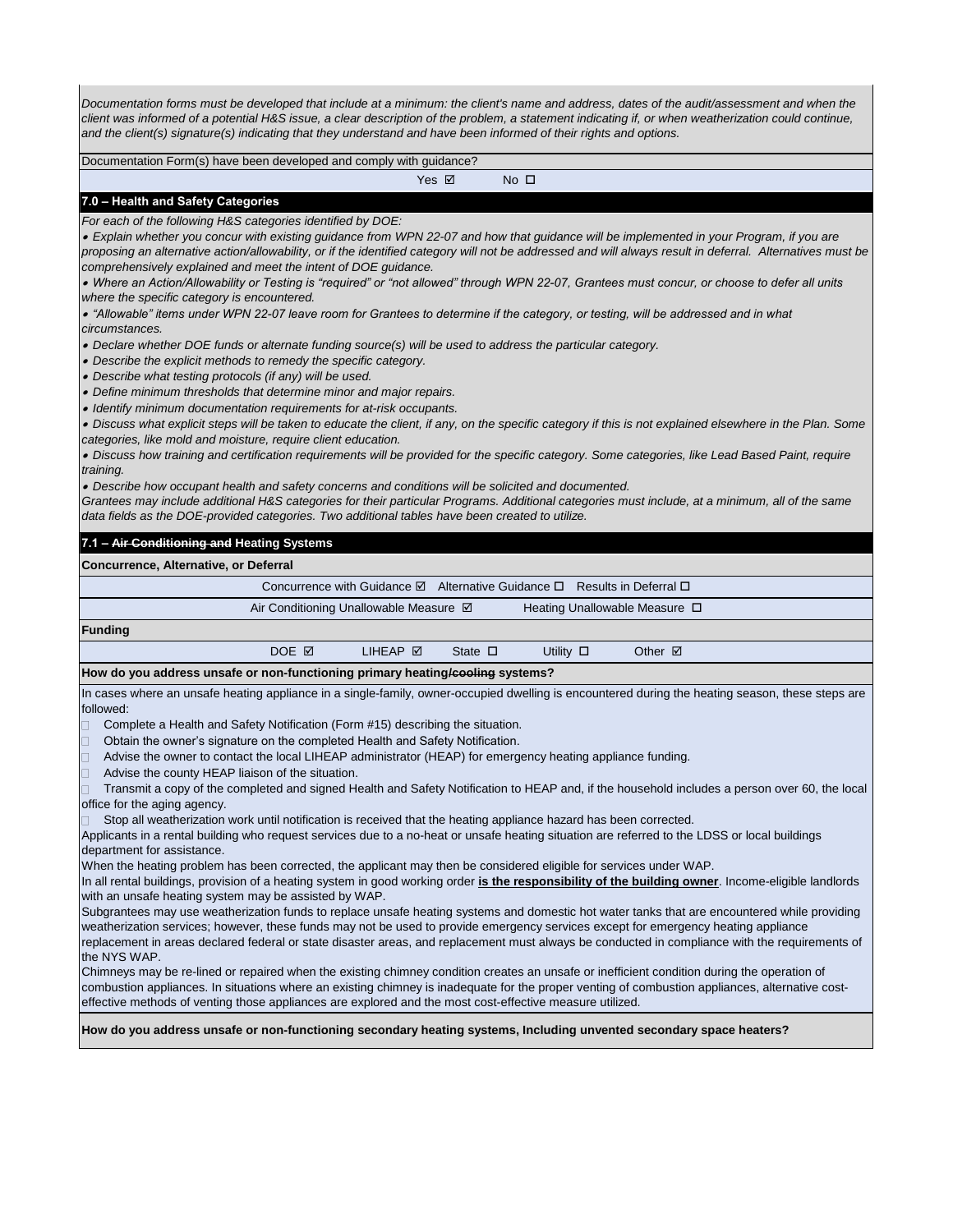*Documentation forms must be developed that include at a minimum: the client's name and address, dates of the audit/assessment and when the client was informed of a potential H&S issue, a clear description of the problem, a statement indicating if, or when weatherization could continue, and the client(s) signature(s) indicating that they understand and have been informed of their rights and options.*

Documentation Form(s) have been developed and comply with guidance?

Yes ☑ No ☐

## 7.0 – Health and Safety Categories

*For each of the following H&S categories identified by DOE:*

- *Explain whether you concur with existing guidance from WPN 22-07 and how that guidance will be implemented in your Program, if you are proposing an alternative action/allowability, or if the identified category will not be addressed and will always result in deferral. Alternatives must be comprehensively explained and meet the intent of DOE guidance.*
- *Where an Action/Allowability or Testing is "required" or "not allowed" through WPN 22-07, Grantees must concur, or choose to defer all units where the specific category is encountered.*
- *"Allowable" items under WPN 22-07 leave room for Grantees to determine if the category, or testing, will be addressed and in what circumstances.*
- *Declare whether DOE funds or alternate funding source(s) will be used to address the particular category.*
- *Describe the explicit methods to remedy the specific category.*
- *Describe what testing protocols (if any) will be used.*
- *Define minimum thresholds that determine minor and major repairs.*
- *Identify minimum documentation requirements for at-risk occupants.*
- *Discuss what explicit steps will be taken to educate the client, if any, on the specific category if this is not explained elsewhere in the Plan. Some categories, like mold and moisture, require client education.*
- *Discuss how training and certification requirements will be provided for the specific category. Some categories, like Lead Based Paint, require training.*
- *Describe how occupant health and safety concerns and conditions will be solicited and documented.*

*Grantees may include additional H&S categories for their particular Programs. Additional categories must include, at a minimum, all of the same data fields as the DOE-provided categories. Two additional tables have been created to utilize.*

### 7.1 – ~~Air Conditioning and~~ Heating Systems

**Concurrence, Alternative, or Deferral**

Concurrence with Guidance ☑ Alternative Guidance ☐ Results in Deferral ☐

Air Conditioning Unallowable Measure ☑ Heating Unallowable Measure ☐

**Funding**

DOE ☑ LIHEAP ☑ State ☐ Utility ☐ Other ☑

**How do you address unsafe or non-functioning primary heating/~~cooling~~ systems?**

In cases where an unsafe heating appliance in a single-family, owner-occupied dwelling is encountered during the heating season, these steps are followed:

- Complete a Health and Safety Notification (Form #15) describing the situation.
- Obtain the owner's signature on the completed Health and Safety Notification.
- Advise the owner to contact the local LIHEAP administrator (HEAP) for emergency heating appliance funding.
- Advise the county HEAP liaison of the situation.
- Transmit a copy of the completed and signed Health and Safety Notification to HEAP and, if the household includes a person over 60, the local office for the aging agency.
- Stop all weatherization work until notification is received that the heating appliance hazard has been corrected.

Applicants in a rental building who request services due to a no-heat or unsafe heating situation are referred to the LDSS or local buildings department for assistance.

When the heating problem has been corrected, the applicant may then be considered eligible for services under WAP.

In all rental buildings, provision of a heating system in good working order **is the responsibility of the building owner**. Income-eligible landlords with an unsafe heating system may be assisted by WAP.

Subgrantees may use weatherization funds to replace unsafe heating systems and domestic hot water tanks that are encountered while providing weatherization services; however, these funds may not be used to provide emergency services except for emergency heating appliance replacement in areas declared federal or state disaster areas, and replacement must always be conducted in compliance with the requirements of the NYS WAP.

Chimneys may be re-lined or repaired when the existing chimney condition creates an unsafe or inefficient condition during the operation of combustion appliances. In situations where an existing chimney is inadequate for the proper venting of combustion appliances, alternative cost-effective methods of venting those appliances are explored and the most cost-effective measure utilized.

**How do you address unsafe or non-functioning secondary heating systems, Including unvented secondary space heaters?**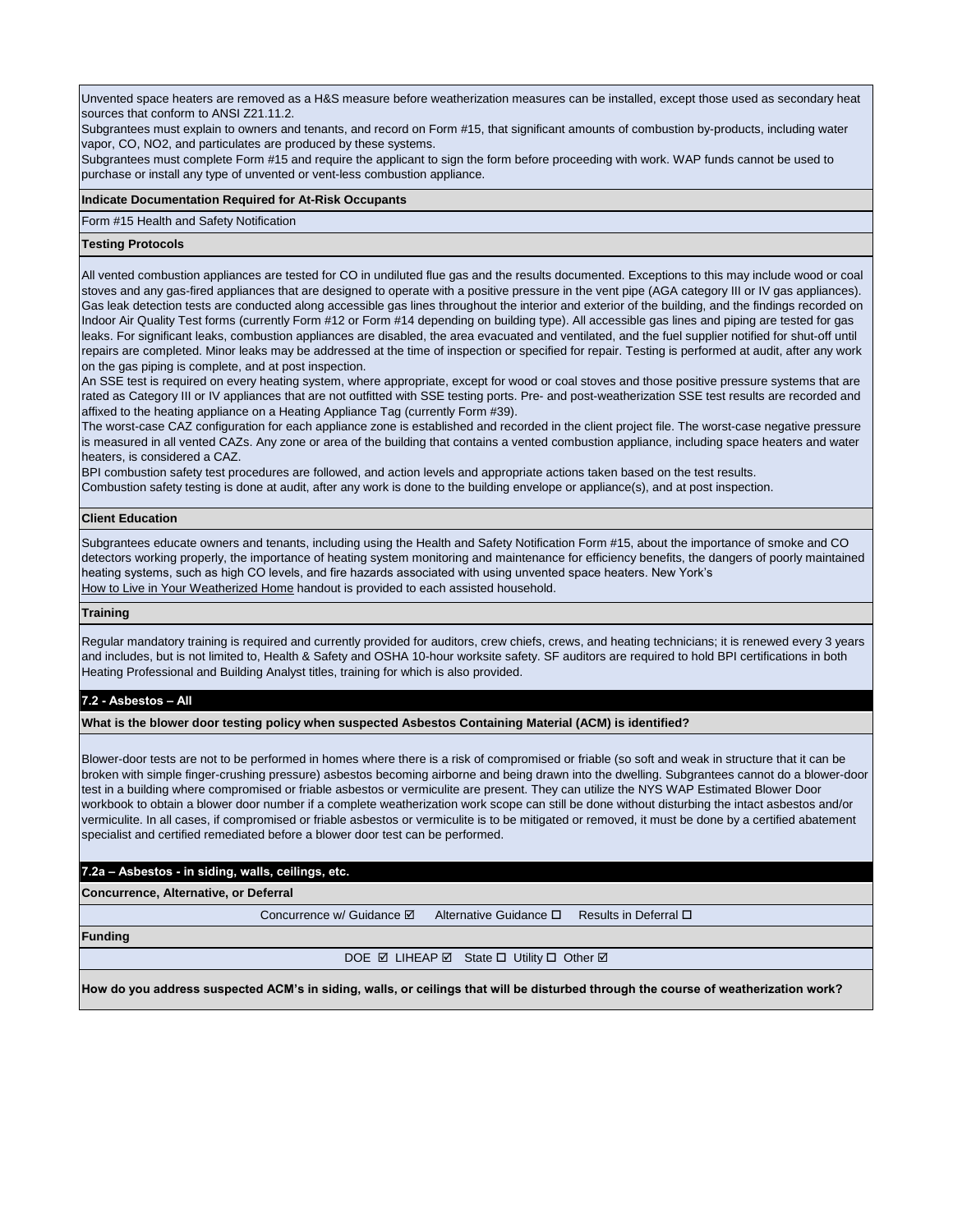Unvented space heaters are removed as a H&S measure before weatherization measures can be installed, except those used as secondary heat sources that conform to ANSI Z21.11.2.

Subgrantees must explain to owners and tenants, and record on Form #15, that significant amounts of combustion by-products, including water vapor, CO, $NO_2$, and particulates are produced by these systems.

Subgrantees must complete Form #15 and require the applicant to sign the form before proceeding with work. WAP funds cannot be used to purchase or install any type of unvented or vent-less combustion appliance.

**Indicate Documentation Required for At-Risk Occupants**

Form #15 Health and Safety Notification

**Testing Protocols**

All vented combustion appliances are tested for CO in undiluted flue gas and the results documented. Exceptions to this may include wood or coal stoves and any gas-fired appliances that are designed to operate with a positive pressure in the vent pipe (AGA category III or IV gas appliances). Gas leak detection tests are conducted along accessible gas lines throughout the interior and exterior of the building, and the findings recorded on Indoor Air Quality Test forms (currently Form #12 or Form #14 depending on building type). All accessible gas lines and piping are tested for gas leaks. For significant leaks, combustion appliances are disabled, the area evacuated and ventilated, and the fuel supplier notified for shut-off until repairs are completed. Minor leaks may be addressed at the time of inspection or specified for repair. Testing is performed at audit, after any work on the gas piping is complete, and at post inspection.

An SSE test is required on every heating system, where appropriate, except for wood or coal stoves and those positive pressure systems that are rated as Category III or IV appliances that are not outfitted with SSE testing ports. Pre- and post-weatherization SSE test results are recorded and affixed to the heating appliance on a Heating Appliance Tag (currently Form #39).

The worst-case CAZ configuration for each appliance zone is established and recorded in the client project file. The worst-case negative pressure is measured in all vented CAZs. Any zone or area of the building that contains a vented combustion appliance, including space heaters and water heaters, is considered a CAZ.

BPI combustion safety test procedures are followed, and action levels and appropriate actions taken based on the test results.

Combustion safety testing is done at audit, after any work is done to the building envelope or appliance(s), and at post inspection.

**Client Education**

Subgrantees educate owners and tenants, including using the Health and Safety Notification Form #15, about the importance of smoke and CO detectors working properly, the importance of heating system monitoring and maintenance for efficiency benefits, the dangers of poorly maintained heating systems, such as high CO levels, and fire hazards associated with using unvented space heaters. New York's How to Live in Your Weatherized Home handout is provided to each assisted household.

**Training**

Regular mandatory training is required and currently provided for auditors, crew chiefs, crews, and heating technicians; it is renewed every 3 years and includes, but is not limited to, Health & Safety and OSHA 10-hour worksite safety. SF auditors are required to hold BPI certifications in both Heating Professional and Building Analyst titles, training for which is also provided.

## 7.2 - Asbestos – All

**What is the blower door testing policy when suspected Asbestos Containing Material (ACM) is identified?**

Blower-door tests are not to be performed in homes where there is a risk of compromised or friable (so soft and weak in structure that it can be broken with simple finger-crushing pressure) asbestos becoming airborne and being drawn into the dwelling. Subgrantees cannot do a blower-door test in a building where compromised or friable asbestos or vermiculite are present. They can utilize the NYS WAP Estimated Blower Door workbook to obtain a blower door number if a complete weatherization work scope can still be done without disturbing the intact asbestos and/or vermiculite. In all cases, if compromised or friable asbestos or vermiculite is to be mitigated or removed, it must be done by a certified abatement specialist and certified remediated before a blower door test can be performed.

## 7.2a – Asbestos - in siding, walls, ceilings, etc.

**Concurrence, Alternative, or Deferral**

Concurrence w/ Guidance ☑ Alternative Guidance ☐ Results in Deferral ☐

**Funding**

DOE ☑ LIHEAP ☑ State ☐ Utility ☐ Other ☑

**How do you address suspected ACM's in siding, walls, or ceilings that will be disturbed through the course of weatherization work?**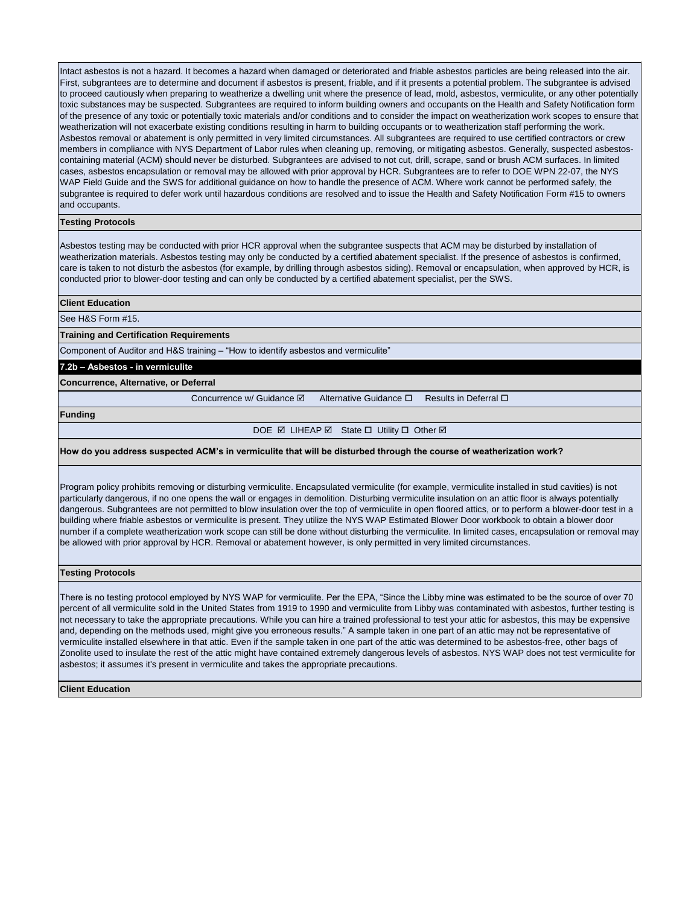Intact asbestos is not a hazard. It becomes a hazard when damaged or deteriorated and friable asbestos particles are being released into the air. First, subgrantees are to determine and document if asbestos is present, friable, and if it presents a potential problem. The subgrantee is advised to proceed cautiously when preparing to weatherize a dwelling unit where the presence of lead, mold, asbestos, vermiculite, or any other potentially toxic substances may be suspected. Subgrantees are required to inform building owners and occupants on the Health and Safety Notification form of the presence of any toxic or potentially toxic materials and/or conditions and to consider the impact on weatherization work scopes to ensure that weatherization will not exacerbate existing conditions resulting in harm to building occupants or to weatherization staff performing the work. Asbestos removal or abatement is only permitted in very limited circumstances. All subgrantees are required to use certified contractors or crew members in compliance with NYS Department of Labor rules when cleaning up, removing, or mitigating asbestos. Generally, suspected asbestos-containing material (ACM) should never be disturbed. Subgrantees are advised to not cut, drill, scrape, sand or brush ACM surfaces. In limited cases, asbestos encapsulation or removal may be allowed with prior approval by HCR. Subgrantees are to refer to DOE WPN 22-07, the NYS WAP Field Guide and the SWS for additional guidance on how to handle the presence of ACM. Where work cannot be performed safely, the subgrantee is required to defer work until hazardous conditions are resolved and to issue the Health and Safety Notification Form #15 to owners and occupants.

**Testing Protocols**

Asbestos testing may be conducted with prior HCR approval when the subgrantee suspects that ACM may be disturbed by installation of weatherization materials. Asbestos testing may only be conducted by a certified abatement specialist. If the presence of asbestos is confirmed, care is taken to not disturb the asbestos (for example, by drilling through asbestos siding). Removal or encapsulation, when approved by HCR, is conducted prior to blower-door testing and can only be conducted by a certified abatement specialist, per the SWS.

**Client Education**

See H&S Form #15.

**Training and Certification Requirements**

Component of Auditor and H&S training – "How to identify asbestos and vermiculite"

## 7.2b – Asbestos - in vermiculite

**Concurrence, Alternative, or Deferral**

Concurrence w/ Guidance ☑ Alternative Guidance ☐ Results in Deferral ☐

**Funding**

DOE ☑ LIHEAP ☑ State ☐ Utility ☐ Other ☑

**How do you address suspected ACM's in vermiculite that will be disturbed through the course of weatherization work?**

Program policy prohibits removing or disturbing vermiculite. Encapsulated vermiculite (for example, vermiculite installed in stud cavities) is not particularly dangerous, if no one opens the wall or engages in demolition. Disturbing vermiculite insulation on an attic floor is always potentially dangerous. Subgrantees are not permitted to blow insulation over the top of vermiculite in open floored attics, or to perform a blower-door test in a building where friable asbestos or vermiculite is present. They utilize the NYS WAP Estimated Blower Door workbook to obtain a blower door number if a complete weatherization work scope can still be done without disturbing the vermiculite. In limited cases, encapsulation or removal may be allowed with prior approval by HCR. Removal or abatement however, is only permitted in very limited circumstances.

**Testing Protocols**

There is no testing protocol employed by NYS WAP for vermiculite. Per the EPA, "Since the Libby mine was estimated to be the source of over 70 percent of all vermiculite sold in the United States from 1919 to 1990 and vermiculite from Libby was contaminated with asbestos, further testing is not necessary to take the appropriate precautions. While you can hire a trained professional to test your attic for asbestos, this may be expensive and, depending on the methods used, might give you erroneous results." A sample taken in one part of an attic may not be representative of vermiculite installed elsewhere in that attic. Even if the sample taken in one part of the attic was determined to be asbestos-free, other bags of Zonolite used to insulate the rest of the attic might have contained extremely dangerous levels of asbestos. NYS WAP does not test vermiculite for asbestos; it assumes it's present in vermiculite and takes the appropriate precautions.

**Client Education**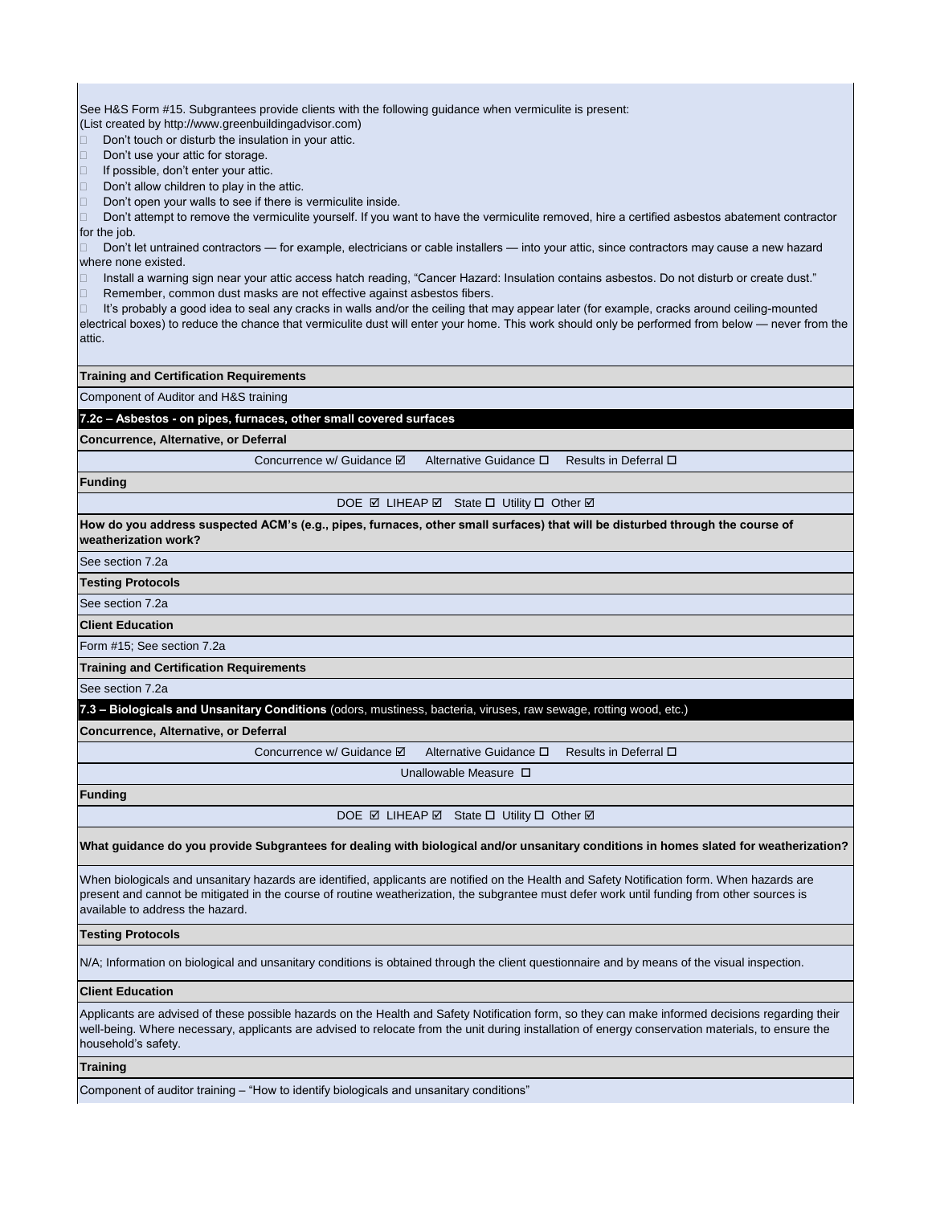See H&S Form #15. Subgrantees provide clients with the following guidance when vermiculite is present:
(List created by http://www.greenbuildingadvisor.com)

- Don't touch or disturb the insulation in your attic.
- Don't use your attic for storage.
- If possible, don't enter your attic.
- Don't allow children to play in the attic.
- Don't open your walls to see if there is vermiculite inside.
- Don't attempt to remove the vermiculite yourself. If you want to have the vermiculite removed, hire a certified asbestos abatement contractor for the job.
- Don't let untrained contractors — for example, electricians or cable installers — into your attic, since contractors may cause a new hazard where none existed.
- Install a warning sign near your attic access hatch reading, "Cancer Hazard: Insulation contains asbestos. Do not disturb or create dust."
- Remember, common dust masks are not effective against asbestos fibers.
- It's probably a good idea to seal any cracks in walls and/or the ceiling that may appear later (for example, cracks around ceiling-mounted electrical boxes) to reduce the chance that vermiculite dust will enter your home. This work should only be performed from below — never from the attic.

**Training and Certification Requirements**

Component of Auditor and H&S training

## 7.2c – Asbestos - on pipes, furnaces, other small covered surfaces

**Concurrence, Alternative, or Deferral**

Concurrence w/ Guidance ☑ Alternative Guidance ☐ Results in Deferral ☐

**Funding**

DOE ☑ LIHEAP ☑ State ☐ Utility ☐ Other ☑

**How do you address suspected ACM's (e.g., pipes, furnaces, other small surfaces) that will be disturbed through the course of weatherization work?**

See section 7.2a

**Testing Protocols**

See section 7.2a

**Client Education**

Form #15; See section 7.2a

**Training and Certification Requirements**

See section 7.2a

## 7.3 – Biologicals and Unsanitary Conditions (odors, mustiness, bacteria, viruses, raw sewage, rotting wood, etc.)

**Concurrence, Alternative, or Deferral**

Concurrence w/ Guidance ☑ Alternative Guidance ☐ Results in Deferral ☐

Unallowable Measure ☐

**Funding**

DOE ☑ LIHEAP ☑ State ☐ Utility ☐ Other ☑

**What guidance do you provide Subgrantees for dealing with biological and/or unsanitary conditions in homes slated for weatherization?**

When biologicals and unsanitary hazards are identified, applicants are notified on the Health and Safety Notification form. When hazards are present and cannot be mitigated in the course of routine weatherization, the subgrantee must defer work until funding from other sources is available to address the hazard.

**Testing Protocols**

N/A; Information on biological and unsanitary conditions is obtained through the client questionnaire and by means of the visual inspection.

**Client Education**

Applicants are advised of these possible hazards on the Health and Safety Notification form, so they can make informed decisions regarding their well-being. Where necessary, applicants are advised to relocate from the unit during installation of energy conservation materials, to ensure the household's safety.

**Training**

Component of auditor training – "How to identify biologicals and unsanitary conditions"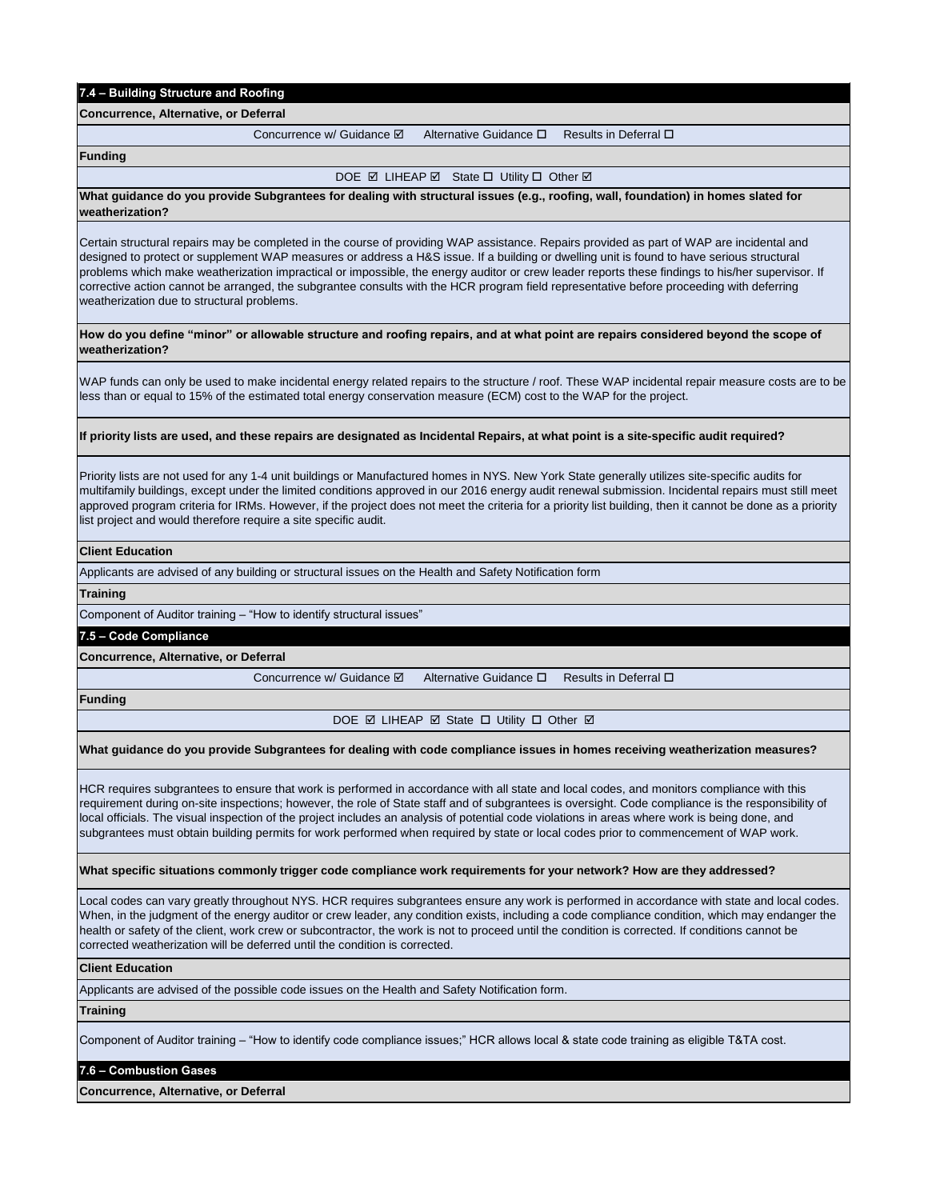## 7.4 – Building Structure and Roofing

**Concurrence, Alternative, or Deferral**

Concurrence w/ Guidance ☑ Alternative Guidance ☐ Results in Deferral ☐

**Funding**

DOE ☑ LIHEAP ☑ State ☐ Utility ☐ Other ☑

**What guidance do you provide Subgrantees for dealing with structural issues (e.g., roofing, wall, foundation) in homes slated for weatherization?**

Certain structural repairs may be completed in the course of providing WAP assistance. Repairs provided as part of WAP are incidental and designed to protect or supplement WAP measures or address a H&S issue. If a building or dwelling unit is found to have serious structural problems which make weatherization impractical or impossible, the energy auditor or crew leader reports these findings to his/her supervisor. If corrective action cannot be arranged, the subgrantee consults with the HCR program field representative before proceeding with deferring weatherization due to structural problems.

**How do you define "minor" or allowable structure and roofing repairs, and at what point are repairs considered beyond the scope of weatherization?**

WAP funds can only be used to make incidental energy related repairs to the structure / roof. These WAP incidental repair measure costs are to be less than or equal to 15% of the estimated total energy conservation measure (ECM) cost to the WAP for the project.

**If priority lists are used, and these repairs are designated as Incidental Repairs, at what point is a site-specific audit required?**

Priority lists are not used for any 1-4 unit buildings or Manufactured homes in NYS. New York State generally utilizes site-specific audits for multifamily buildings, except under the limited conditions approved in our 2016 energy audit renewal submission. Incidental repairs must still meet approved program criteria for IRMs. However, if the project does not meet the criteria for a priority list building, then it cannot be done as a priority list project and would therefore require a site specific audit.

**Client Education**

Applicants are advised of any building or structural issues on the Health and Safety Notification form

**Training**

Component of Auditor training – "How to identify structural issues"

## 7.5 – Code Compliance

**Concurrence, Alternative, or Deferral**

Concurrence w/ Guidance ☑ Alternative Guidance ☐ Results in Deferral ☐

**Funding**

DOE ☑ LIHEAP ☑ State ☐ Utility ☐ Other ☑

**What guidance do you provide Subgrantees for dealing with code compliance issues in homes receiving weatherization measures?**

HCR requires subgrantees to ensure that work is performed in accordance with all state and local codes, and monitors compliance with this requirement during on-site inspections; however, the role of State staff and of subgrantees is oversight. Code compliance is the responsibility of local officials. The visual inspection of the project includes an analysis of potential code violations in areas where work is being done, and subgrantees must obtain building permits for work performed when required by state or local codes prior to commencement of WAP work.

**What specific situations commonly trigger code compliance work requirements for your network? How are they addressed?**

Local codes can vary greatly throughout NYS. HCR requires subgrantees ensure any work is performed in accordance with state and local codes. When, in the judgment of the energy auditor or crew leader, any condition exists, including a code compliance condition, which may endanger the health or safety of the client, work crew or subcontractor, the work is not to proceed until the condition is corrected. If conditions cannot be corrected weatherization will be deferred until the condition is corrected.

**Client Education**

Applicants are advised of the possible code issues on the Health and Safety Notification form.

**Training**

Component of Auditor training – "How to identify code compliance issues;" HCR allows local & state code training as eligible T&TA cost.

## 7.6 – Combustion Gases

**Concurrence, Alternative, or Deferral**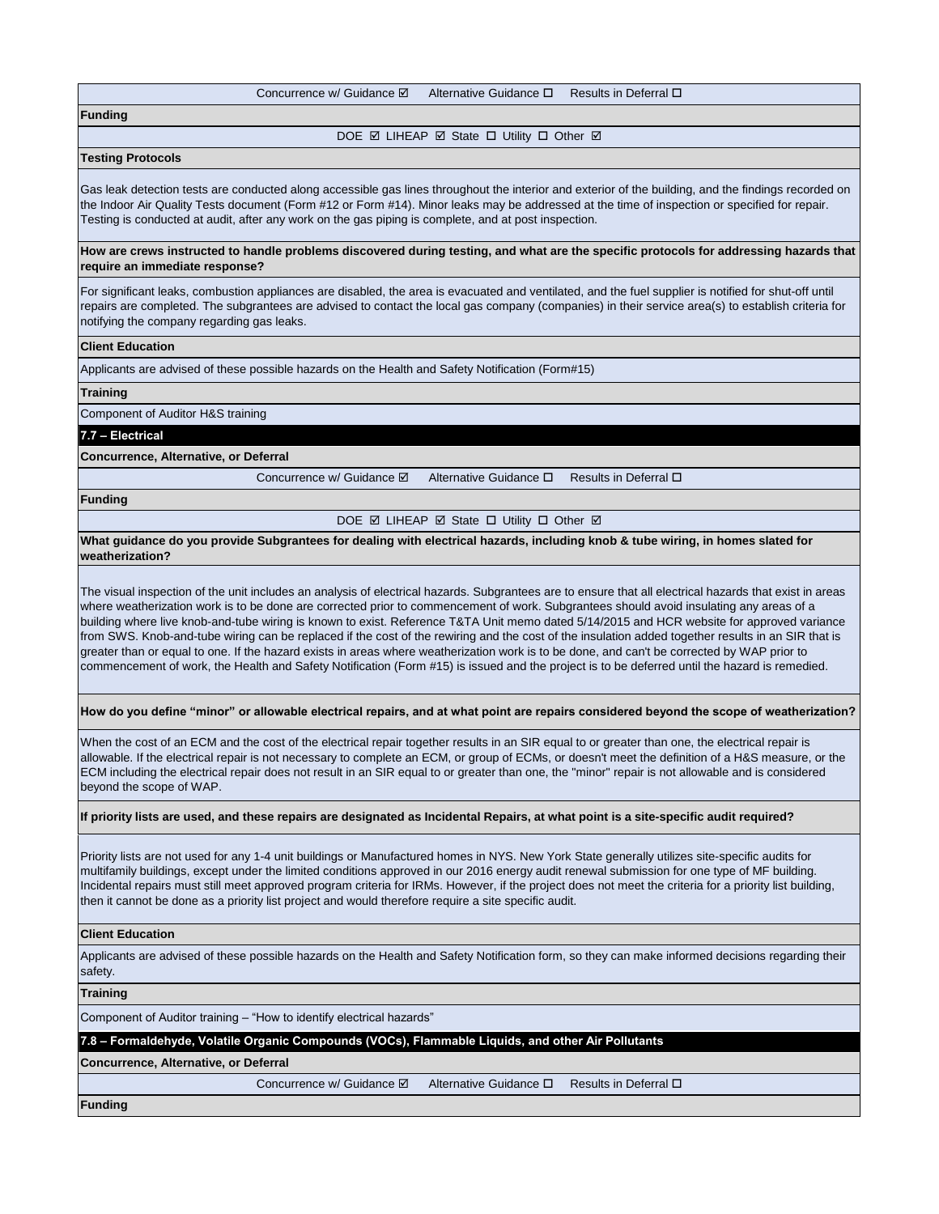Concurrence w/ Guidance ☑ Alternative Guidance ☐ Results in Deferral ☐

**Funding**

DOE ☑ LIHEAP ☑ State ☐ Utility ☐ Other ☑

**Testing Protocols**

Gas leak detection tests are conducted along accessible gas lines throughout the interior and exterior of the building, and the findings recorded on the Indoor Air Quality Tests document (Form #12 or Form #14). Minor leaks may be addressed at the time of inspection or specified for repair. Testing is conducted at audit, after any work on the gas piping is complete, and at post inspection.

**How are crews instructed to handle problems discovered during testing, and what are the specific protocols for addressing hazards that require an immediate response?**

For significant leaks, combustion appliances are disabled, the area is evacuated and ventilated, and the fuel supplier is notified for shut-off until repairs are completed. The subgrantees are advised to contact the local gas company (companies) in their service area(s) to establish criteria for notifying the company regarding gas leaks.

**Client Education**

Applicants are advised of these possible hazards on the Health and Safety Notification (Form#15)

**Training**

Component of Auditor H&S training

## 7.7 – Electrical

**Concurrence, Alternative, or Deferral**

Concurrence w/ Guidance ☑ Alternative Guidance ☐ Results in Deferral ☐

**Funding**

DOE ☑ LIHEAP ☑ State ☐ Utility ☐ Other ☑

**What guidance do you provide Subgrantees for dealing with electrical hazards, including knob & tube wiring, in homes slated for weatherization?**

The visual inspection of the unit includes an analysis of electrical hazards. Subgrantees are to ensure that all electrical hazards that exist in areas where weatherization work is to be done are corrected prior to commencement of work. Subgrantees should avoid insulating any areas of a building where live knob-and-tube wiring is known to exist. Reference T&TA Unit memo dated 5/14/2015 and HCR website for approved variance from SWS. Knob-and-tube wiring can be replaced if the cost of the rewiring and the cost of the insulation added together results in an SIR that is greater than or equal to one. If the hazard exists in areas where weatherization work is to be done, and can't be corrected by WAP prior to commencement of work, the Health and Safety Notification (Form #15) is issued and the project is to be deferred until the hazard is remedied.

**How do you define "minor" or allowable electrical repairs, and at what point are repairs considered beyond the scope of weatherization?**

When the cost of an ECM and the cost of the electrical repair together results in an SIR equal to or greater than one, the electrical repair is allowable. If the electrical repair is not necessary to complete an ECM, or group of ECMs, or doesn't meet the definition of a H&S measure, or the ECM including the electrical repair does not result in an SIR equal to or greater than one, the "minor" repair is not allowable and is considered beyond the scope of WAP.

**If priority lists are used, and these repairs are designated as Incidental Repairs, at what point is a site-specific audit required?**

Priority lists are not used for any 1-4 unit buildings or Manufactured homes in NYS. New York State generally utilizes site-specific audits for multifamily buildings, except under the limited conditions approved in our 2016 energy audit renewal submission for one type of MF building. Incidental repairs must still meet approved program criteria for IRMs. However, if the project does not meet the criteria for a priority list building, then it cannot be done as a priority list project and would therefore require a site specific audit.

**Client Education**

Applicants are advised of these possible hazards on the Health and Safety Notification form, so they can make informed decisions regarding their safety.

**Training**

Component of Auditor training – "How to identify electrical hazards"

## 7.8 – Formaldehyde, Volatile Organic Compounds (VOCs), Flammable Liquids, and other Air Pollutants

**Concurrence, Alternative, or Deferral**

Concurrence w/ Guidance ☑ Alternative Guidance ☐ Results in Deferral ☐

**Funding**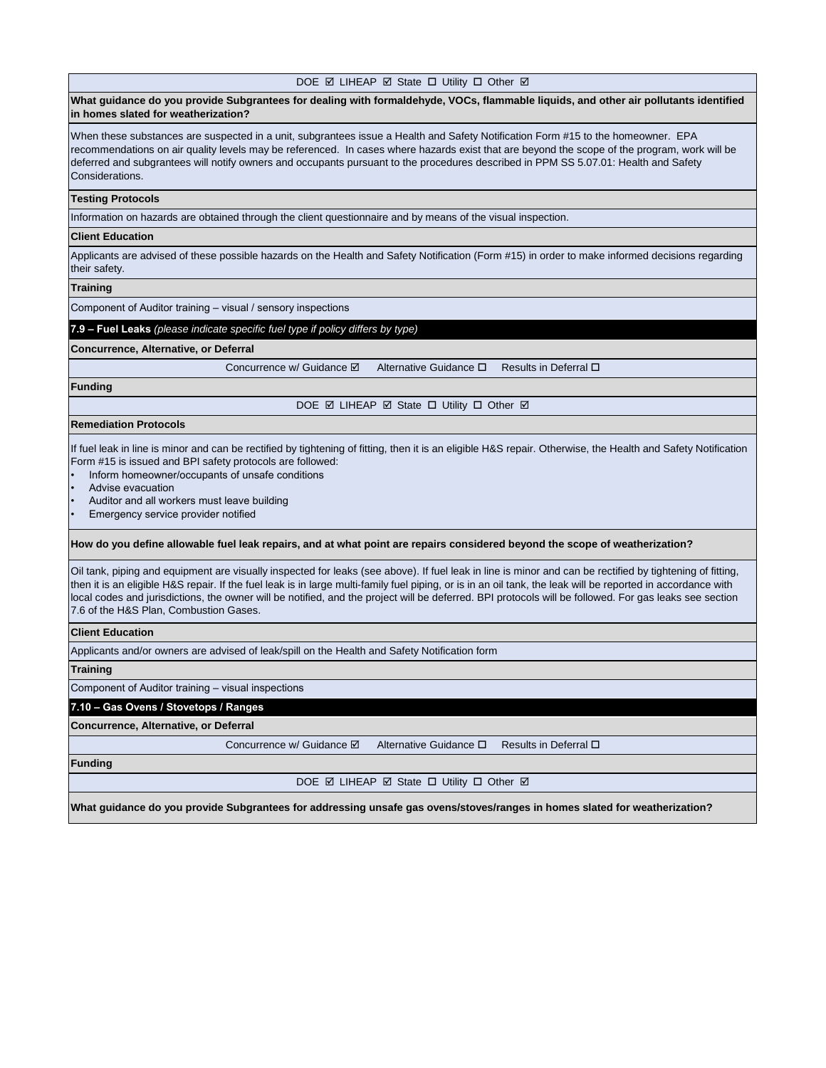DOE ☑ LIHEAP ☑ State ☐ Utility ☐ Other ☑

**What guidance do you provide Subgrantees for dealing with formaldehyde, VOCs, flammable liquids, and other air pollutants identified in homes slated for weatherization?**

When these substances are suspected in a unit, subgrantees issue a Health and Safety Notification Form #15 to the homeowner. EPA recommendations on air quality levels may be referenced. In cases where hazards exist that are beyond the scope of the program, work will be deferred and subgrantees will notify owners and occupants pursuant to the procedures described in PPM SS 5.07.01: Health and Safety Considerations.

**Testing Protocols**

Information on hazards are obtained through the client questionnaire and by means of the visual inspection.

**Client Education**

Applicants are advised of these possible hazards on the Health and Safety Notification (Form #15) in order to make informed decisions regarding their safety.

**Training**

Component of Auditor training – visual / sensory inspections

## 7.9 – Fuel Leaks *(please indicate specific fuel type if policy differs by type)*

**Concurrence, Alternative, or Deferral**

Concurrence w/ Guidance ☑ Alternative Guidance ☐ Results in Deferral ☐

**Funding**

DOE ☑ LIHEAP ☑ State ☐ Utility ☐ Other ☑

**Remediation Protocols**

If fuel leak in line is minor and can be rectified by tightening of fitting, then it is an eligible H&S repair. Otherwise, the Health and Safety Notification Form #15 is issued and BPI safety protocols are followed:

- Inform homeowner/occupants of unsafe conditions
- Advise evacuation
- Auditor and all workers must leave building
- Emergency service provider notified

**How do you define allowable fuel leak repairs, and at what point are repairs considered beyond the scope of weatherization?**

Oil tank, piping and equipment are visually inspected for leaks (see above). If fuel leak in line is minor and can be rectified by tightening of fitting, then it is an eligible H&S repair. If the fuel leak is in large multi-family fuel piping, or is in an oil tank, the leak will be reported in accordance with local codes and jurisdictions, the owner will be notified, and the project will be deferred. BPI protocols will be followed. For gas leaks see section 7.6 of the H&S Plan, Combustion Gases.

**Client Education**

Applicants and/or owners are advised of leak/spill on the Health and Safety Notification form

**Training**

Component of Auditor training – visual inspections

## 7.10 – Gas Ovens / Stovetops / Ranges

**Concurrence, Alternative, or Deferral**

Concurrence w/ Guidance ☑ Alternative Guidance ☐ Results in Deferral ☐

**Funding**

DOE ☑ LIHEAP ☑ State ☐ Utility ☐ Other ☑

**What guidance do you provide Subgrantees for addressing unsafe gas ovens/stoves/ranges in homes slated for weatherization?**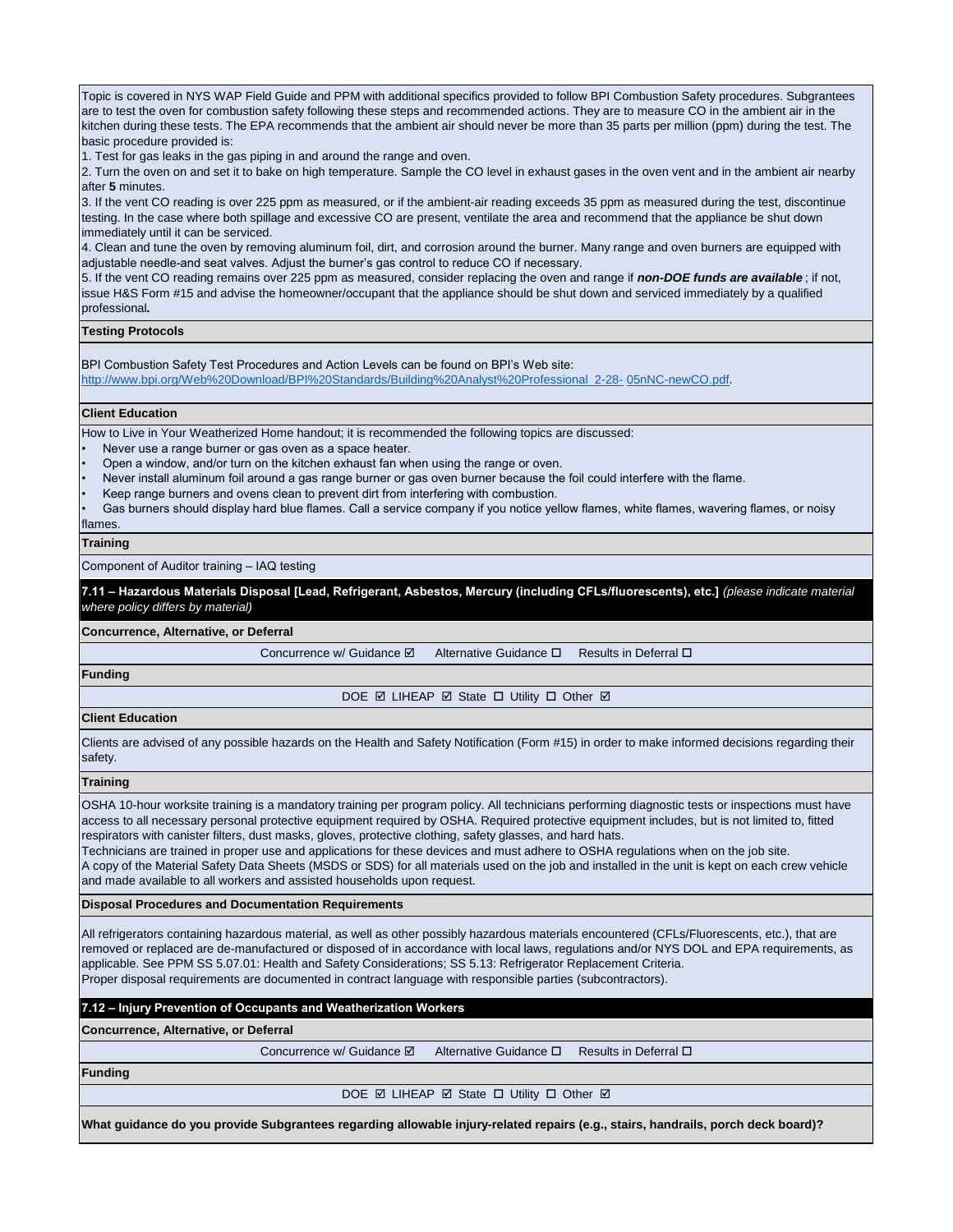Topic is covered in NYS WAP Field Guide and PPM with additional specifics provided to follow BPI Combustion Safety procedures. Subgrantees are to test the oven for combustion safety following these steps and recommended actions. They are to measure CO in the ambient air in the kitchen during these tests. The EPA recommends that the ambient air should never be more than 35 parts per million (ppm) during the test. The basic procedure provided is:

1. Test for gas leaks in the gas piping in and around the range and oven.
2. Turn the oven on and set it to bake on high temperature. Sample the CO level in exhaust gases in the oven vent and in the ambient air nearby after **5** minutes.
3. If the vent CO reading is over 225 ppm as measured, or if the ambient-air reading exceeds 35 ppm as measured during the test, discontinue testing. In the case where both spillage and excessive CO are present, ventilate the area and recommend that the appliance be shut down immediately until it can be serviced.
4. Clean and tune the oven by removing aluminum foil, dirt, and corrosion around the burner. Many range and oven burners are equipped with adjustable needle-and seat valves. Adjust the burner's gas control to reduce CO if necessary.
5. If the vent CO reading remains over 225 ppm as measured, consider replacing the oven and range if ***non-DOE funds are available***; if not, issue H&S Form #15 and advise the homeowner/occupant that the appliance should be shut down and serviced immediately by a qualified professional*.*

**Testing Protocols**

BPI Combustion Safety Test Procedures and Action Levels can be found on BPI's Web site:
http://www.bpi.org/Web%20Download/BPI%20Standards/Building%20Analyst%20Professional_2-28- 05nNC-newCO.pdf.

**Client Education**

How to Live in Your Weatherized Home handout; it is recommended the following topics are discussed:

- Never use a range burner or gas oven as a space heater.
- Open a window, and/or turn on the kitchen exhaust fan when using the range or oven.
- Never install aluminum foil around a gas range burner or gas oven burner because the foil could interfere with the flame.
- Keep range burners and ovens clean to prevent dirt from interfering with combustion.
- Gas burners should display hard blue flames. Call a service company if you notice yellow flames, white flames, wavering flames, or noisy flames.

**Training**

Component of Auditor training – IAQ testing

## 7.11 – Hazardous Materials Disposal [Lead, Refrigerant, Asbestos, Mercury (including CFLs/fluorescents), etc.] *(please indicate material where policy differs by material)*

**Concurrence, Alternative, or Deferral**

Concurrence w/ Guidance ☑ Alternative Guidance ☐ Results in Deferral ☐

**Funding**

DOE ☑ LIHEAP ☑ State ☐ Utility ☐ Other ☑

**Client Education**

Clients are advised of any possible hazards on the Health and Safety Notification (Form #15) in order to make informed decisions regarding their safety.

**Training**

OSHA 10-hour worksite training is a mandatory training per program policy. All technicians performing diagnostic tests or inspections must have access to all necessary personal protective equipment required by OSHA. Required protective equipment includes, but is not limited to, fitted respirators with canister filters, dust masks, gloves, protective clothing, safety glasses, and hard hats.
Technicians are trained in proper use and applications for these devices and must adhere to OSHA regulations when on the job site.
A copy of the Material Safety Data Sheets (MSDS or SDS) for all materials used on the job and installed in the unit is kept on each crew vehicle and made available to all workers and assisted households upon request.

**Disposal Procedures and Documentation Requirements**

All refrigerators containing hazardous material, as well as other possibly hazardous materials encountered (CFLs/Fluorescents, etc.), that are removed or replaced are de-manufactured or disposed of in accordance with local laws, regulations and/or NYS DOL and EPA requirements, as applicable. See PPM SS 5.07.01: Health and Safety Considerations; SS 5.13: Refrigerator Replacement Criteria.
Proper disposal requirements are documented in contract language with responsible parties (subcontractors).

## 7.12 – Injury Prevention of Occupants and Weatherization Workers

**Concurrence, Alternative, or Deferral**

Concurrence w/ Guidance ☑ Alternative Guidance ☐ Results in Deferral ☐

**Funding**

DOE ☑ LIHEAP ☑ State ☐ Utility ☐ Other ☑

**What guidance do you provide Subgrantees regarding allowable injury-related repairs (e.g., stairs, handrails, porch deck board)?**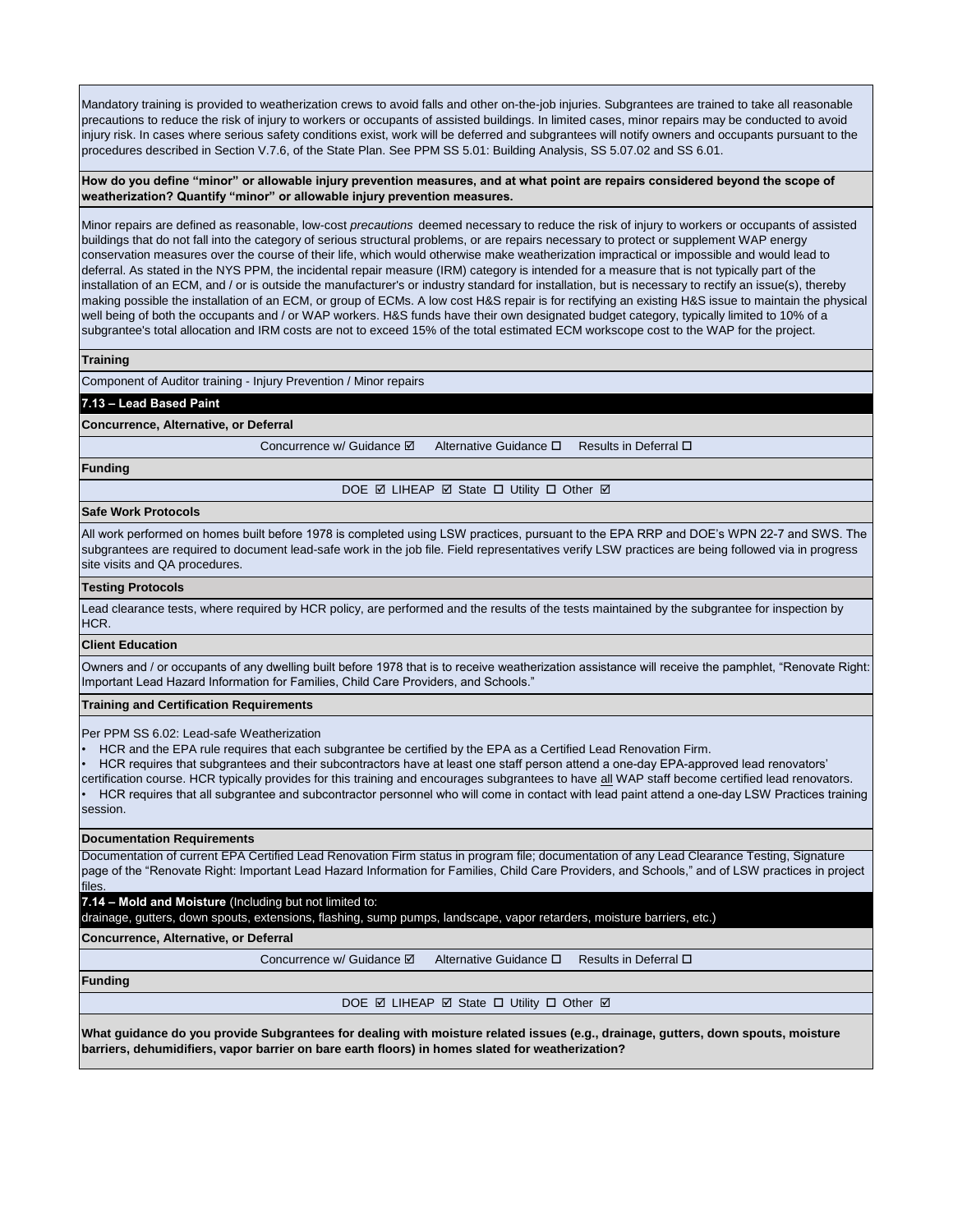Mandatory training is provided to weatherization crews to avoid falls and other on-the-job injuries. Subgrantees are trained to take all reasonable precautions to reduce the risk of injury to workers or occupants of assisted buildings. In limited cases, minor repairs may be conducted to avoid injury risk. In cases where serious safety conditions exist, work will be deferred and subgrantees will notify owners and occupants pursuant to the procedures described in Section V.7.6, of the State Plan. See PPM SS 5.01: Building Analysis, SS 5.07.02 and SS 6.01.

**How do you define "minor" or allowable injury prevention measures, and at what point are repairs considered beyond the scope of weatherization? Quantify "minor" or allowable injury prevention measures.**

Minor repairs are defined as reasonable, low-cost *precautions* deemed necessary to reduce the risk of injury to workers or occupants of assisted buildings that do not fall into the category of serious structural problems, or are repairs necessary to protect or supplement WAP energy conservation measures over the course of their life, which would otherwise make weatherization impractical or impossible and would lead to deferral. As stated in the NYS PPM, the incidental repair measure (IRM) category is intended for a measure that is not typically part of the installation of an ECM, and / or is outside the manufacturer's or industry standard for installation, but is necessary to rectify an issue(s), thereby making possible the installation of an ECM, or group of ECMs. A low cost H&S repair is for rectifying an existing H&S issue to maintain the physical well being of both the occupants and / or WAP workers. H&S funds have their own designated budget category, typically limited to 10% of a subgrantee's total allocation and IRM costs are not to exceed 15% of the total estimated ECM workscope cost to the WAP for the project.

**Training**

Component of Auditor training - Injury Prevention / Minor repairs

## 7.13 – Lead Based Paint

**Concurrence, Alternative, or Deferral**

Concurrence w/ Guidance ☑ Alternative Guidance ☐ Results in Deferral ☐

**Funding**

DOE ☑ LIHEAP ☑ State ☐ Utility ☐ Other ☑

**Safe Work Protocols**

All work performed on homes built before 1978 is completed using LSW practices, pursuant to the EPA RRP and DOE's WPN 22-7 and SWS. The subgrantees are required to document lead-safe work in the job file. Field representatives verify LSW practices are being followed via in progress site visits and QA procedures.

**Testing Protocols**

Lead clearance tests, where required by HCR policy, are performed and the results of the tests maintained by the subgrantee for inspection by HCR.

**Client Education**

Owners and / or occupants of any dwelling built before 1978 that is to receive weatherization assistance will receive the pamphlet, "Renovate Right: Important Lead Hazard Information for Families, Child Care Providers, and Schools."

**Training and Certification Requirements**

Per PPM SS 6.02: Lead-safe Weatherization

- HCR and the EPA rule requires that each subgrantee be certified by the EPA as a Certified Lead Renovation Firm.
- HCR requires that subgrantees and their subcontractors have at least one staff person attend a one-day EPA-approved lead renovators' certification course. HCR typically provides for this training and encourages subgrantees to have all WAP staff become certified lead renovators.
- HCR requires that all subgrantee and subcontractor personnel who will come in contact with lead paint attend a one-day LSW Practices training session.

**Documentation Requirements**

Documentation of current EPA Certified Lead Renovation Firm status in program file; documentation of any Lead Clearance Testing, Signature page of the "Renovate Right: Important Lead Hazard Information for Families, Child Care Providers, and Schools," and of LSW practices in project files.

## 7.14 – Mold and Moisture (Including but not limited to: drainage, gutters, down spouts, extensions, flashing, sump pumps, landscape, vapor retarders, moisture barriers, etc.)

**Concurrence, Alternative, or Deferral**

Concurrence w/ Guidance ☑ Alternative Guidance ☐ Results in Deferral ☐

**Funding**

DOE ☑ LIHEAP ☑ State ☐ Utility ☐ Other ☑

**What guidance do you provide Subgrantees for dealing with moisture related issues (e.g., drainage, gutters, down spouts, moisture barriers, dehumidifiers, vapor barrier on bare earth floors) in homes slated for weatherization?**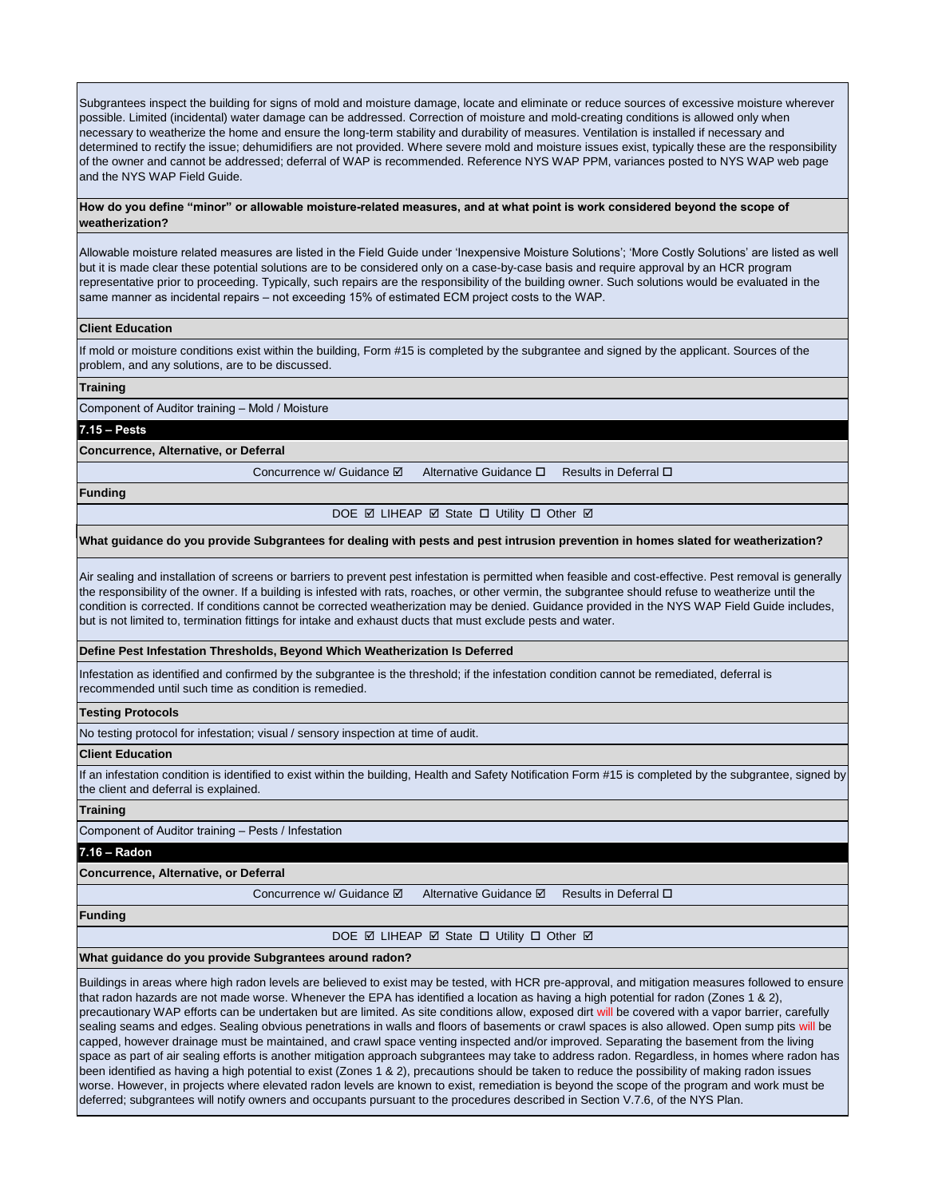Subgrantees inspect the building for signs of mold and moisture damage, locate and eliminate or reduce sources of excessive moisture wherever possible. Limited (incidental) water damage can be addressed. Correction of moisture and mold-creating conditions is allowed only when necessary to weatherize the home and ensure the long-term stability and durability of measures. Ventilation is installed if necessary and determined to rectify the issue; dehumidifiers are not provided. Where severe mold and moisture issues exist, typically these are the responsibility of the owner and cannot be addressed; deferral of WAP is recommended. Reference NYS WAP PPM, variances posted to NYS WAP web page and the NYS WAP Field Guide.

**How do you define "minor" or allowable moisture-related measures, and at what point is work considered beyond the scope of weatherization?**

Allowable moisture related measures are listed in the Field Guide under 'Inexpensive Moisture Solutions'; 'More Costly Solutions' are listed as well but it is made clear these potential solutions are to be considered only on a case-by-case basis and require approval by an HCR program representative prior to proceeding. Typically, such repairs are the responsibility of the building owner. Such solutions would be evaluated in the same manner as incidental repairs – not exceeding 15% of estimated ECM project costs to the WAP.

**Client Education**

If mold or moisture conditions exist within the building, Form #15 is completed by the subgrantee and signed by the applicant. Sources of the problem, and any solutions, are to be discussed.

**Training**

Component of Auditor training – Mold / Moisture

## 7.15 – Pests

**Concurrence, Alternative, or Deferral**

Concurrence w/ Guidance ☑ Alternative Guidance ☐ Results in Deferral ☐

**Funding**

DOE ☑ LIHEAP ☑ State ☐ Utility ☐ Other ☑

**What guidance do you provide Subgrantees for dealing with pests and pest intrusion prevention in homes slated for weatherization?**

Air sealing and installation of screens or barriers to prevent pest infestation is permitted when feasible and cost-effective. Pest removal is generally the responsibility of the owner. If a building is infested with rats, roaches, or other vermin, the subgrantee should refuse to weatherize until the condition is corrected. If conditions cannot be corrected weatherization may be denied. Guidance provided in the NYS WAP Field Guide includes, but is not limited to, termination fittings for intake and exhaust ducts that must exclude pests and water.

**Define Pest Infestation Thresholds, Beyond Which Weatherization Is Deferred**

Infestation as identified and confirmed by the subgrantee is the threshold; if the infestation condition cannot be remediated, deferral is recommended until such time as condition is remedied.

**Testing Protocols**

No testing protocol for infestation; visual / sensory inspection at time of audit.

**Client Education**

If an infestation condition is identified to exist within the building, Health and Safety Notification Form #15 is completed by the subgrantee, signed by the client and deferral is explained.

**Training**

Component of Auditor training – Pests / Infestation

## 7.16 – Radon

**Concurrence, Alternative, or Deferral**

Concurrence w/ Guidance ☑ Alternative Guidance ☑ Results in Deferral ☐

**Funding**

DOE ☑ LIHEAP ☑ State ☐ Utility ☐ Other ☑

**What guidance do you provide Subgrantees around radon?**

Buildings in areas where high radon levels are believed to exist may be tested, with HCR pre-approval, and mitigation measures followed to ensure that radon hazards are not made worse. Whenever the EPA has identified a location as having a high potential for radon (Zones 1 & 2), precautionary WAP efforts can be undertaken but are limited. As site conditions allow, exposed dirt will be covered with a vapor barrier, carefully sealing seams and edges. Sealing obvious penetrations in walls and floors of basements or crawl spaces is also allowed. Open sump pits will be capped, however drainage must be maintained, and crawl space venting inspected and/or improved. Separating the basement from the living space as part of air sealing efforts is another mitigation approach subgrantees may take to address radon. Regardless, in homes where radon has been identified as having a high potential to exist (Zones 1 & 2), precautions should be taken to reduce the possibility of making radon issues worse. However, in projects where elevated radon levels are known to exist, remediation is beyond the scope of the program and work must be deferred; subgrantees will notify owners and occupants pursuant to the procedures described in Section V.7.6, of the NYS Plan.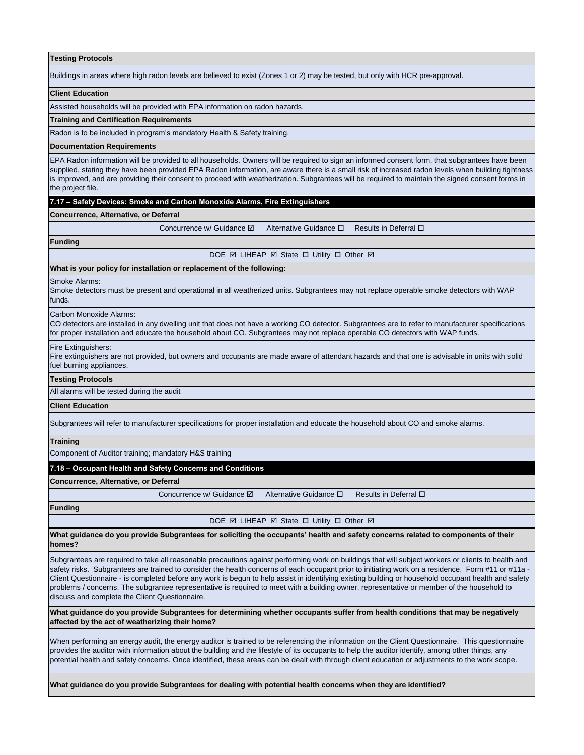**Testing Protocols**

Buildings in areas where high radon levels are believed to exist (Zones 1 or 2) may be tested, but only with HCR pre-approval.

**Client Education**

Assisted households will be provided with EPA information on radon hazards.

**Training and Certification Requirements**

Radon is to be included in program's mandatory Health & Safety training.

**Documentation Requirements**

EPA Radon information will be provided to all households. Owners will be required to sign an informed consent form, that subgrantees have been supplied, stating they have been provided EPA Radon information, are aware there is a small risk of increased radon levels when building tightness is improved, and are providing their consent to proceed with weatherization. Subgrantees will be required to maintain the signed consent forms in the project file.

## 7.17 – Safety Devices: Smoke and Carbon Monoxide Alarms, Fire Extinguishers

**Concurrence, Alternative, or Deferral**

Concurrence w/ Guidance ☑ Alternative Guidance ☐ Results in Deferral ☐

**Funding**

DOE ☑ LIHEAP ☑ State ☐ Utility ☐ Other ☑

**What is your policy for installation or replacement of the following:**

Smoke Alarms:
Smoke detectors must be present and operational in all weatherized units. Subgrantees may not replace operable smoke detectors with WAP funds.

Carbon Monoxide Alarms:
CO detectors are installed in any dwelling unit that does not have a working CO detector. Subgrantees are to refer to manufacturer specifications for proper installation and educate the household about CO. Subgrantees may not replace operable CO detectors with WAP funds.

Fire Extinguishers:
Fire extinguishers are not provided, but owners and occupants are made aware of attendant hazards and that one is advisable in units with solid fuel burning appliances.

**Testing Protocols**

All alarms will be tested during the audit

**Client Education**

Subgrantees will refer to manufacturer specifications for proper installation and educate the household about CO and smoke alarms.

**Training**

Component of Auditor training; mandatory H&S training

## 7.18 – Occupant Health and Safety Concerns and Conditions

**Concurrence, Alternative, or Deferral**

Concurrence w/ Guidance ☑ Alternative Guidance ☐ Results in Deferral ☐

**Funding**

DOE ☑ LIHEAP ☑ State ☐ Utility ☐ Other ☑

**What guidance do you provide Subgrantees for soliciting the occupants' health and safety concerns related to components of their homes?**

Subgrantees are required to take all reasonable precautions against performing work on buildings that will subject workers or clients to health and safety risks. Subgrantees are trained to consider the health concerns of each occupant prior to initiating work on a residence. Form #11 or #11a - Client Questionnaire - is completed before any work is begun to help assist in identifying existing building or household occupant health and safety problems / concerns. The subgrantee representative is required to meet with a building owner, representative or member of the household to discuss and complete the Client Questionnaire.

**What guidance do you provide Subgrantees for determining whether occupants suffer from health conditions that may be negatively affected by the act of weatherizing their home?**

When performing an energy audit, the energy auditor is trained to be referencing the information on the Client Questionnaire. This questionnaire provides the auditor with information about the building and the lifestyle of its occupants to help the auditor identify, among other things, any potential health and safety concerns. Once identified, these areas can be dealt with through client education or adjustments to the work scope.

**What guidance do you provide Subgrantees for dealing with potential health concerns when they are identified?**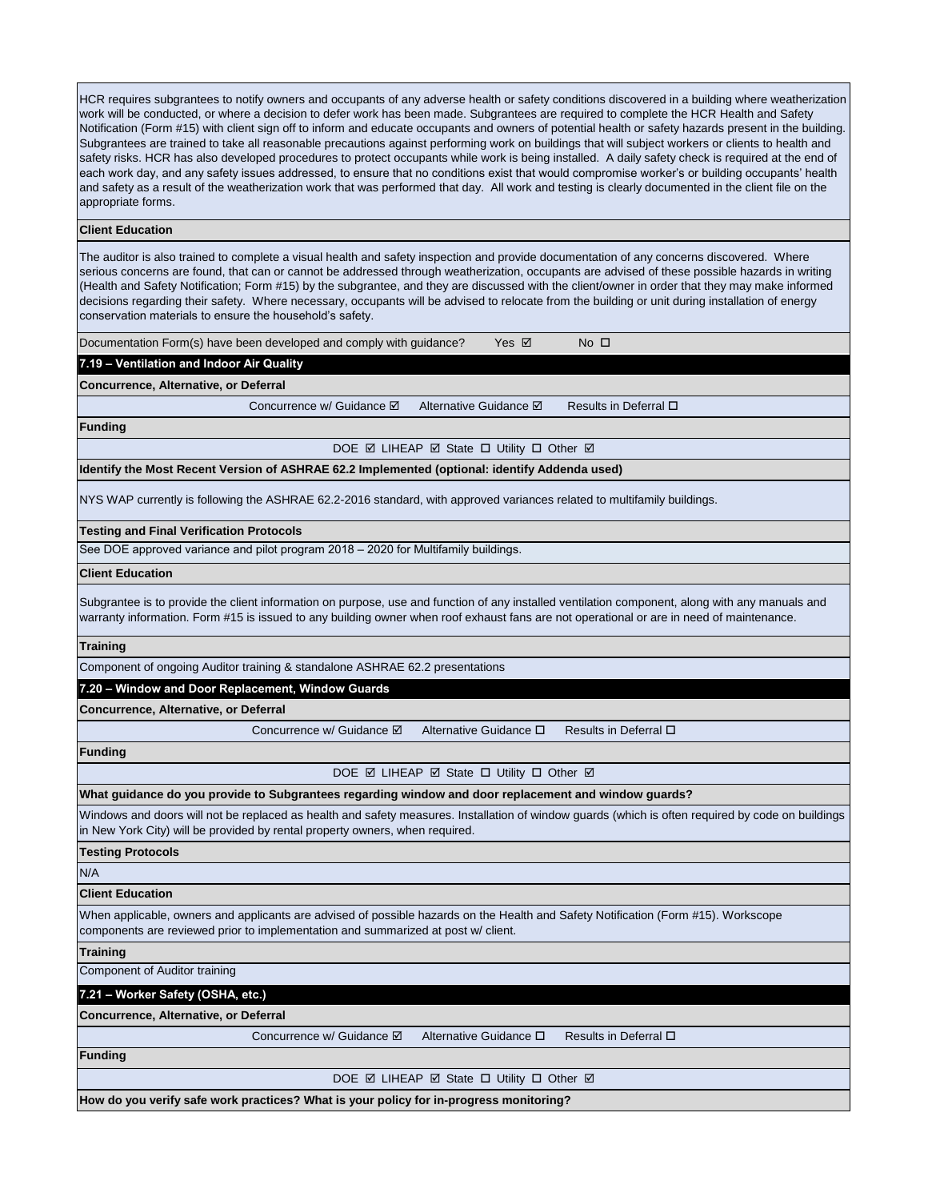HCR requires subgrantees to notify owners and occupants of any adverse health or safety conditions discovered in a building where weatherization work will be conducted, or where a decision to defer work has been made. Subgrantees are required to complete the HCR Health and Safety Notification (Form #15) with client sign off to inform and educate occupants and owners of potential health or safety hazards present in the building. Subgrantees are trained to take all reasonable precautions against performing work on buildings that will subject workers or clients to health and safety risks. HCR has also developed procedures to protect occupants while work is being installed. A daily safety check is required at the end of each work day, and any safety issues addressed, to ensure that no conditions exist that would compromise worker's or building occupants' health and safety as a result of the weatherization work that was performed that day. All work and testing is clearly documented in the client file on the appropriate forms.

**Client Education**

The auditor is also trained to complete a visual health and safety inspection and provide documentation of any concerns discovered. Where serious concerns are found, that can or cannot be addressed through weatherization, occupants are advised of these possible hazards in writing (Health and Safety Notification; Form #15) by the subgrantee, and they are discussed with the client/owner in order that they may make informed decisions regarding their safety. Where necessary, occupants will be advised to relocate from the building or unit during installation of energy conservation materials to ensure the household's safety.

Documentation Form(s) have been developed and comply with guidance? Yes ☑ No ☐

## 7.19 – Ventilation and Indoor Air Quality

**Concurrence, Alternative, or Deferral**

Concurrence w/ Guidance ☑ Alternative Guidance ☑ Results in Deferral ☐

**Funding**

DOE ☑ LIHEAP ☑ State ☐ Utility ☐ Other ☑

**Identify the Most Recent Version of ASHRAE 62.2 Implemented (optional: identify Addenda used)**

NYS WAP currently is following the ASHRAE 62.2-2016 standard, with approved variances related to multifamily buildings.

**Testing and Final Verification Protocols**

See DOE approved variance and pilot program 2018 – 2020 for Multifamily buildings.

**Client Education**

Subgrantee is to provide the client information on purpose, use and function of any installed ventilation component, along with any manuals and warranty information. Form #15 is issued to any building owner when roof exhaust fans are not operational or are in need of maintenance.

**Training**

Component of ongoing Auditor training & standalone ASHRAE 62.2 presentations

## 7.20 – Window and Door Replacement, Window Guards

**Concurrence, Alternative, or Deferral**

Concurrence w/ Guidance ☑ Alternative Guidance ☐ Results in Deferral ☐

**Funding**

DOE ☑ LIHEAP ☑ State ☐ Utility ☐ Other ☑

**What guidance do you provide to Subgrantees regarding window and door replacement and window guards?**

Windows and doors will not be replaced as health and safety measures. Installation of window guards (which is often required by code on buildings in New York City) will be provided by rental property owners, when required.

**Testing Protocols**

N/A

**Client Education**

When applicable, owners and applicants are advised of possible hazards on the Health and Safety Notification (Form #15). Workscope components are reviewed prior to implementation and summarized at post w/ client.

**Training**

Component of Auditor training

## 7.21 – Worker Safety (OSHA, etc.)

**Concurrence, Alternative, or Deferral**

Concurrence w/ Guidance ☑ Alternative Guidance ☐ Results in Deferral ☐

**Funding**

DOE ☑ LIHEAP ☑ State ☐ Utility ☐ Other ☑

**How do you verify safe work practices? What is your policy for in-progress monitoring?**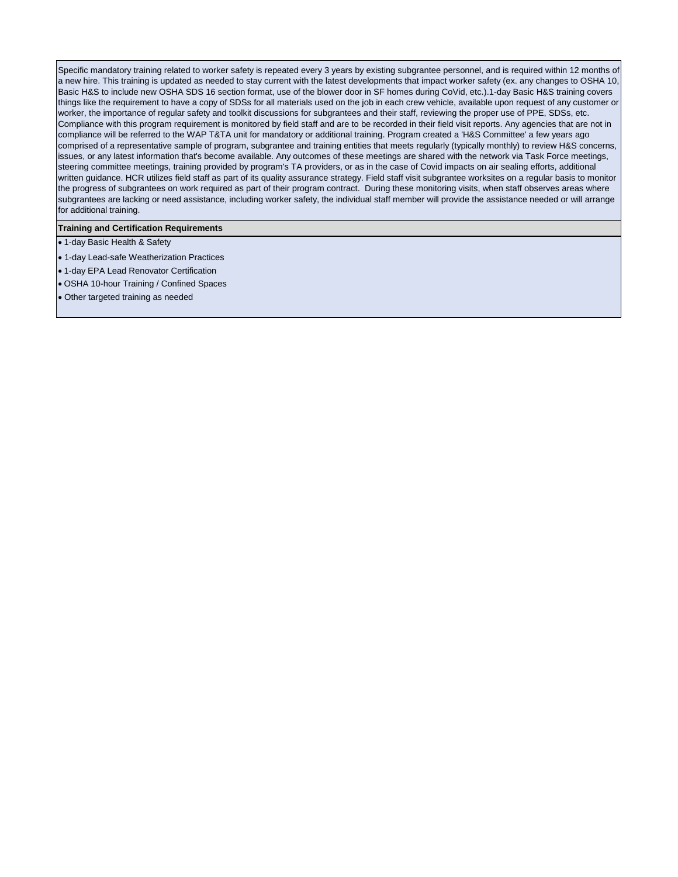Specific mandatory training related to worker safety is repeated every 3 years by existing subgrantee personnel, and is required within 12 months of a new hire. This training is updated as needed to stay current with the latest developments that impact worker safety (ex. any changes to OSHA 10, Basic H&S to include new OSHA SDS 16 section format, use of the blower door in SF homes during CoVid, etc.).1-day Basic H&S training covers things like the requirement to have a copy of SDSs for all materials used on the job in each crew vehicle, available upon request of any customer or worker, the importance of regular safety and toolkit discussions for subgrantees and their staff, reviewing the proper use of PPE, SDSs, etc. Compliance with this program requirement is monitored by field staff and are to be recorded in their field visit reports. Any agencies that are not in compliance will be referred to the WAP T&TA unit for mandatory or additional training. Program created a 'H&S Committee' a few years ago comprised of a representative sample of program, subgrantee and training entities that meets regularly (typically monthly) to review H&S concerns, issues, or any latest information that's become available. Any outcomes of these meetings are shared with the network via Task Force meetings, steering committee meetings, training provided by program's TA providers, or as in the case of Covid impacts on air sealing efforts, additional written guidance. HCR utilizes field staff as part of its quality assurance strategy. Field staff visit subgrantee worksites on a regular basis to monitor the progress of subgrantees on work required as part of their program contract. During these monitoring visits, when staff observes areas where subgrantees are lacking or need assistance, including worker safety, the individual staff member will provide the assistance needed or will arrange for additional training.

**Training and Certification Requirements**

- 1-day Basic Health & Safety
- 1-day Lead-safe Weatherization Practices
- 1-day EPA Lead Renovator Certification
- OSHA 10-hour Training / Confined Spaces
- Other targeted training as needed